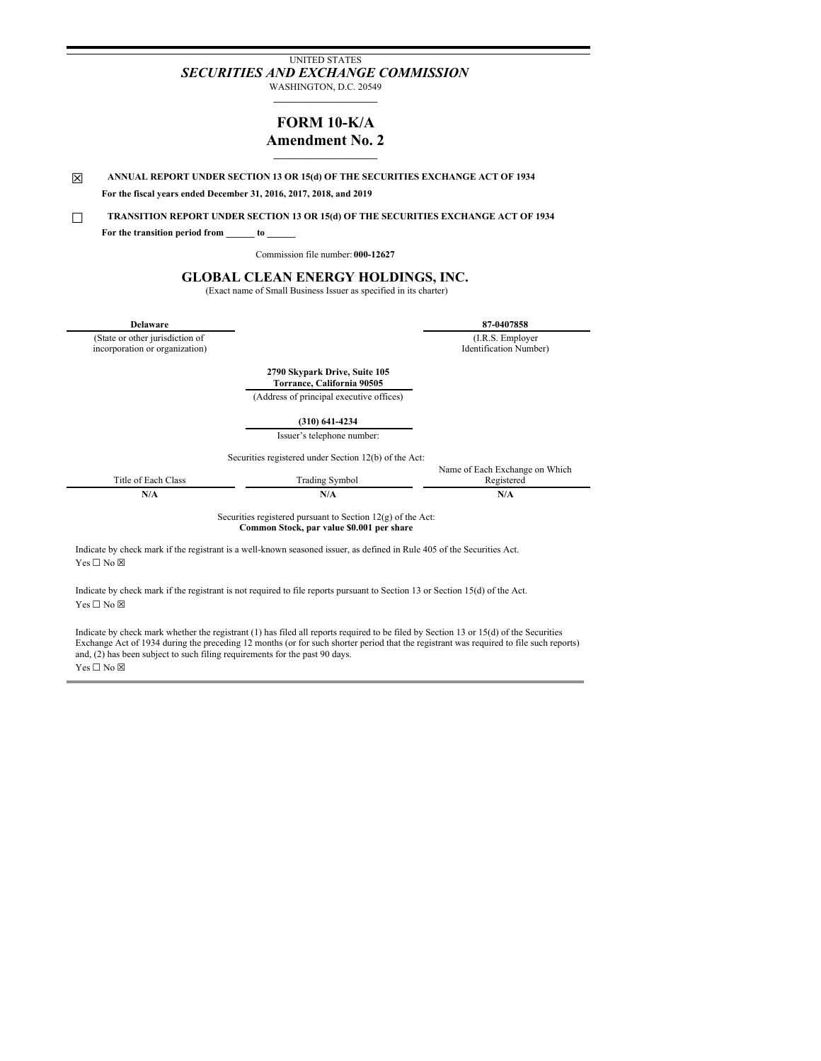UNITED STATES

*SECURITIES AND EXCHANGE COMMISSION*

WASHINGTON, D.C. 20549

# FORM 10-K/A
## Amendment No. 2

☒ **ANNUAL REPORT UNDER SECTION 13 OR 15(d) OF THE SECURITIES EXCHANGE ACT OF 1934**

**For the fiscal years ended December 31, 2016, 2017, 2018, and 2019**

☐ **TRANSITION REPORT UNDER SECTION 13 OR 15(d) OF THE SECURITIES EXCHANGE ACT OF 1934**

**For the transition period from ______ to ______**

Commission file number: **000-12627**

## GLOBAL CLEAN ENERGY HOLDINGS, INC.

(Exact name of Small Business Issuer as specified in its charter)

| **Delaware** | **87-0407858** |
|---|---|
| (State or other jurisdiction of incorporation or organization) | (I.R.S. Employer Identification Number) |

**2790 Skypark Drive, Suite 105**
**Torrance, California 90505**

(Address of principal executive offices)

**(310) 641-4234**

Issuer's telephone number:

Securities registered under Section 12(b) of the Act:

| Title of Each Class | Trading Symbol | Name of Each Exchange on Which Registered |
|---|---|---|
| **N/A** | **N/A** | **N/A** |

Securities registered pursuant to Section 12(g) of the Act:
**Common Stock, par value $0.001 per share**

Indicate by check mark if the registrant is a well-known seasoned issuer, as defined in Rule 405 of the Securities Act.
Yes ☐ No ☒

Indicate by check mark if the registrant is not required to file reports pursuant to Section 13 or Section 15(d) of the Act.
Yes ☐ No ☒

Indicate by check mark whether the registrant (1) has filed all reports required to be filed by Section 13 or 15(d) of the Securities Exchange Act of 1934 during the preceding 12 months (or for such shorter period that the registrant was required to file such reports) and, (2) has been subject to such filing requirements for the past 90 days.
Yes ☐ No ☒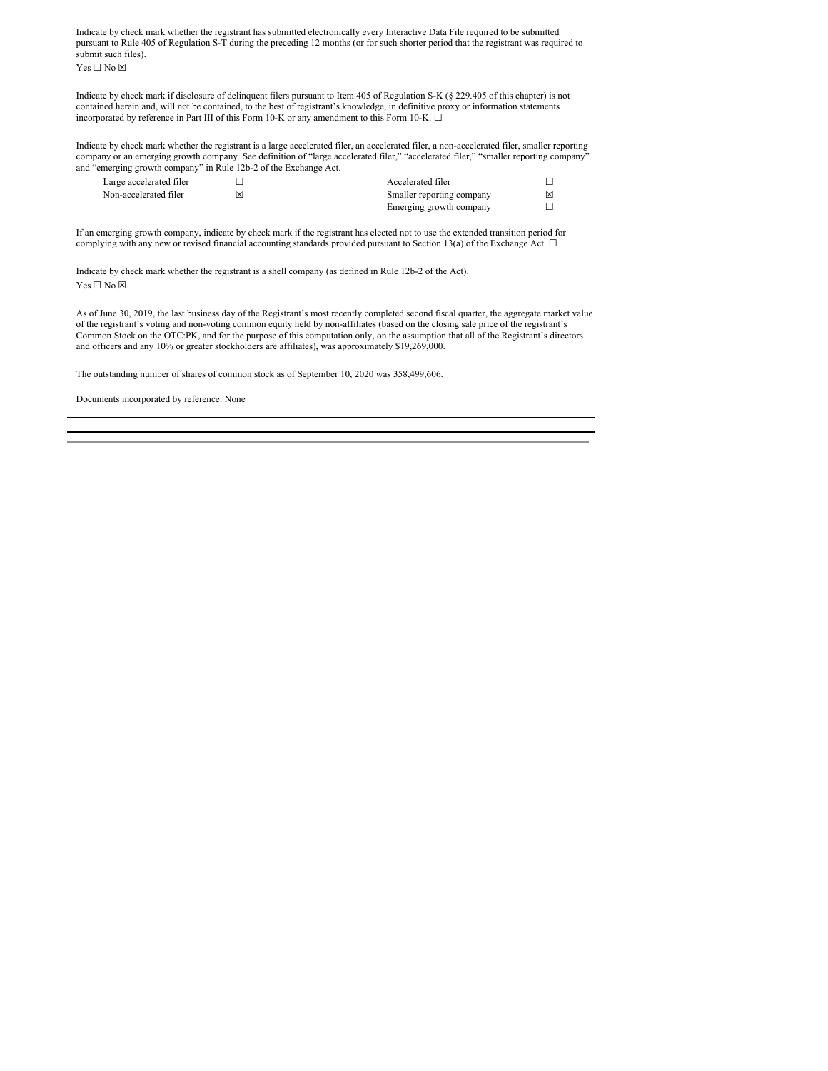Indicate by check mark whether the registrant has submitted electronically every Interactive Data File required to be submitted pursuant to Rule 405 of Regulation S-T during the preceding 12 months (or for such shorter period that the registrant was required to submit such files).

Yes ☐ No ☒

Indicate by check mark if disclosure of delinquent filers pursuant to Item 405 of Regulation S-K (§ 229.405 of this chapter) is not contained herein and, will not be contained, to the best of registrant's knowledge, in definitive proxy or information statements incorporated by reference in Part III of this Form 10-K or any amendment to this Form 10-K. ☐

Indicate by check mark whether the registrant is a large accelerated filer, an accelerated filer, a non-accelerated filer, smaller reporting company or an emerging growth company. See definition of "large accelerated filer," "accelerated filer," "smaller reporting company" and "emerging growth company" in Rule 12b-2 of the Exchange Act.

| | | | |
|---|---|---|---|
| Large accelerated filer | ☐ | Accelerated filer | ☐ |
| Non-accelerated filer | ☒ | Smaller reporting company | ☒ |
| | | Emerging growth company | ☐ |

If an emerging growth company, indicate by check mark if the registrant has elected not to use the extended transition period for complying with any new or revised financial accounting standards provided pursuant to Section 13(a) of the Exchange Act. ☐

Indicate by check mark whether the registrant is a shell company (as defined in Rule 12b-2 of the Act).

Yes ☐ No ☒

As of June 30, 2019, the last business day of the Registrant's most recently completed second fiscal quarter, the aggregate market value of the registrant's voting and non-voting common equity held by non-affiliates (based on the closing sale price of the registrant's Common Stock on the OTC:PK, and for the purpose of this computation only, on the assumption that all of the Registrant's directors and officers and any 10% or greater stockholders are affiliates), was approximately $19,269,000.

The outstanding number of shares of common stock as of September 10, 2020 was 358,499,606.

Documents incorporated by reference: None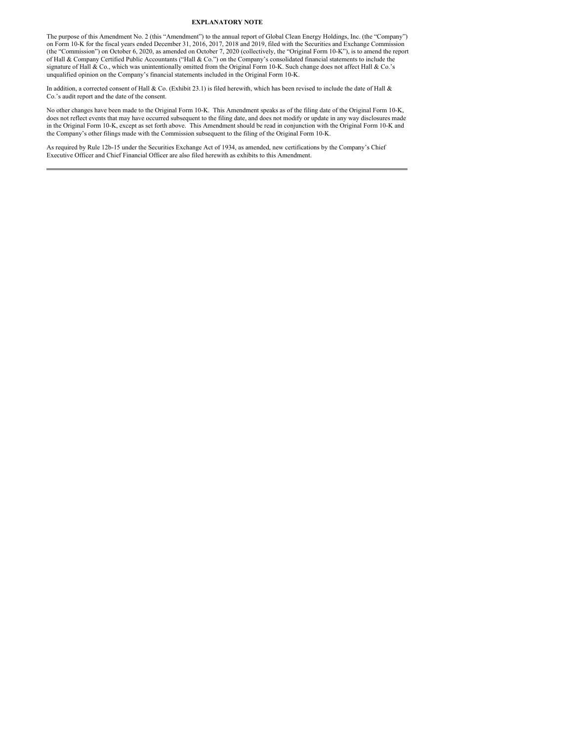## EXPLANATORY NOTE

The purpose of this Amendment No. 2 (this "Amendment") to the annual report of Global Clean Energy Holdings, Inc. (the "Company") on Form 10-K for the fiscal years ended December 31, 2016, 2017, 2018 and 2019, filed with the Securities and Exchange Commission (the "Commission") on October 6, 2020, as amended on October 7, 2020 (collectively, the "Original Form 10-K"), is to amend the report of Hall & Company Certified Public Accountants ("Hall & Co.") on the Company's consolidated financial statements to include the signature of Hall & Co., which was unintentionally omitted from the Original Form 10-K. Such change does not affect Hall & Co.'s unqualified opinion on the Company's financial statements included in the Original Form 10-K.

In addition, a corrected consent of Hall & Co. (Exhibit 23.1) is filed herewith, which has been revised to include the date of Hall & Co.'s audit report and the date of the consent.

No other changes have been made to the Original Form 10-K. This Amendment speaks as of the filing date of the Original Form 10-K, does not reflect events that may have occurred subsequent to the filing date, and does not modify or update in any way disclosures made in the Original Form 10-K, except as set forth above. This Amendment should be read in conjunction with the Original Form 10-K and the Company's other filings made with the Commission subsequent to the filing of the Original Form 10-K.

As required by Rule 12b-15 under the Securities Exchange Act of 1934, as amended, new certifications by the Company's Chief Executive Officer and Chief Financial Officer are also filed herewith as exhibits to this Amendment.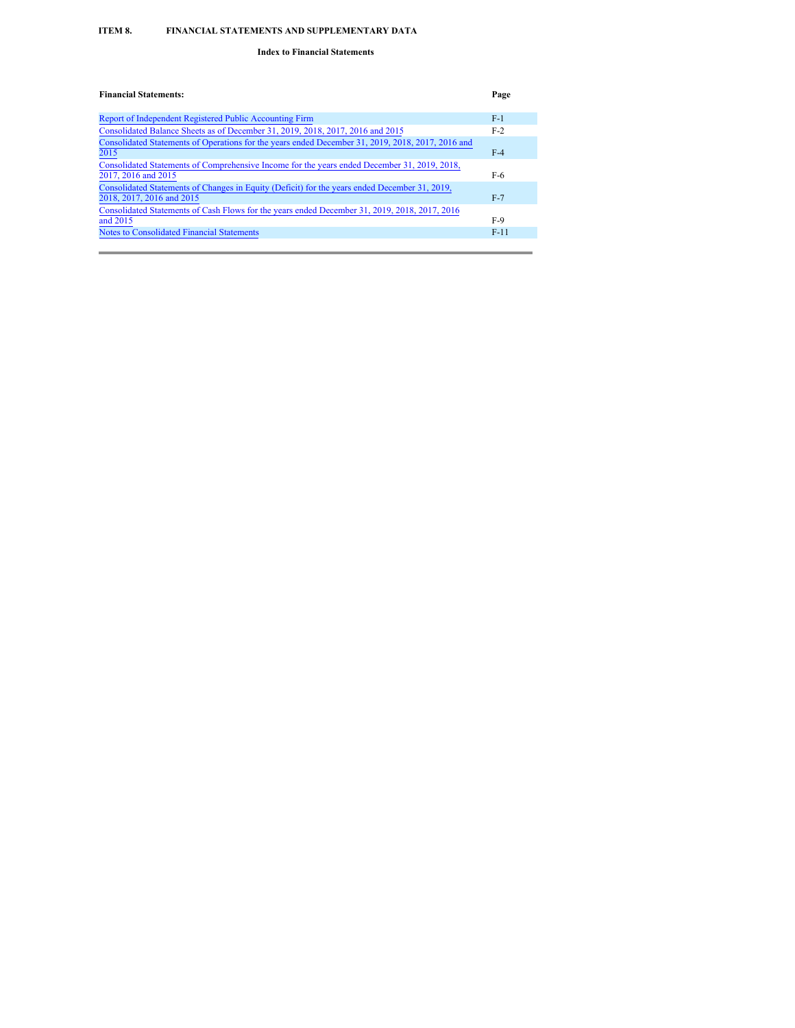**ITEM 8. FINANCIAL STATEMENTS AND SUPPLEMENTARY DATA**

**Index to Financial Statements**

| **Financial Statements:** | **Page** |
| --- | --- |
| Report of Independent Registered Public Accounting Firm | F-1 |
| Consolidated Balance Sheets as of December 31, 2019, 2018, 2017, 2016 and 2015 | F-2 |
| Consolidated Statements of Operations for the years ended December 31, 2019, 2018, 2017, 2016 and 2015 | F-4 |
| Consolidated Statements of Comprehensive Income for the years ended December 31, 2019, 2018, 2017, 2016 and 2015 | F-6 |
| Consolidated Statements of Changes in Equity (Deficit) for the years ended December 31, 2019, 2018, 2017, 2016 and 2015 | F-7 |
| Consolidated Statements of Cash Flows for the years ended December 31, 2019, 2018, 2017, 2016 and 2015 | F-9 |
| Notes to Consolidated Financial Statements | F-11 |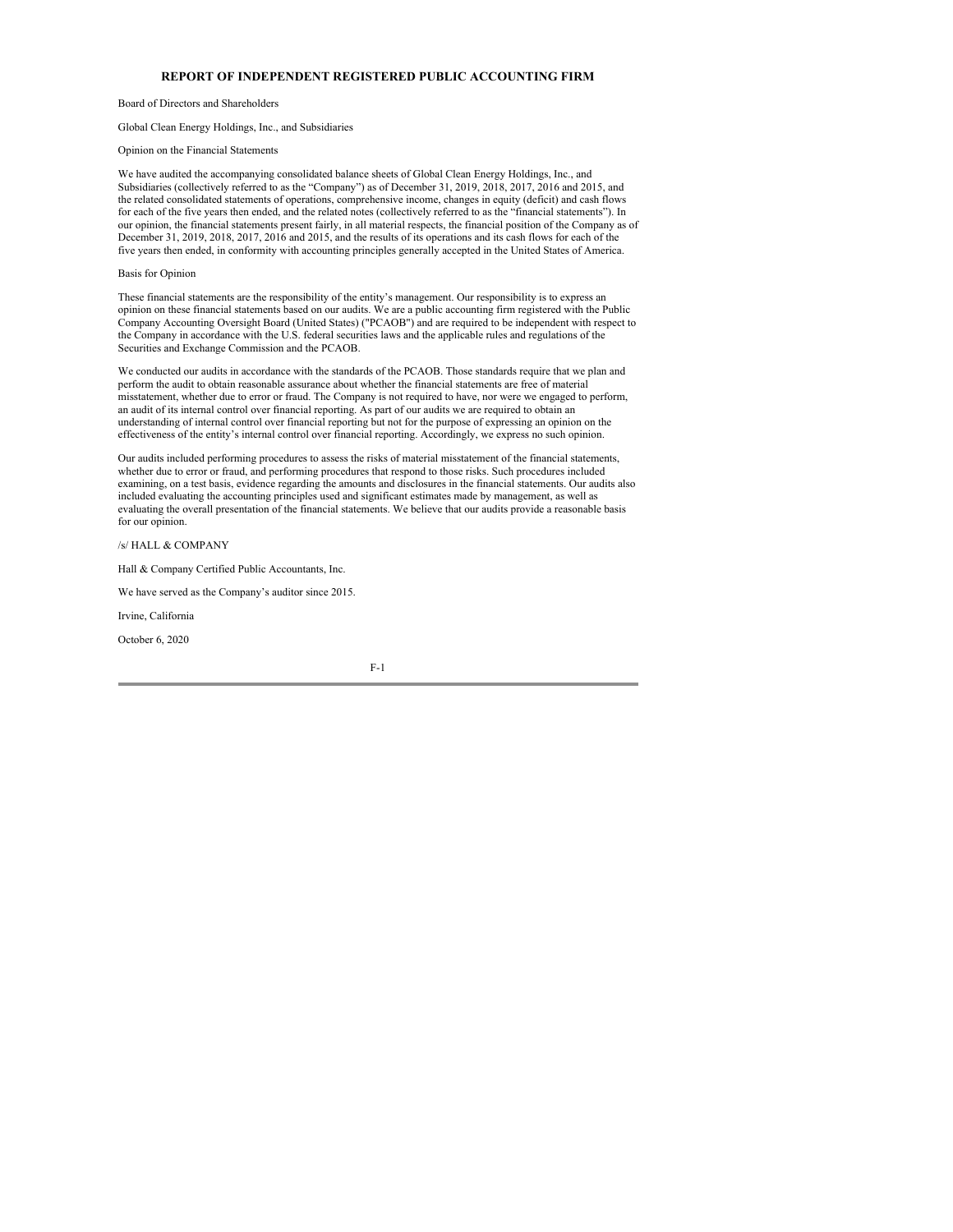## REPORT OF INDEPENDENT REGISTERED PUBLIC ACCOUNTING FIRM

Board of Directors and Shareholders

Global Clean Energy Holdings, Inc., and Subsidiaries

Opinion on the Financial Statements

We have audited the accompanying consolidated balance sheets of Global Clean Energy Holdings, Inc., and Subsidiaries (collectively referred to as the "Company") as of December 31, 2019, 2018, 2017, 2016 and 2015, and the related consolidated statements of operations, comprehensive income, changes in equity (deficit) and cash flows for each of the five years then ended, and the related notes (collectively referred to as the "financial statements"). In our opinion, the financial statements present fairly, in all material respects, the financial position of the Company as of December 31, 2019, 2018, 2017, 2016 and 2015, and the results of its operations and its cash flows for each of the five years then ended, in conformity with accounting principles generally accepted in the United States of America.

Basis for Opinion

These financial statements are the responsibility of the entity's management. Our responsibility is to express an opinion on these financial statements based on our audits. We are a public accounting firm registered with the Public Company Accounting Oversight Board (United States) ("PCAOB") and are required to be independent with respect to the Company in accordance with the U.S. federal securities laws and the applicable rules and regulations of the Securities and Exchange Commission and the PCAOB.

We conducted our audits in accordance with the standards of the PCAOB. Those standards require that we plan and perform the audit to obtain reasonable assurance about whether the financial statements are free of material misstatement, whether due to error or fraud. The Company is not required to have, nor were we engaged to perform, an audit of its internal control over financial reporting. As part of our audits we are required to obtain an understanding of internal control over financial reporting but not for the purpose of expressing an opinion on the effectiveness of the entity's internal control over financial reporting. Accordingly, we express no such opinion.

Our audits included performing procedures to assess the risks of material misstatement of the financial statements, whether due to error or fraud, and performing procedures that respond to those risks. Such procedures included examining, on a test basis, evidence regarding the amounts and disclosures in the financial statements. Our audits also included evaluating the accounting principles used and significant estimates made by management, as well as evaluating the overall presentation of the financial statements. We believe that our audits provide a reasonable basis for our opinion.

/s/ HALL & COMPANY

Hall & Company Certified Public Accountants, Inc.

We have served as the Company's auditor since 2015.

Irvine, California

October 6, 2020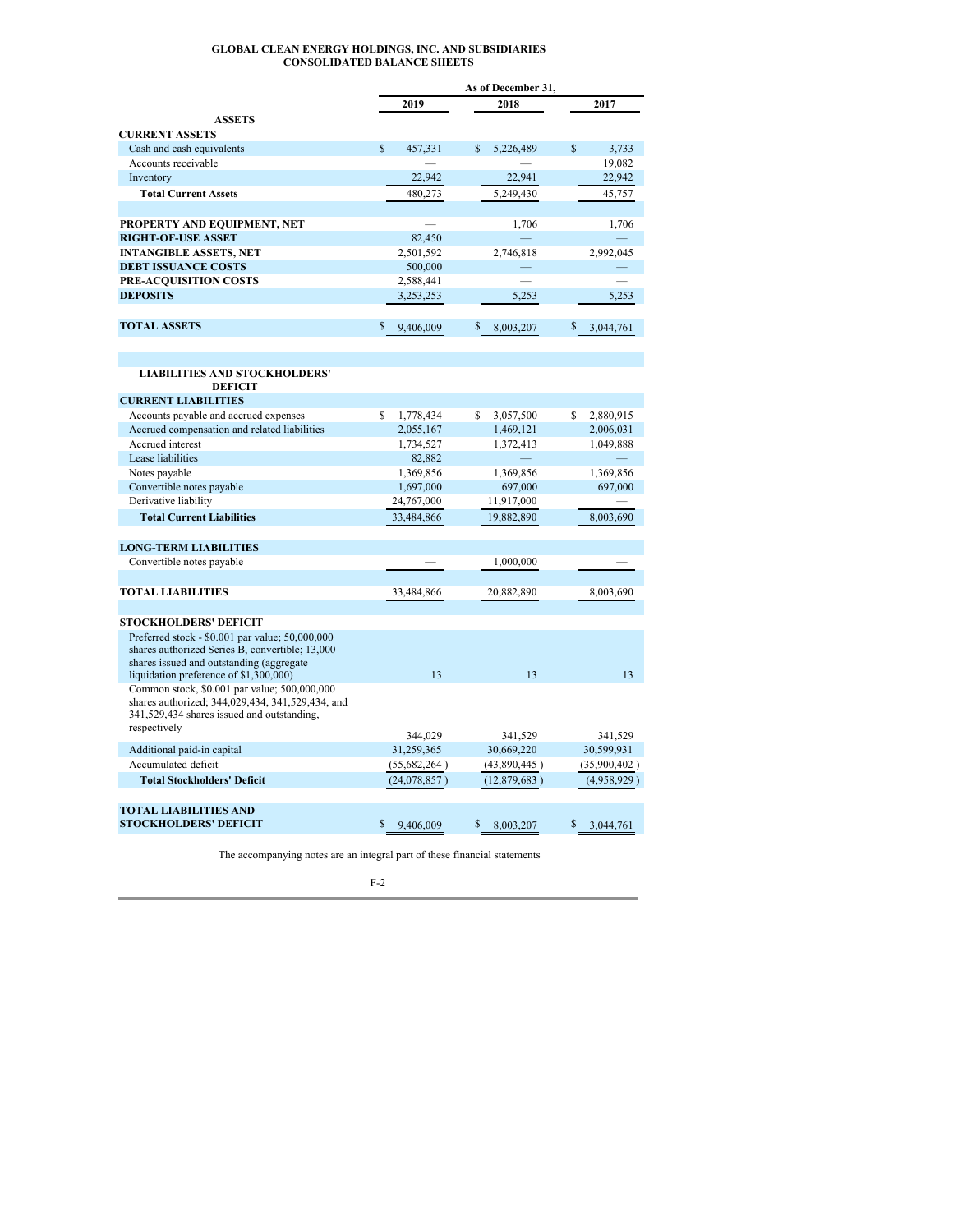**GLOBAL CLEAN ENERGY HOLDINGS, INC. AND SUBSIDIARIES**
**CONSOLIDATED BALANCE SHEETS**

| | As of December 31, | | |
|---|---|---|---|
| | 2019 | 2018 | 2017 |
| **ASSETS** | | | |
| **CURRENT ASSETS** | | | |
| Cash and cash equivalents | $ 457,331 | $ 5,226,489 | $ 3,733 |
| Accounts receivable | — | — | 19,082 |
| Inventory | 22,942 | 22,941 | 22,942 |
| **Total Current Assets** | 480,273 | 5,249,430 | 45,757 |
| | | | |
| **PROPERTY AND EQUIPMENT, NET** | — | 1,706 | 1,706 |
| **RIGHT-OF-USE ASSET** | 82,450 | — | — |
| **INTANGIBLE ASSETS, NET** | 2,501,592 | 2,746,818 | 2,992,045 |
| **DEBT ISSUANCE COSTS** | 500,000 | — | — |
| **PRE-ACQUISITION COSTS** | 2,588,441 | — | — |
| **DEPOSITS** | 3,253,253 | 5,253 | 5,253 |
| | | | |
| **TOTAL ASSETS** | $ 9,406,009 | $ 8,003,207 | $ 3,044,761 |
| | | | |
| **LIABILITIES AND STOCKHOLDERS' DEFICIT** | | | |
| **CURRENT LIABILITIES** | | | |
| Accounts payable and accrued expenses | $ 1,778,434 | $ 3,057,500 | $ 2,880,915 |
| Accrued compensation and related liabilities | 2,055,167 | 1,469,121 | 2,006,031 |
| Accrued interest | 1,734,527 | 1,372,413 | 1,049,888 |
| Lease liabilities | 82,882 | — | — |
| Notes payable | 1,369,856 | 1,369,856 | 1,369,856 |
| Convertible notes payable | 1,697,000 | 697,000 | 697,000 |
| Derivative liability | 24,767,000 | 11,917,000 | — |
| **Total Current Liabilities** | 33,484,866 | 19,882,890 | 8,003,690 |
| | | | |
| **LONG-TERM LIABILITIES** | | | |
| Convertible notes payable | — | 1,000,000 | — |
| | | | |
| **TOTAL LIABILITIES** | 33,484,866 | 20,882,890 | 8,003,690 |
| | | | |
| **STOCKHOLDERS' DEFICIT** | | | |
| Preferred stock - $0.001 par value; 50,000,000 shares authorized Series B, convertible; 13,000 shares issued and outstanding (aggregate liquidation preference of $1,300,000) | 13 | 13 | 13 |
| Common stock, $0.001 par value; 500,000,000 shares authorized; 344,029,434, 341,529,434, and 341,529,434 shares issued and outstanding, respectively | 344,029 | 341,529 | 341,529 |
| Additional paid-in capital | 31,259,365 | 30,669,220 | 30,599,931 |
| Accumulated deficit | (55,682,264 ) | (43,890,445 ) | (35,900,402 ) |
| **Total Stockholders' Deficit** | (24,078,857 ) | (12,879,683 ) | (4,958,929 ) |
| | | | |
| **TOTAL LIABILITIES AND STOCKHOLDERS' DEFICIT** | $ 9,406,009 | $ 8,003,207 | $ 3,044,761 |

The accompanying notes are an integral part of these financial statements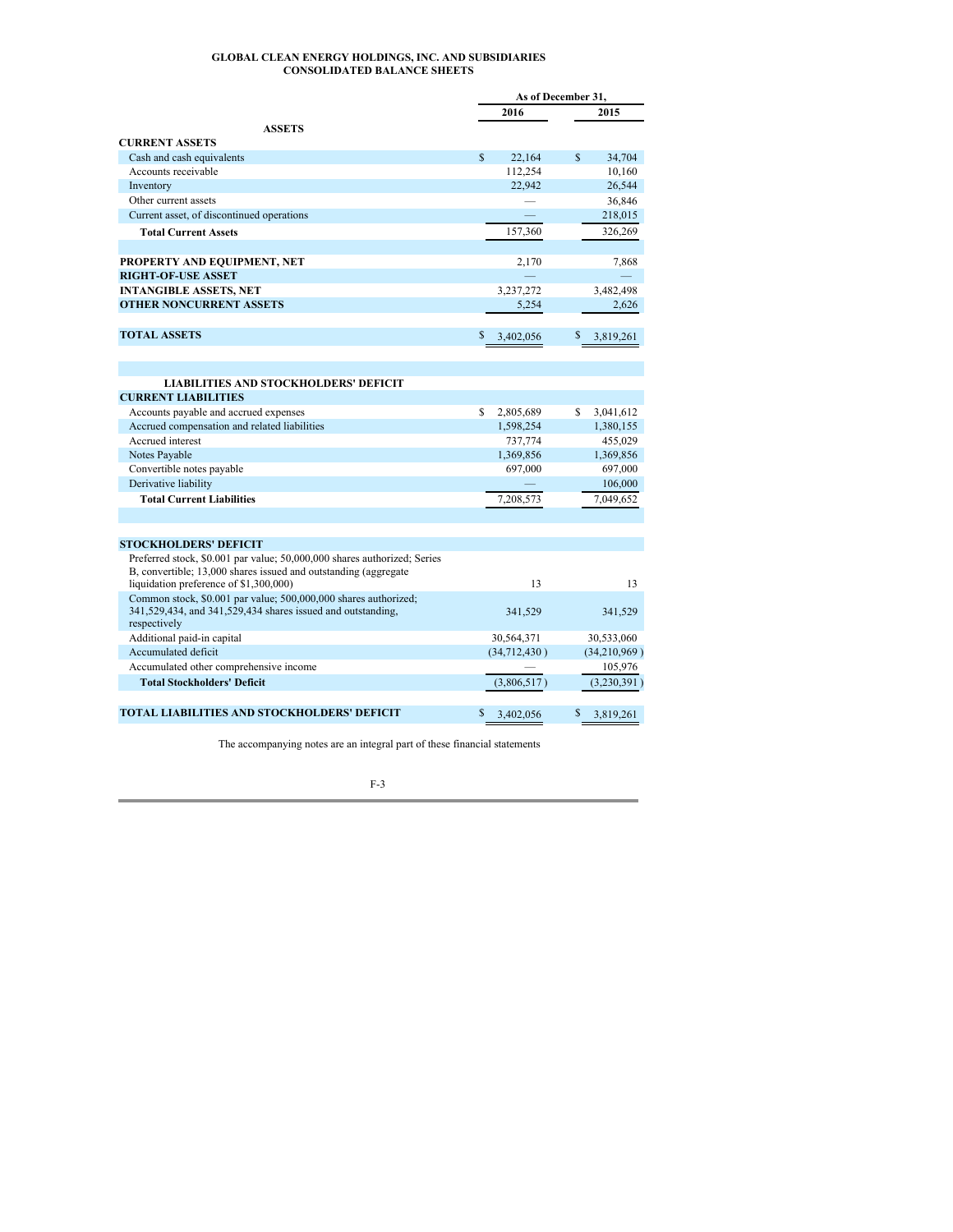**GLOBAL CLEAN ENERGY HOLDINGS, INC. AND SUBSIDIARIES**
**CONSOLIDATED BALANCE SHEETS**

| | As of December 31, | |
|---|---|---|
| | 2016 | 2015 |
| **ASSETS** | | |
| **CURRENT ASSETS** | | |
| Cash and cash equivalents | $ 22,164 | $ 34,704 |
| Accounts receivable | 112,254 | 10,160 |
| Inventory | 22,942 | 26,544 |
| Other current assets | — | 36,846 |
| Current asset, of discontinued operations | — | 218,015 |
| **Total Current Assets** | 157,360 | 326,269 |
| | | |
| **PROPERTY AND EQUIPMENT, NET** | 2,170 | 7,868 |
| **RIGHT-OF-USE ASSET** | — | — |
| **INTANGIBLE ASSETS, NET** | 3,237,272 | 3,482,498 |
| **OTHER NONCURRENT ASSETS** | 5,254 | 2,626 |
| | | |
| **TOTAL ASSETS** | $ 3,402,056 | $ 3,819,261 |
| | | |
| **LIABILITIES AND STOCKHOLDERS' DEFICIT** | | |
| **CURRENT LIABILITIES** | | |
| Accounts payable and accrued expenses | $ 2,805,689 | $ 3,041,612 |
| Accrued compensation and related liabilities | 1,598,254 | 1,380,155 |
| Accrued interest | 737,774 | 455,029 |
| Notes Payable | 1,369,856 | 1,369,856 |
| Convertible notes payable | 697,000 | 697,000 |
| Derivative liability | — | 106,000 |
| **Total Current Liabilities** | 7,208,573 | 7,049,652 |
| | | |
| **STOCKHOLDERS' DEFICIT** | | |
| Preferred stock, $0.001 par value; 50,000,000 shares authorized; Series B, convertible; 13,000 shares issued and outstanding (aggregate liquidation preference of $1,300,000) | 13 | 13 |
| Common stock, $0.001 par value; 500,000,000 shares authorized; 341,529,434, and 341,529,434 shares issued and outstanding, respectively | 341,529 | 341,529 |
| Additional paid-in capital | 30,564,371 | 30,533,060 |
| Accumulated deficit | (34,712,430) | (34,210,969) |
| Accumulated other comprehensive income | — | 105,976 |
| **Total Stockholders' Deficit** | (3,806,517) | (3,230,391) |
| | | |
| **TOTAL LIABILITIES AND STOCKHOLDERS' DEFICIT** | $ 3,402,056 | $ 3,819,261 |

The accompanying notes are an integral part of these financial statements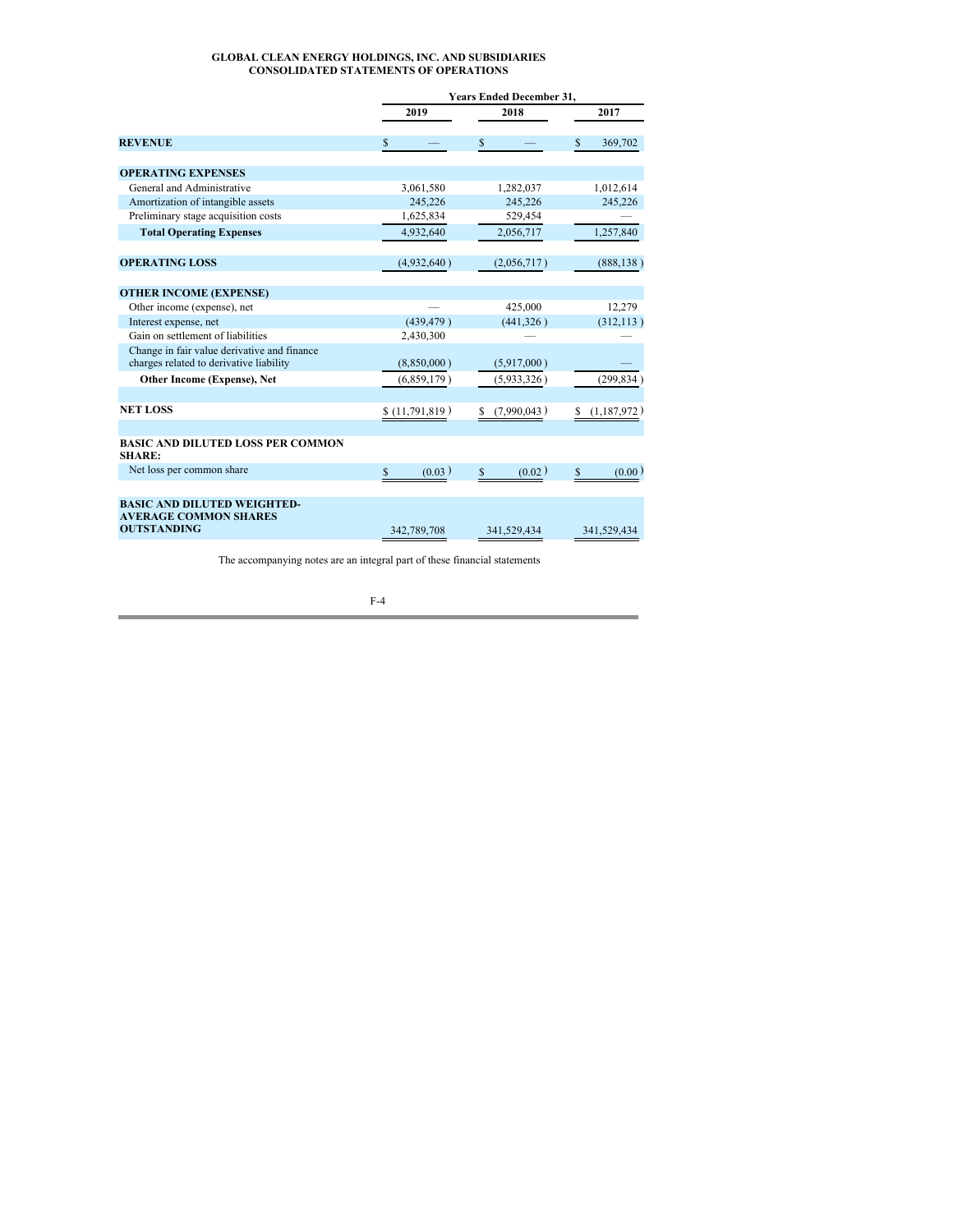**GLOBAL CLEAN ENERGY HOLDINGS, INC. AND SUBSIDIARIES**
**CONSOLIDATED STATEMENTS OF OPERATIONS**

| | Years Ended December 31, | | |
|---|---|---|---|
| | 2019 | 2018 | 2017 |
| **REVENUE** | $ — | $ — | $ 369,702 |
| **OPERATING EXPENSES** | | | |
| General and Administrative | 3,061,580 | 1,282,037 | 1,012,614 |
| Amortization of intangible assets | 245,226 | 245,226 | 245,226 |
| Preliminary stage acquisition costs | 1,625,834 | 529,454 | — |
| **Total Operating Expenses** | 4,932,640 | 2,056,717 | 1,257,840 |
| **OPERATING LOSS** | (4,932,640) | (2,056,717) | (888,138) |
| **OTHER INCOME (EXPENSE)** | | | |
| Other income (expense), net | — | 425,000 | 12,279 |
| Interest expense, net | (439,479) | (441,326) | (312,113) |
| Gain on settlement of liabilities | 2,430,300 | — | — |
| Change in fair value derivative and finance charges related to derivative liability | (8,850,000) | (5,917,000) | — |
| **Other Income (Expense), Net** | (6,859,179) | (5,933,326) | (299,834) |
| **NET LOSS** | $ (11,791,819) | $ (7,990,043) | $ (1,187,972) |
| **BASIC AND DILUTED LOSS PER COMMON SHARE:** | | | |
| Net loss per common share | $ (0.03) | $ (0.02) | $ (0.00) |
| **BASIC AND DILUTED WEIGHTED-AVERAGE COMMON SHARES OUTSTANDING** | 342,789,708 | 341,529,434 | 341,529,434 |

The accompanying notes are an integral part of these financial statements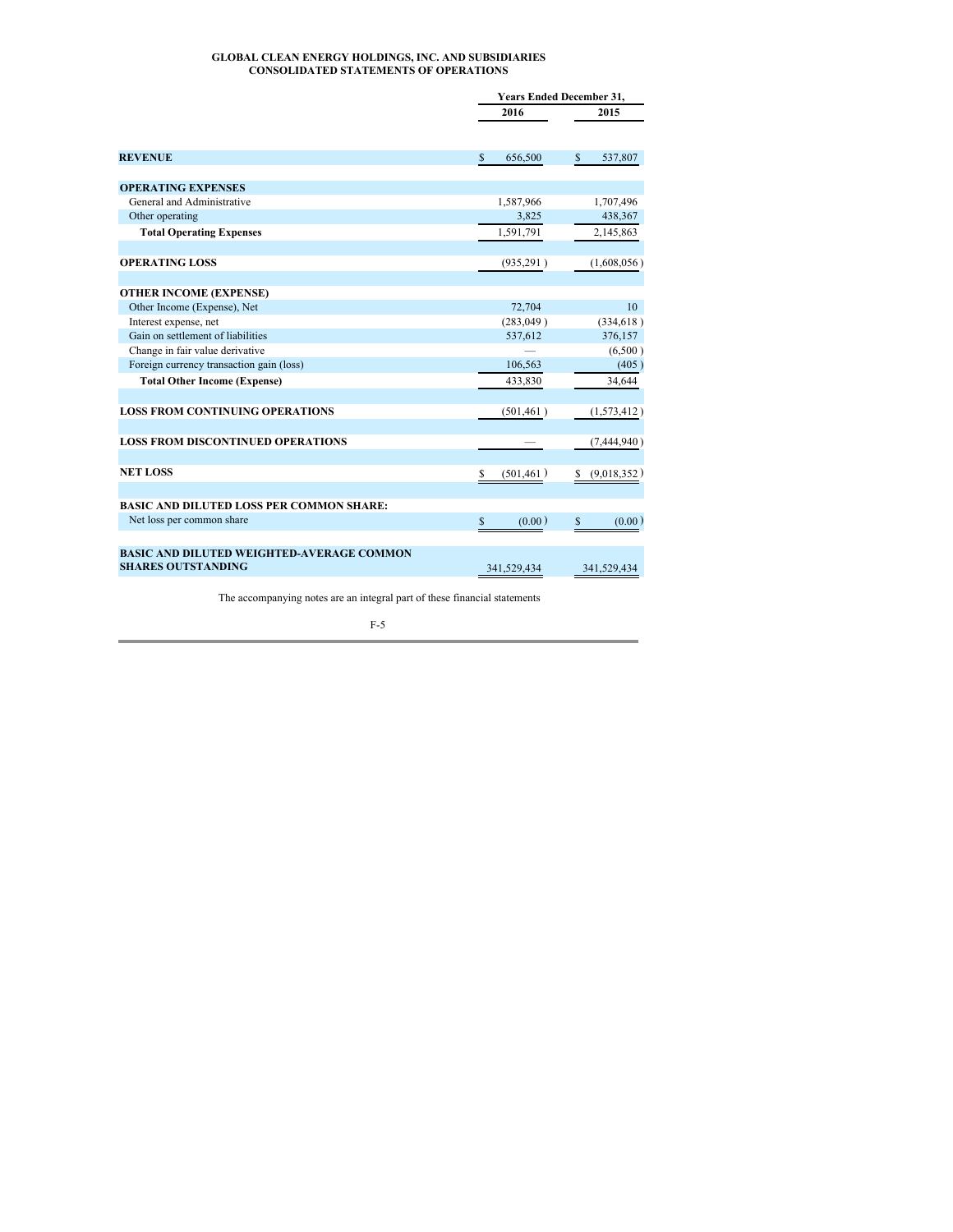**GLOBAL CLEAN ENERGY HOLDINGS, INC. AND SUBSIDIARIES**
**CONSOLIDATED STATEMENTS OF OPERATIONS**

| | Years Ended December 31, | |
|---|---|---|
| | 2016 | 2015 |
| **REVENUE** | $ 656,500 | $ 537,807 |
| **OPERATING EXPENSES** | | |
| General and Administrative | 1,587,966 | 1,707,496 |
| Other operating | 3,825 | 438,367 |
| **Total Operating Expenses** | 1,591,791 | 2,145,863 |
| **OPERATING LOSS** | (935,291) | (1,608,056) |
| **OTHER INCOME (EXPENSE)** | | |
| Other Income (Expense), Net | 72,704 | 10 |
| Interest expense, net | (283,049) | (334,618) |
| Gain on settlement of liabilities | 537,612 | 376,157 |
| Change in fair value derivative | — | (6,500) |
| Foreign currency transaction gain (loss) | 106,563 | (405) |
| **Total Other Income (Expense)** | 433,830 | 34,644 |
| **LOSS FROM CONTINUING OPERATIONS** | (501,461) | (1,573,412) |
| **LOSS FROM DISCONTINUED OPERATIONS** | — | (7,444,940) |
| **NET LOSS** | $ (501,461) | $ (9,018,352) |
| **BASIC AND DILUTED LOSS PER COMMON SHARE:** | | |
| Net loss per common share | $ (0.00) | $ (0.00) |
| **BASIC AND DILUTED WEIGHTED-AVERAGE COMMON SHARES OUTSTANDING** | 341,529,434 | 341,529,434 |

The accompanying notes are an integral part of these financial statements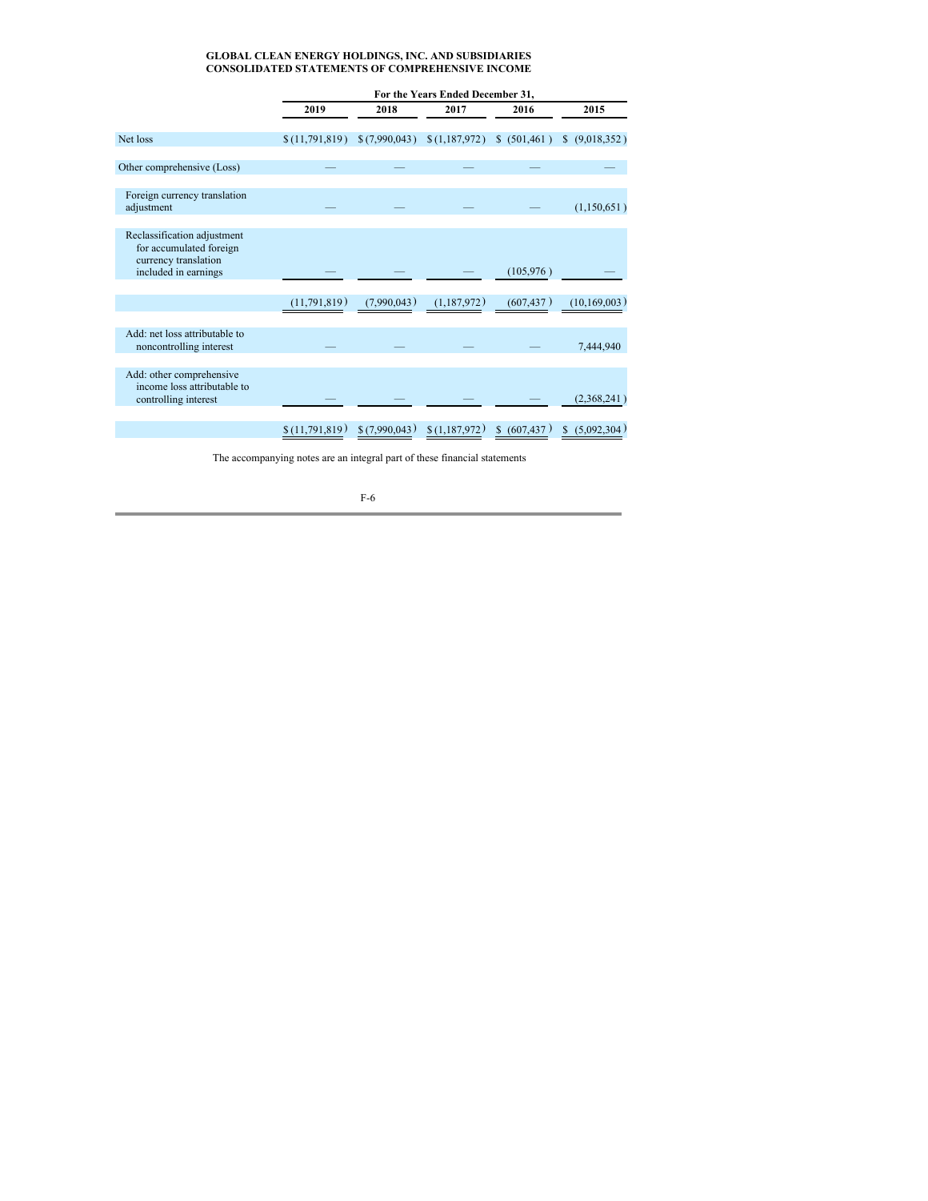**GLOBAL CLEAN ENERGY HOLDINGS, INC. AND SUBSIDIARIES**
**CONSOLIDATED STATEMENTS OF COMPREHENSIVE INCOME**

| | For the Years Ended December 31, | | | | |
|---|---|---|---|---|---|
| | **2019** | **2018** | **2017** | **2016** | **2015** |
| Net loss | $ (11,791,819) | $ (7,990,043) | $ (1,187,972) | $ (501,461) | $ (9,018,352) |
| Other comprehensive (Loss) | — | — | — | — | — |
| Foreign currency translation adjustment | — | — | — | — | (1,150,651) |
| Reclassification adjustment for accumulated foreign currency translation included in earnings | — | — | — | (105,976) | — |
| | (11,791,819) | (7,990,043) | (1,187,972) | (607,437) | (10,169,003) |
| Add: net loss attributable to noncontrolling interest | — | — | — | — | 7,444,940 |
| Add: other comprehensive income loss attributable to controlling interest | — | — | — | — | (2,368,241) |
| | $ (11,791,819) | $ (7,990,043) | $ (1,187,972) | $ (607,437) | $ (5,092,304) |

The accompanying notes are an integral part of these financial statements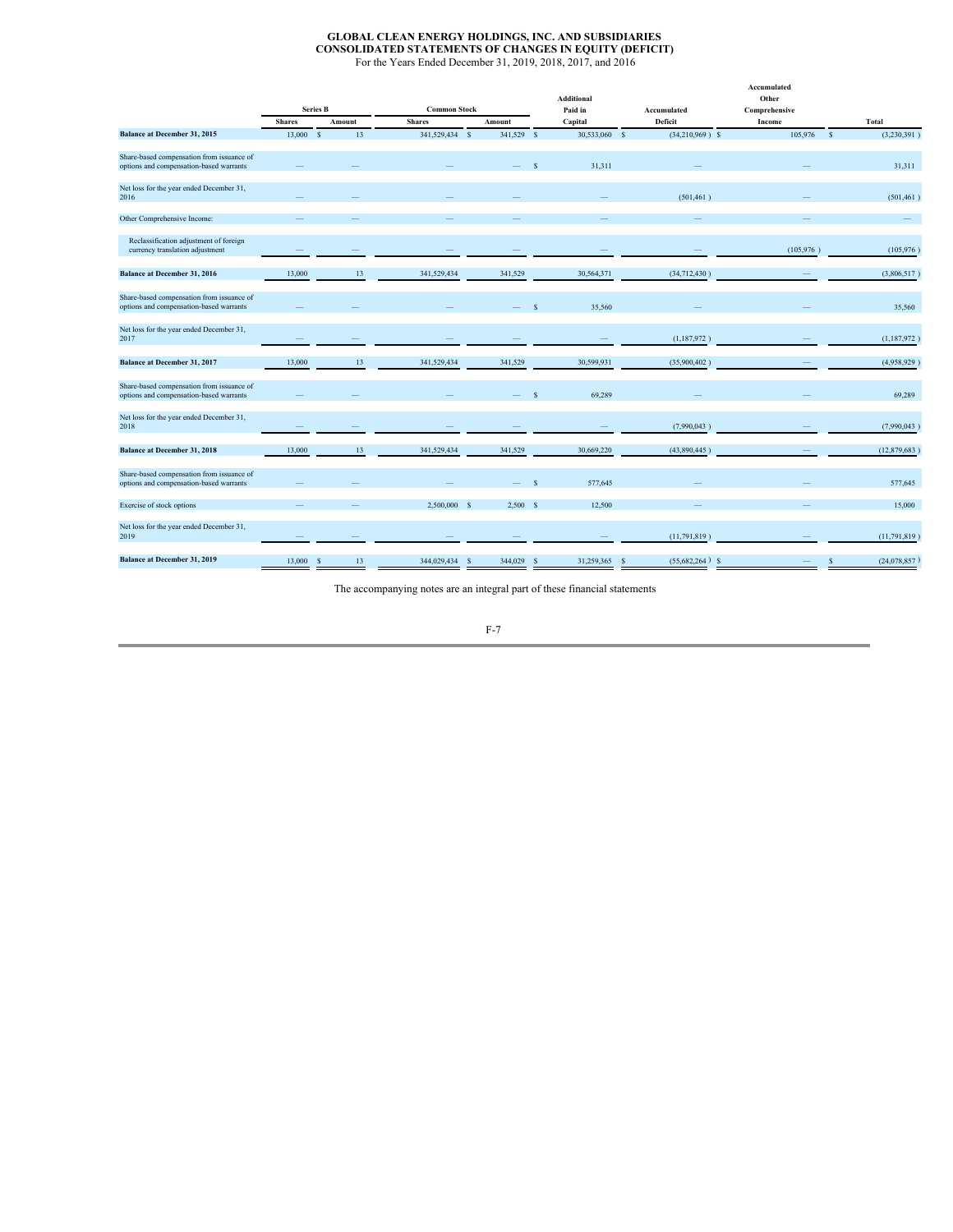**GLOBAL CLEAN ENERGY HOLDINGS, INC. AND SUBSIDIARIES**
**CONSOLIDATED STATEMENTS OF CHANGES IN EQUITY (DEFICIT)**
For the Years Ended December 31, 2019, 2018, 2017, and 2016

| | Series B | | Common Stock | | Additional Paid in | Accumulated | Accumulated Other Comprehensive | |
|---|---|---|---|---|---|---|---|---|
| | Shares | Amount | Shares | Amount | Capital | Deficit | Income | Total |
| **Balance at December 31, 2015** | 13,000 | $ 13 | 341,529,434 | $ 341,529 | $ 30,533,060 | $ (34,210,969 ) | $ 105,976 | $ (3,230,391 ) |
| Share-based compensation from issuance of options and compensation-based warrants | — | — | — | — | $ 31,311 | — | — | 31,311 |
| Net loss for the year ended December 31, 2016 | — | — | — | — | — | (501,461 ) | — | (501,461 ) |
| Other Comprehensive Income: | — | — | — | — | — | — | — | — |
| Reclassification adjustment of foreign currency translation adjustment | — | — | — | — | — | — | (105,976 ) | (105,976 ) |
| **Balance at December 31, 2016** | 13,000 | 13 | 341,529,434 | 341,529 | 30,564,371 | (34,712,430 ) | — | (3,806,517 ) |
| Share-based compensation from issuance of options and compensation-based warrants | — | — | — | — | $ 35,560 | — | — | 35,560 |
| Net loss for the year ended December 31, 2017 | — | — | — | — | — | (1,187,972 ) | — | (1,187,972 ) |
| **Balance at December 31, 2017** | 13,000 | 13 | 341,529,434 | 341,529 | 30,599,931 | (35,900,402 ) | — | (4,958,929 ) |
| Share-based compensation from issuance of options and compensation-based warrants | — | — | — | — | $ 69,289 | — | — | 69,289 |
| Net loss for the year ended December 31, 2018 | — | — | — | — | — | (7,990,043 ) | — | (7,990,043 ) |
| **Balance at December 31, 2018** | 13,000 | 13 | 341,529,434 | 341,529 | 30,669,220 | (43,890,445 ) | — | (12,879,683 ) |
| Share-based compensation from issuance of options and compensation-based warrants | — | — | — | — | $ 577,645 | — | — | 577,645 |
| Exercise of stock options | — | — | 2,500,000 | $ 2,500 | $ 12,500 | — | — | 15,000 |
| Net loss for the year ended December 31, 2019 | — | — | — | — | — | (11,791,819 ) | — | (11,791,819 ) |
| **Balance at December 31, 2019** | 13,000 | $ 13 | 344,029,434 | $ 344,029 | $ 31,259,365 | $ (55,682,264 ) | $ — | $ (24,078,857 ) |

The accompanying notes are an integral part of these financial statements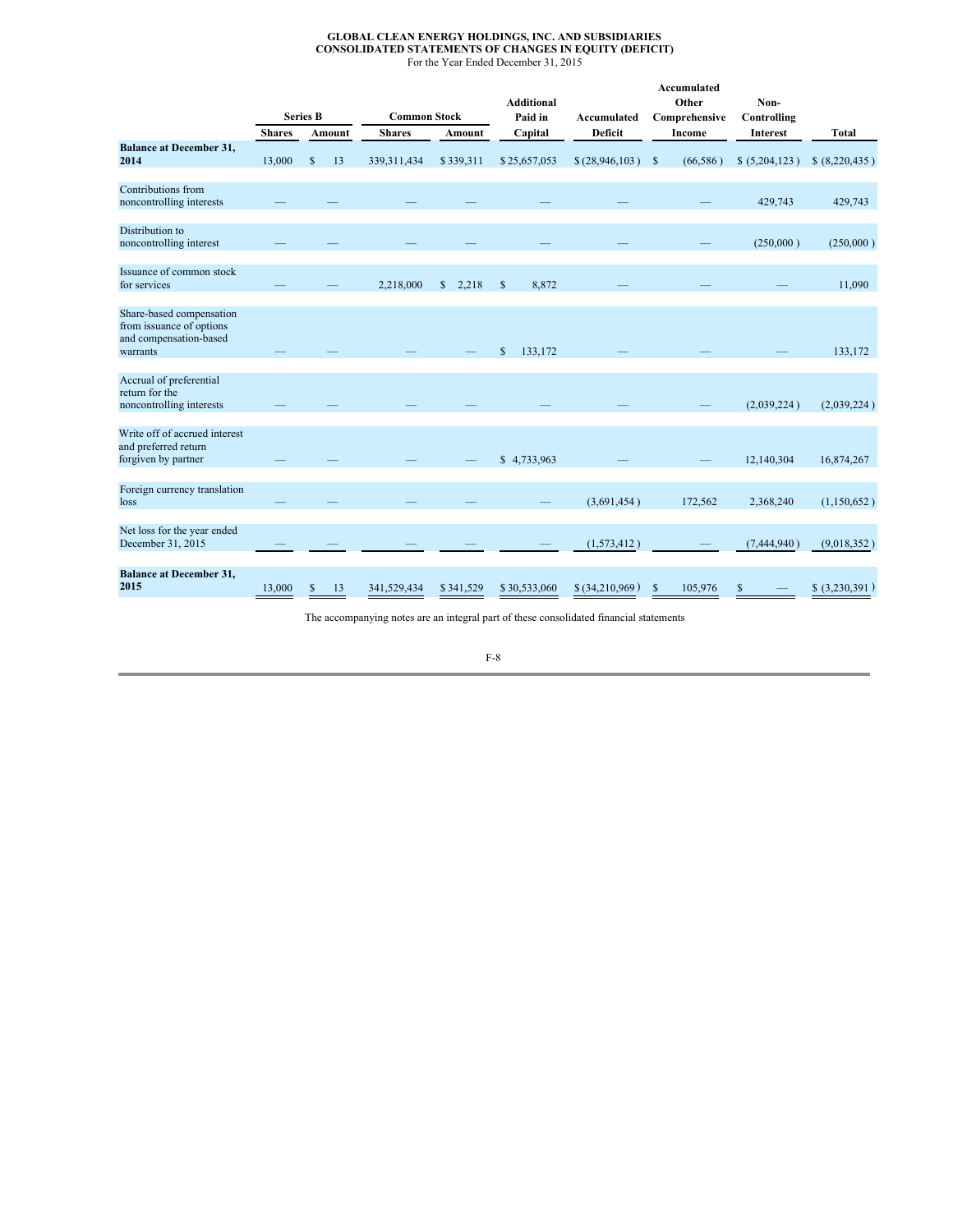**GLOBAL CLEAN ENERGY HOLDINGS, INC. AND SUBSIDIARIES**
**CONSOLIDATED STATEMENTS OF CHANGES IN EQUITY (DEFICIT)**
For the Year Ended December 31, 2015

| | Series B | | Common Stock | | Additional Paid in Capital | Accumulated Deficit | Accumulated Other Comprehensive Income | Non-Controlling Interest | Total |
|---|---|---|---|---|---|---|---|---|---|
| | Shares | Amount | Shares | Amount | | | | | |
| **Balance at December 31, 2014** | 13,000 | $ 13 | 339,311,434 | $ 339,311 | $ 25,657,053 | $ (28,946,103) | $ (66,586) | $ (5,204,123) | $ (8,220,435) |
| Contributions from noncontrolling interests | — | — | — | — | — | — | — | 429,743 | 429,743 |
| Distribution to noncontrolling interest | — | — | — | — | — | — | — | (250,000) | (250,000) |
| Issuance of common stock for services | — | — | 2,218,000 | $ 2,218 | $ 8,872 | — | — | — | 11,090 |
| Share-based compensation from issuance of options and compensation-based warrants | — | — | — | — | $ 133,172 | — | — | — | 133,172 |
| Accrual of preferential return for the noncontrolling interests | — | — | — | — | — | — | — | (2,039,224) | (2,039,224) |
| Write off of accrued interest and preferred return forgiven by partner | — | — | — | — | $ 4,733,963 | — | — | 12,140,304 | 16,874,267 |
| Foreign currency translation loss | — | — | — | — | — | (3,691,454) | 172,562 | 2,368,240 | (1,150,652) |
| Net loss for the year ended December 31, 2015 | — | — | — | — | — | (1,573,412) | — | (7,444,940) | (9,018,352) |
| **Balance at December 31, 2015** | 13,000 | $ 13 | 341,529,434 | $ 341,529 | $ 30,533,060 | $ (34,210,969) | $ 105,976 | $ — | $ (3,230,391) |

The accompanying notes are an integral part of these consolidated financial statements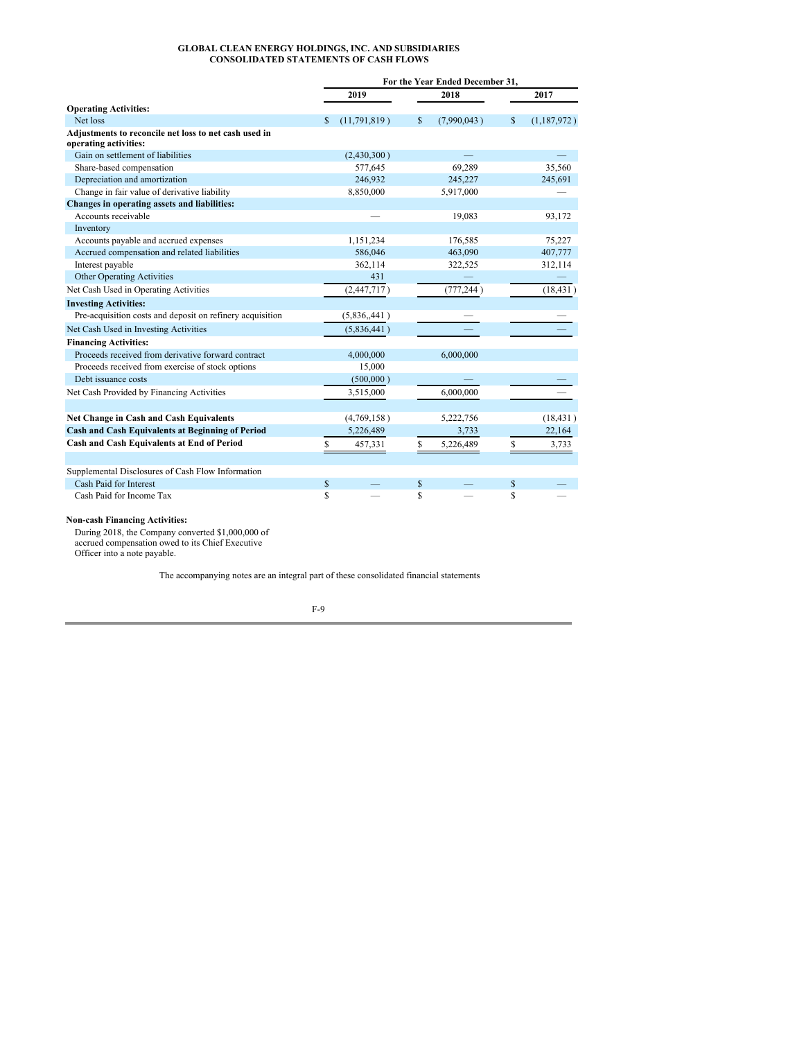**GLOBAL CLEAN ENERGY HOLDINGS, INC. AND SUBSIDIARIES**
**CONSOLIDATED STATEMENTS OF CASH FLOWS**

| | For the Year Ended December 31, | | |
|---|---|---|---|
| | 2019 | 2018 | 2017 |
| **Operating Activities:** | | | |
| Net loss | $ (11,791,819) | $ (7,990,043) | $ (1,187,972) |
| **Adjustments to reconcile net loss to net cash used in operating activities:** | | | |
| Gain on settlement of liabilities | (2,430,300) | — | — |
| Share-based compensation | 577,645 | 69,289 | 35,560 |
| Depreciation and amortization | 246,932 | 245,227 | 245,691 |
| Change in fair value of derivative liability | 8,850,000 | 5,917,000 | — |
| **Changes in operating assets and liabilities:** | | | |
| Accounts receivable | — | 19,083 | 93,172 |
| Inventory | | | |
| Accounts payable and accrued expenses | 1,151,234 | 176,585 | 75,227 |
| Accrued compensation and related liabilities | 586,046 | 463,090 | 407,777 |
| Interest payable | 362,114 | 322,525 | 312,114 |
| Other Operating Activities | 431 | — | — |
| Net Cash Used in Operating Activities | (2,447,717) | (777,244) | (18,431) |
| **Investing Activities:** | | | |
| Pre-acquisition costs and deposit on refinery acquisition | (5,836,,441) | — | — |
| Net Cash Used in Investing Activities | (5,836,441) | — | — |
| **Financing Activities:** | | | |
| Proceeds received from derivative forward contract | 4,000,000 | 6,000,000 | |
| Proceeds received from exercise of stock options | 15,000 | | |
| Debt issuance costs | (500,000) | — | — |
| Net Cash Provided by Financing Activities | 3,515,000 | 6,000,000 | — |
| | | | |
| **Net Change in Cash and Cash Equivalents** | (4,769,158) | 5,222,756 | (18,431) |
| **Cash and Cash Equivalents at Beginning of Period** | 5,226,489 | 3,733 | 22,164 |
| **Cash and Cash Equivalents at End of Period** | $ 457,331 | $ 5,226,489 | $ 3,733 |
| | | | |
| Supplemental Disclosures of Cash Flow Information | | | |
| Cash Paid for Interest | $ — | $ — | $ — |
| Cash Paid for Income Tax | $ — | $ — | $ — |

**Non-cash Financing Activities:**

During 2018, the Company converted $1,000,000 of accrued compensation owed to its Chief Executive Officer into a note payable.

The accompanying notes are an integral part of these consolidated financial statements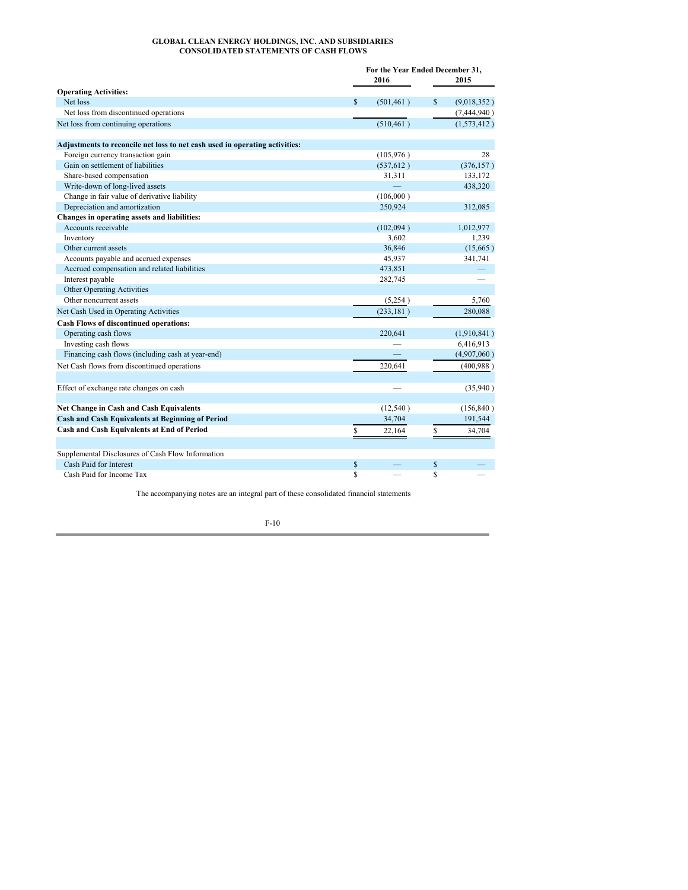**GLOBAL CLEAN ENERGY HOLDINGS, INC. AND SUBSIDIARIES**
**CONSOLIDATED STATEMENTS OF CASH FLOWS**

| | For the Year Ended December 31, | |
|---|---|---|
| | 2016 | 2015 |
| **Operating Activities:** | | |
| Net loss | $ (501,461 ) | $ (9,018,352 ) |
| Net loss from discontinued operations | | (7,444,940 ) |
| Net loss from continuing operations | (510,461 ) | (1,573,412 ) |
| | | |
| **Adjustments to reconcile net loss to net cash used in operating activities:** | | |
| Foreign currency transaction gain | (105,976 ) | 28 |
| Gain on settlement of liabilities | (537,612 ) | (376,157 ) |
| Share-based compensation | 31,311 | 133,172 |
| Write-down of long-lived assets | — | 438,320 |
| Change in fair value of derivative liability | (106,000 ) | |
| Depreciation and amortization | 250,924 | 312,085 |
| **Changes in operating assets and liabilities:** | | |
| Accounts receivable | (102,094 ) | 1,012,977 |
| Inventory | 3,602 | 1,239 |
| Other current assets | 36,846 | (15,665 ) |
| Accounts payable and accrued expenses | 45,937 | 341,741 |
| Accrued compensation and related liabilities | 473,851 | — |
| Interest payable | 282,745 | — |
| Other Operating Activities | | |
| Other noncurrent assets | (5,254 ) | 5,760 |
| Net Cash Used in Operating Activities | (233,181 ) | 280,088 |
| **Cash Flows of discontinued operations:** | | |
| Operating cash flows | 220,641 | (1,910,841 ) |
| Investing cash flows | — | 6,416,913 |
| Financing cash flows (including cash at year-end) | — | (4,907,060 ) |
| Net Cash flows from discontinued operations | 220,641 | (400,988 ) |
| | | |
| Effect of exchange rate changes on cash | — | (35,940 ) |
| | | |
| **Net Change in Cash and Cash Equivalents** | (12,540 ) | (156,840 ) |
| **Cash and Cash Equivalents at Beginning of Period** | 34,704 | 191,544 |
| **Cash and Cash Equivalents at End of Period** | $ 22,164 | $ 34,704 |
| | | |
| Supplemental Disclosures of Cash Flow Information | | |
| Cash Paid for Interest | $ — | $ — |
| Cash Paid for Income Tax | $ — | $ — |

The accompanying notes are an integral part of these consolidated financial statements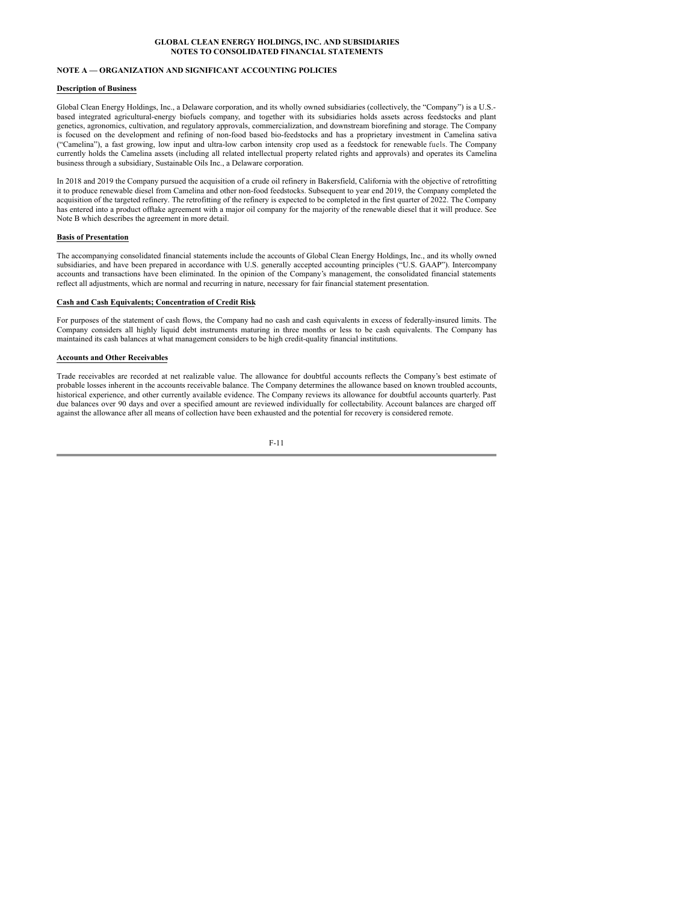**GLOBAL CLEAN ENERGY HOLDINGS, INC. AND SUBSIDIARIES**
**NOTES TO CONSOLIDATED FINANCIAL STATEMENTS**

## NOTE A — ORGANIZATION AND SIGNIFICANT ACCOUNTING POLICIES

### Description of Business

Global Clean Energy Holdings, Inc., a Delaware corporation, and its wholly owned subsidiaries (collectively, the "Company") is a U.S.-based integrated agricultural-energy biofuels company, and together with its subsidiaries holds assets across feedstocks and plant genetics, agronomics, cultivation, and regulatory approvals, commercialization, and downstream biorefining and storage. The Company is focused on the development and refining of non-food based bio-feedstocks and has a proprietary investment in Camelina sativa ("Camelina"), a fast growing, low input and ultra-low carbon intensity crop used as a feedstock for renewable fuels. The Company currently holds the Camelina assets (including all related intellectual property related rights and approvals) and operates its Camelina business through a subsidiary, Sustainable Oils Inc., a Delaware corporation.

In 2018 and 2019 the Company pursued the acquisition of a crude oil refinery in Bakersfield, California with the objective of retrofitting it to produce renewable diesel from Camelina and other non-food feedstocks. Subsequent to year end 2019, the Company completed the acquisition of the targeted refinery. The retrofitting of the refinery is expected to be completed in the first quarter of 2022. The Company has entered into a product offtake agreement with a major oil company for the majority of the renewable diesel that it will produce. See Note B which describes the agreement in more detail.

### Basis of Presentation

The accompanying consolidated financial statements include the accounts of Global Clean Energy Holdings, Inc., and its wholly owned subsidiaries, and have been prepared in accordance with U.S. generally accepted accounting principles ("U.S. GAAP"). Intercompany accounts and transactions have been eliminated. In the opinion of the Company's management, the consolidated financial statements reflect all adjustments, which are normal and recurring in nature, necessary for fair financial statement presentation.

### Cash and Cash Equivalents; Concentration of Credit Risk

For purposes of the statement of cash flows, the Company had no cash and cash equivalents in excess of federally-insured limits. The Company considers all highly liquid debt instruments maturing in three months or less to be cash equivalents. The Company has maintained its cash balances at what management considers to be high credit-quality financial institutions.

### Accounts and Other Receivables

Trade receivables are recorded at net realizable value. The allowance for doubtful accounts reflects the Company's best estimate of probable losses inherent in the accounts receivable balance. The Company determines the allowance based on known troubled accounts, historical experience, and other currently available evidence. The Company reviews its allowance for doubtful accounts quarterly. Past due balances over 90 days and over a specified amount are reviewed individually for collectability. Account balances are charged off against the allowance after all means of collection have been exhausted and the potential for recovery is considered remote.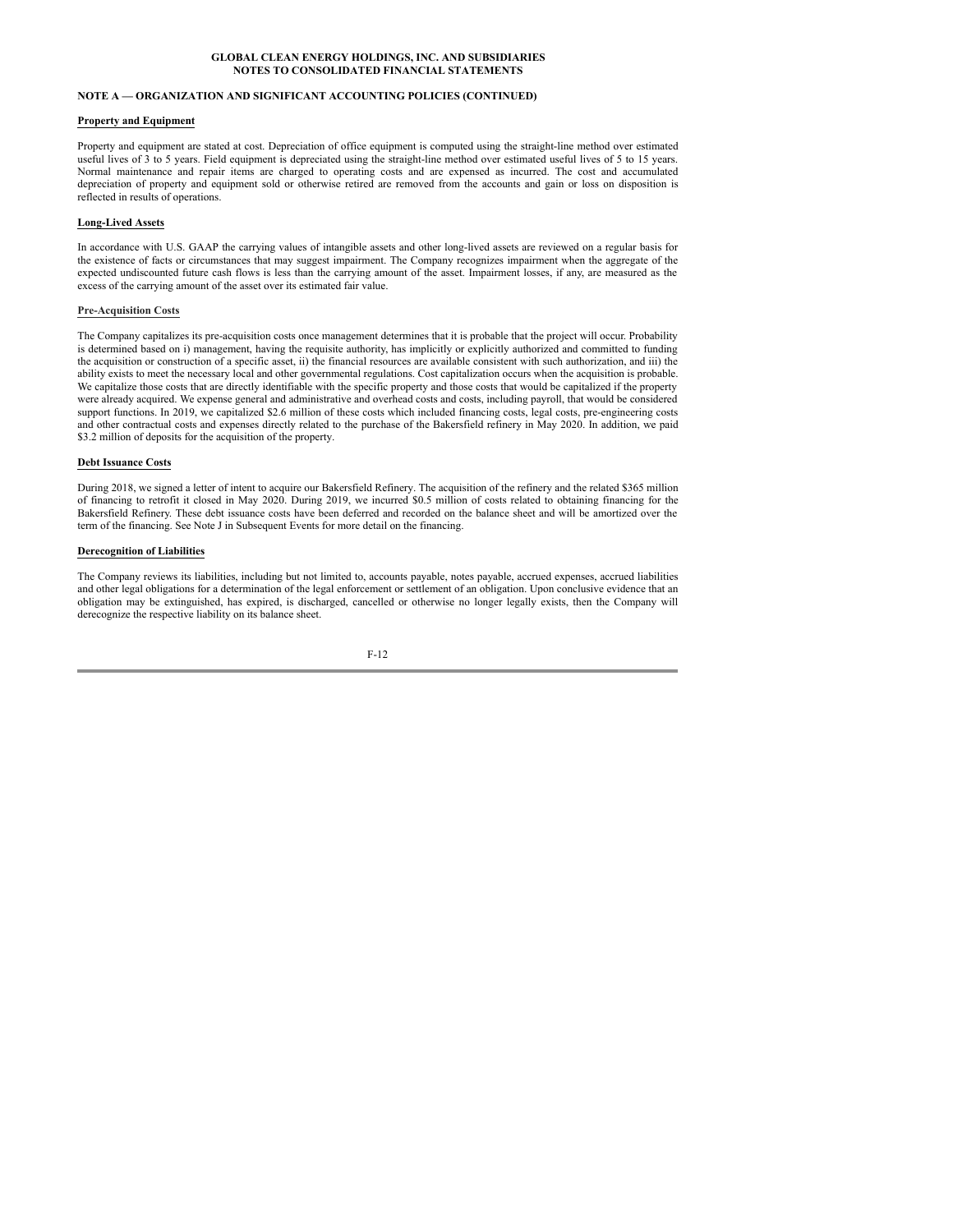**GLOBAL CLEAN ENERGY HOLDINGS, INC. AND SUBSIDIARIES**
**NOTES TO CONSOLIDATED FINANCIAL STATEMENTS**

**NOTE A — ORGANIZATION AND SIGNIFICANT ACCOUNTING POLICIES (CONTINUED)**

**Property and Equipment**

Property and equipment are stated at cost. Depreciation of office equipment is computed using the straight-line method over estimated useful lives of 3 to 5 years. Field equipment is depreciated using the straight-line method over estimated useful lives of 5 to 15 years. Normal maintenance and repair items are charged to operating costs and are expensed as incurred. The cost and accumulated depreciation of property and equipment sold or otherwise retired are removed from the accounts and gain or loss on disposition is reflected in results of operations.

**Long-Lived Assets**

In accordance with U.S. GAAP the carrying values of intangible assets and other long-lived assets are reviewed on a regular basis for the existence of facts or circumstances that may suggest impairment. The Company recognizes impairment when the aggregate of the expected undiscounted future cash flows is less than the carrying amount of the asset. Impairment losses, if any, are measured as the excess of the carrying amount of the asset over its estimated fair value.

**Pre-Acquisition Costs**

The Company capitalizes its pre-acquisition costs once management determines that it is probable that the project will occur. Probability is determined based on i) management, having the requisite authority, has implicitly or explicitly authorized and committed to funding the acquisition or construction of a specific asset, ii) the financial resources are available consistent with such authorization, and iii) the ability exists to meet the necessary local and other governmental regulations. Cost capitalization occurs when the acquisition is probable. We capitalize those costs that are directly identifiable with the specific property and those costs that would be capitalized if the property were already acquired. We expense general and administrative and overhead costs and costs, including payroll, that would be considered support functions. In 2019, we capitalized $2.6 million of these costs which included financing costs, legal costs, pre-engineering costs and other contractual costs and expenses directly related to the purchase of the Bakersfield refinery in May 2020. In addition, we paid $3.2 million of deposits for the acquisition of the property.

**Debt Issuance Costs**

During 2018, we signed a letter of intent to acquire our Bakersfield Refinery. The acquisition of the refinery and the related $365 million of financing to retrofit it closed in May 2020. During 2019, we incurred $0.5 million of costs related to obtaining financing for the Bakersfield Refinery. These debt issuance costs have been deferred and recorded on the balance sheet and will be amortized over the term of the financing. See Note J in Subsequent Events for more detail on the financing.

**Derecognition of Liabilities**

The Company reviews its liabilities, including but not limited to, accounts payable, notes payable, accrued expenses, accrued liabilities and other legal obligations for a determination of the legal enforcement or settlement of an obligation. Upon conclusive evidence that an obligation may be extinguished, has expired, is discharged, cancelled or otherwise no longer legally exists, then the Company will derecognize the respective liability on its balance sheet.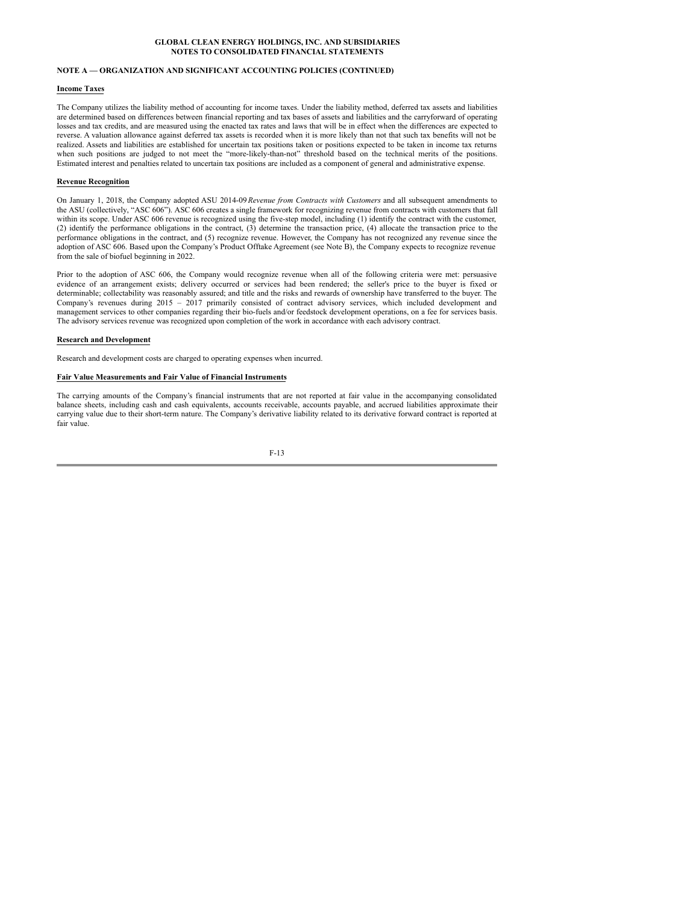**GLOBAL CLEAN ENERGY HOLDINGS, INC. AND SUBSIDIARIES**
**NOTES TO CONSOLIDATED FINANCIAL STATEMENTS**

**NOTE A — ORGANIZATION AND SIGNIFICANT ACCOUNTING POLICIES (CONTINUED)**

**Income Taxes**

The Company utilizes the liability method of accounting for income taxes. Under the liability method, deferred tax assets and liabilities are determined based on differences between financial reporting and tax bases of assets and liabilities and the carryforward of operating losses and tax credits, and are measured using the enacted tax rates and laws that will be in effect when the differences are expected to reverse. A valuation allowance against deferred tax assets is recorded when it is more likely than not that such tax benefits will not be realized. Assets and liabilities are established for uncertain tax positions taken or positions expected to be taken in income tax returns when such positions are judged to not meet the "more-likely-than-not" threshold based on the technical merits of the positions. Estimated interest and penalties related to uncertain tax positions are included as a component of general and administrative expense.

**Revenue Recognition**

On January 1, 2018, the Company adopted ASU 2014-09 *Revenue from Contracts with Customers* and all subsequent amendments to the ASU (collectively, "ASC 606"). ASC 606 creates a single framework for recognizing revenue from contracts with customers that fall within its scope. Under ASC 606 revenue is recognized using the five-step model, including (1) identify the contract with the customer, (2) identify the performance obligations in the contract, (3) determine the transaction price, (4) allocate the transaction price to the performance obligations in the contract, and (5) recognize revenue. However, the Company has not recognized any revenue since the adoption of ASC 606. Based upon the Company's Product Offtake Agreement (see Note B), the Company expects to recognize revenue from the sale of biofuel beginning in 2022.

Prior to the adoption of ASC 606, the Company would recognize revenue when all of the following criteria were met: persuasive evidence of an arrangement exists; delivery occurred or services had been rendered; the seller's price to the buyer is fixed or determinable; collectability was reasonably assured; and title and the risks and rewards of ownership have transferred to the buyer. The Company's revenues during 2015 – 2017 primarily consisted of contract advisory services, which included development and management services to other companies regarding their bio-fuels and/or feedstock development operations, on a fee for services basis. The advisory services revenue was recognized upon completion of the work in accordance with each advisory contract.

**Research and Development**

Research and development costs are charged to operating expenses when incurred.

**Fair Value Measurements and Fair Value of Financial Instruments**

The carrying amounts of the Company's financial instruments that are not reported at fair value in the accompanying consolidated balance sheets, including cash and cash equivalents, accounts receivable, accounts payable, and accrued liabilities approximate their carrying value due to their short-term nature. The Company's derivative liability related to its derivative forward contract is reported at fair value.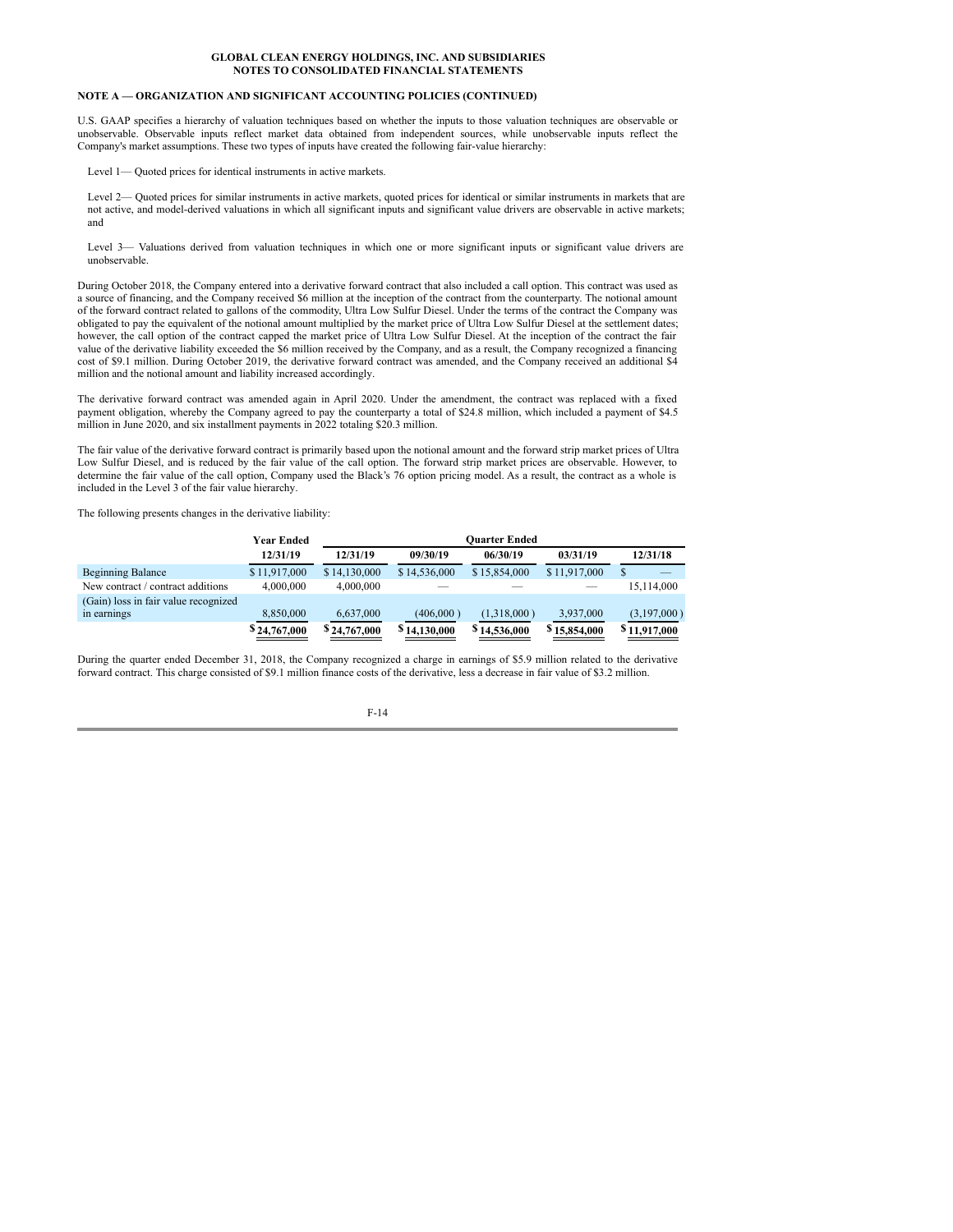**GLOBAL CLEAN ENERGY HOLDINGS, INC. AND SUBSIDIARIES**
**NOTES TO CONSOLIDATED FINANCIAL STATEMENTS**

**NOTE A — ORGANIZATION AND SIGNIFICANT ACCOUNTING POLICIES (CONTINUED)**

U.S. GAAP specifies a hierarchy of valuation techniques based on whether the inputs to those valuation techniques are observable or unobservable. Observable inputs reflect market data obtained from independent sources, while unobservable inputs reflect the Company's market assumptions. These two types of inputs have created the following fair-value hierarchy:

Level 1— Quoted prices for identical instruments in active markets.

Level 2— Quoted prices for similar instruments in active markets, quoted prices for identical or similar instruments in markets that are not active, and model-derived valuations in which all significant inputs and significant value drivers are observable in active markets; and

Level 3— Valuations derived from valuation techniques in which one or more significant inputs or significant value drivers are unobservable.

During October 2018, the Company entered into a derivative forward contract that also included a call option. This contract was used as a source of financing, and the Company received $6 million at the inception of the contract from the counterparty. The notional amount of the forward contract related to gallons of the commodity, Ultra Low Sulfur Diesel. Under the terms of the contract the Company was obligated to pay the equivalent of the notional amount multiplied by the market price of Ultra Low Sulfur Diesel at the settlement dates; however, the call option of the contract capped the market price of Ultra Low Sulfur Diesel. At the inception of the contract the fair value of the derivative liability exceeded the $6 million received by the Company, and as a result, the Company recognized a financing cost of $9.1 million. During October 2019, the derivative forward contract was amended, and the Company received an additional $4 million and the notional amount and liability increased accordingly.

The derivative forward contract was amended again in April 2020. Under the amendment, the contract was replaced with a fixed payment obligation, whereby the Company agreed to pay the counterparty a total of $24.8 million, which included a payment of $4.5 million in June 2020, and six installment payments in 2022 totaling $20.3 million.

The fair value of the derivative forward contract is primarily based upon the notional amount and the forward strip market prices of Ultra Low Sulfur Diesel, and is reduced by the fair value of the call option. The forward strip market prices are observable. However, to determine the fair value of the call option, Company used the Black's 76 option pricing model. As a result, the contract as a whole is included in the Level 3 of the fair value hierarchy.

The following presents changes in the derivative liability:

| | Year Ended | Quarter Ended | | | | |
|---|---|---|---|---|---|---|
| | 12/31/19 | 12/31/19 | 09/30/19 | 06/30/19 | 03/31/19 | 12/31/18 |
| Beginning Balance | $ 11,917,000 | $ 14,130,000 | $ 14,536,000 | $ 15,854,000 | $ 11,917,000 | $ — |
| New contract / contract additions | 4,000,000 | 4,000,000 | — | — | — | 15,114,000 |
| (Gain) loss in fair value recognized in earnings | 8,850,000 | 6,637,000 | (406,000 ) | (1,318,000 ) | 3,937,000 | (3,197,000 ) |
| | $ 24,767,000 | $ 24,767,000 | $ 14,130,000 | $ 14,536,000 | $ 15,854,000 | $ 11,917,000 |

During the quarter ended December 31, 2018, the Company recognized a charge in earnings of $5.9 million related to the derivative forward contract. This charge consisted of $9.1 million finance costs of the derivative, less a decrease in fair value of $3.2 million.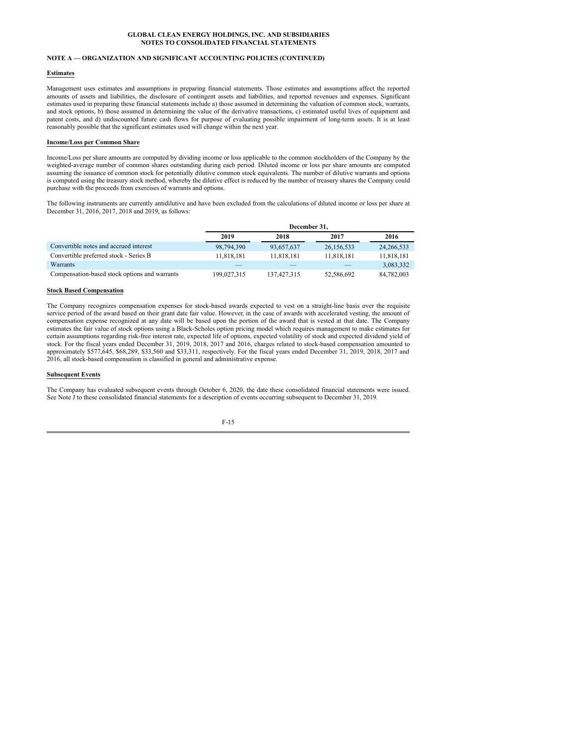**NOTE A — ORGANIZATION AND SIGNIFICANT ACCOUNTING POLICIES (CONTINUED)**

**Estimates**

Management uses estimates and assumptions in preparing financial statements. Those estimates and assumptions affect the reported amounts of assets and liabilities, the disclosure of contingent assets and liabilities, and reported revenues and expenses. Significant estimates used in preparing these financial statements include a) those assumed in determining the valuation of common stock, warrants, and stock options, b) those assumed in determining the value of the derivative transactions, c) estimated useful lives of equipment and patent costs, and d) undiscounted future cash flows for purpose of evaluating possible impairment of long-term assets. It is at least reasonably possible that the significant estimates used will change within the next year.

**Income/Loss per Common Share**

Income/Loss per share amounts are computed by dividing income or loss applicable to the common stockholders of the Company by the weighted-average number of common shares outstanding during each period. Diluted income or loss per share amounts are computed assuming the issuance of common stock for potentially dilutive common stock equivalents. The number of dilutive warrants and options is computed using the treasury stock method, whereby the dilutive effect is reduced by the number of treasury shares the Company could purchase with the proceeds from exercises of warrants and options.

The following instruments are currently antidilutive and have been excluded from the calculations of diluted income or loss per share at December 31, 2016, 2017, 2018 and 2019, as follows:

| | December 31, | | | |
|---|---|---|---|---|
| | 2019 | 2018 | 2017 | 2016 |
| Convertible notes and accrued interest | 98,794,390 | 93,657,637 | 26,156,533 | 24,266,533 |
| Convertible preferred stock - Series B | 11,818,181 | 11,818,181 | 11,818,181 | 11,818,181 |
| Warrants | — | — | — | 3,083,332 |
| Compensation-based stock options and warrants | 199,027,315 | 137,427,315 | 52,586,692 | 84,782,003 |

**Stock Based Compensation**

The Company recognizes compensation expenses for stock-based awards expected to vest on a straight-line basis over the requisite service period of the award based on their grant date fair value. However, in the case of awards with accelerated vesting, the amount of compensation expense recognized at any date will be based upon the portion of the award that is vested at that date. The Company estimates the fair value of stock options using a Black-Scholes option pricing model which requires management to make estimates for certain assumptions regarding risk-free interest rate, expected life of options, expected volatility of stock and expected dividend yield of stock. For the fiscal years ended December 31, 2019, 2018, 2017 and 2016, charges related to stock-based compensation amounted to approximately $577,645, $68,289, $33,560 and $33,311, respectively. For the fiscal years ended December 31, 2019, 2018, 2017 and 2016, all stock-based compensation is classified in general and administrative expense.

**Subsequent Events**

The Company has evaluated subsequent events through October 6, 2020, the date these consolidated financial statements were issued. See Note J to these consolidated financial statements for a description of events occurring subsequent to December 31, 2019.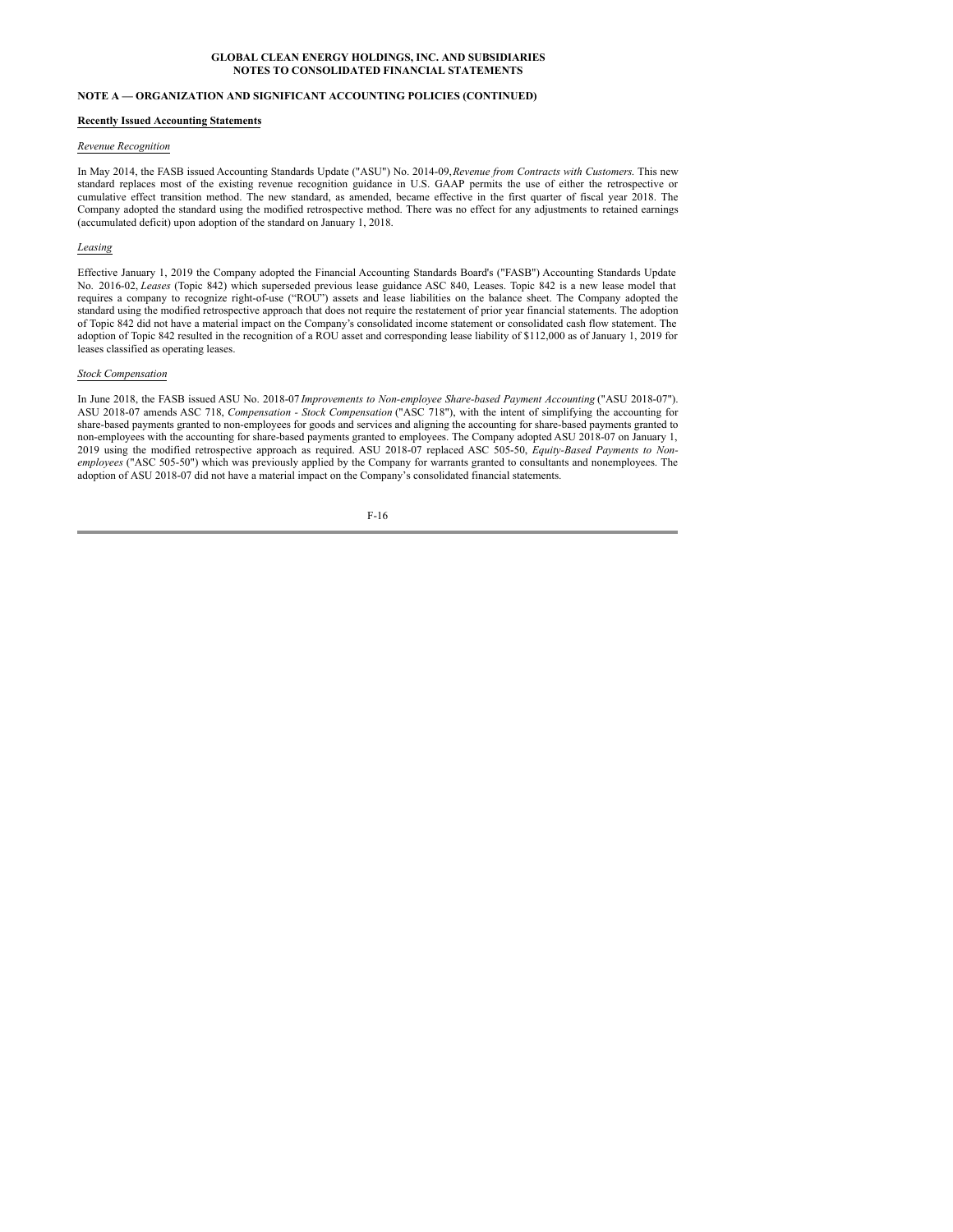**GLOBAL CLEAN ENERGY HOLDINGS, INC. AND SUBSIDIARIES**
**NOTES TO CONSOLIDATED FINANCIAL STATEMENTS**

**NOTE A — ORGANIZATION AND SIGNIFICANT ACCOUNTING POLICIES (CONTINUED)**

**Recently Issued Accounting Statements**

*Revenue Recognition*

In May 2014, the FASB issued Accounting Standards Update ("ASU") No. 2014-09, *Revenue from Contracts with Customers.* This new standard replaces most of the existing revenue recognition guidance in U.S. GAAP permits the use of either the retrospective or cumulative effect transition method. The new standard, as amended, became effective in the first quarter of fiscal year 2018. The Company adopted the standard using the modified retrospective method. There was no effect for any adjustments to retained earnings (accumulated deficit) upon adoption of the standard on January 1, 2018.

*Leasing*

Effective January 1, 2019 the Company adopted the Financial Accounting Standards Board's ("FASB") Accounting Standards Update No. 2016-02, *Leases* (Topic 842) which superseded previous lease guidance ASC 840, Leases. Topic 842 is a new lease model that requires a company to recognize right-of-use ("ROU") assets and lease liabilities on the balance sheet. The Company adopted the standard using the modified retrospective approach that does not require the restatement of prior year financial statements. The adoption of Topic 842 did not have a material impact on the Company's consolidated income statement or consolidated cash flow statement. The adoption of Topic 842 resulted in the recognition of a ROU asset and corresponding lease liability of $112,000 as of January 1, 2019 for leases classified as operating leases.

*Stock Compensation*

In June 2018, the FASB issued ASU No. 2018-07 *Improvements to Non-employee Share-based Payment Accounting* ("ASU 2018-07"). ASU 2018-07 amends ASC 718, *Compensation - Stock Compensation* ("ASC 718"), with the intent of simplifying the accounting for share-based payments granted to non-employees for goods and services and aligning the accounting for share-based payments granted to non-employees with the accounting for share-based payments granted to employees. The Company adopted ASU 2018-07 on January 1, 2019 using the modified retrospective approach as required. ASU 2018-07 replaced ASC 505-50, *Equity-Based Payments to Non-employees* ("ASC 505-50") which was previously applied by the Company for warrants granted to consultants and nonemployees. The adoption of ASU 2018-07 did not have a material impact on the Company's consolidated financial statements.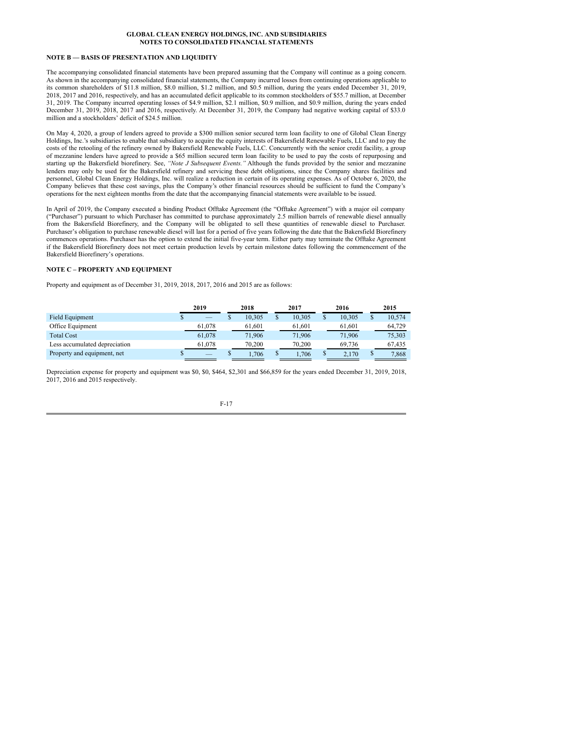**GLOBAL CLEAN ENERGY HOLDINGS, INC. AND SUBSIDIARIES**
**NOTES TO CONSOLIDATED FINANCIAL STATEMENTS**

### NOTE B — BASIS OF PRESENTATION AND LIQUIDITY

The accompanying consolidated financial statements have been prepared assuming that the Company will continue as a going concern. As shown in the accompanying consolidated financial statements, the Company incurred losses from continuing operations applicable to its common shareholders of $11.8 million, $8.0 million, $1.2 million, and $0.5 million, during the years ended December 31, 2019, 2018, 2017 and 2016, respectively, and has an accumulated deficit applicable to its common stockholders of $55.7 million, at December 31, 2019. The Company incurred operating losses of $4.9 million, $2.1 million, $0.9 million, and $0.9 million, during the years ended December 31, 2019, 2018, 2017 and 2016, respectively. At December 31, 2019, the Company had negative working capital of $33.0 million and a stockholders' deficit of $24.5 million.

On May 4, 2020, a group of lenders agreed to provide a $300 million senior secured term loan facility to one of Global Clean Energy Holdings, Inc.'s subsidiaries to enable that subsidiary to acquire the equity interests of Bakersfield Renewable Fuels, LLC and to pay the costs of the retooling of the refinery owned by Bakersfield Renewable Fuels, LLC. Concurrently with the senior credit facility, a group of mezzanine lenders have agreed to provide a $65 million secured term loan facility to be used to pay the costs of repurposing and starting up the Bakersfield biorefinery. See, *"Note J Subsequent Events."* Although the funds provided by the senior and mezzanine lenders may only be used for the Bakersfield refinery and servicing these debt obligations, since the Company shares facilities and personnel, Global Clean Energy Holdings, Inc. will realize a reduction in certain of its operating expenses. As of October 6, 2020, the Company believes that these cost savings, plus the Company's other financial resources should be sufficient to fund the Company's operations for the next eighteen months from the date that the accompanying financial statements were available to be issued.

In April of 2019, the Company executed a binding Product Offtake Agreement (the "Offtake Agreement") with a major oil company ("Purchaser") pursuant to which Purchaser has committed to purchase approximately 2.5 million barrels of renewable diesel annually from the Bakersfield Biorefinery, and the Company will be obligated to sell these quantities of renewable diesel to Purchaser. Purchaser's obligation to purchase renewable diesel will last for a period of five years following the date that the Bakersfield Biorefinery commences operations. Purchaser has the option to extend the initial five-year term. Either party may terminate the Offtake Agreement if the Bakersfield Biorefinery does not meet certain production levels by certain milestone dates following the commencement of the Bakersfield Biorefinery's operations.

### NOTE C – PROPERTY AND EQUIPMENT

Property and equipment as of December 31, 2019, 2018, 2017, 2016 and 2015 are as follows:

| | 2019 | 2018 | 2017 | 2016 | 2015 |
|---|---|---|---|---|---|
| Field Equipment | $ — | $ 10,305 | $ 10,305 | $ 10,305 | $ 10,574 |
| Office Equipment | 61,078 | 61,601 | 61,601 | 61,601 | 64,729 |
| Total Cost | 61,078 | 71,906 | 71,906 | 71,906 | 75,303 |
| Less accumulated depreciation | 61,078 | 70,200 | 70,200 | 69,736 | 67,435 |
| Property and equipment, net | $ — | $ 1,706 | $ 1,706 | $ 2,170 | $ 7,868 |

Depreciation expense for property and equipment was $0, $0, $464, $2,301 and $66,859 for the years ended December 31, 2019, 2018, 2017, 2016 and 2015 respectively.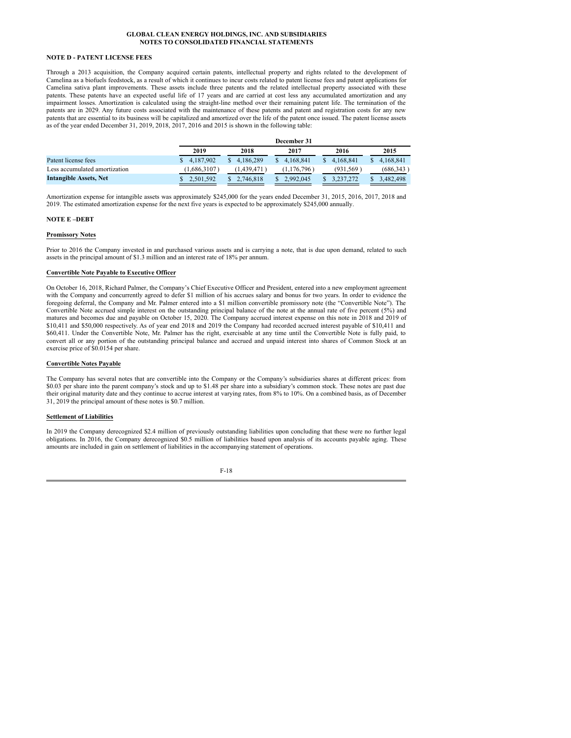**GLOBAL CLEAN ENERGY HOLDINGS, INC. AND SUBSIDIARIES**
**NOTES TO CONSOLIDATED FINANCIAL STATEMENTS**

**NOTE D - PATENT LICENSE FEES**

Through a 2013 acquisition, the Company acquired certain patents, intellectual property and rights related to the development of Camelina as a biofuels feedstock, as a result of which it continues to incur costs related to patent license fees and patent applications for Camelina sativa plant improvements. These assets include three patents and the related intellectual property associated with these patents. These patents have an expected useful life of 17 years and are carried at cost less any accumulated amortization and any impairment losses. Amortization is calculated using the straight-line method over their remaining patent life. The termination of the patents are in 2029. Any future costs associated with the maintenance of these patents and patent and registration costs for any new patents that are essential to its business will be capitalized and amortized over the life of the patent once issued. The patent license assets as of the year ended December 31, 2019, 2018, 2017, 2016 and 2015 is shown in the following table:

| | December 31 | | | | |
|---|---|---|---|---|---|
| | 2019 | 2018 | 2017 | 2016 | 2015 |
| Patent license fees | $ 4,187,902 | $ 4,186,289 | $ 4,168,841 | $ 4,168,841 | $ 4,168,841 |
| Less accumulated amortization | (1,686,3107) | (1,439,471) | (1,176,796) | (931,569) | (686,343) |
| **Intangible Assets, Net** | $ 2,501,592 | $ 2,746,818 | $ 2,992,045 | $ 3,237,272 | $ 3,482,498 |

Amortization expense for intangible assets was approximately $245,000 for the years ended December 31, 2015, 2016, 2017, 2018 and 2019. The estimated amortization expense for the next five years is expected to be approximately $245,000 annually.

**NOTE E –DEBT**

**Promissory Notes**

Prior to 2016 the Company invested in and purchased various assets and is carrying a note, that is due upon demand, related to such assets in the principal amount of $1.3 million and an interest rate of 18% per annum.

**Convertible Note Payable to Executive Officer**

On October 16, 2018, Richard Palmer, the Company's Chief Executive Officer and President, entered into a new employment agreement with the Company and concurrently agreed to defer $1 million of his accrues salary and bonus for two years. In order to evidence the foregoing deferral, the Company and Mr. Palmer entered into a $1 million convertible promissory note (the "Convertible Note"). The Convertible Note accrued simple interest on the outstanding principal balance of the note at the annual rate of five percent (5%) and matures and becomes due and payable on October 15, 2020. The Company accrued interest expense on this note in 2018 and 2019 of $10,411 and $50,000 respectively. As of year end 2018 and 2019 the Company had recorded accrued interest payable of $10,411 and $60,411. Under the Convertible Note, Mr. Palmer has the right, exercisable at any time until the Convertible Note is fully paid, to convert all or any portion of the outstanding principal balance and accrued and unpaid interest into shares of Common Stock at an exercise price of $0.0154 per share.

**Convertible Notes Payable**

The Company has several notes that are convertible into the Company or the Company's subsidiaries shares at different prices: from $0.03 per share into the parent company's stock and up to $1.48 per share into a subsidiary's common stock. These notes are past due their original maturity date and they continue to accrue interest at varying rates, from 8% to 10%. On a combined basis, as of December 31, 2019 the principal amount of these notes is $0.7 million.

**Settlement of Liabilities**

In 2019 the Company derecognized $2.4 million of previously outstanding liabilities upon concluding that these were no further legal obligations. In 2016, the Company derecognized $0.5 million of liabilities based upon analysis of its accounts payable aging. These amounts are included in gain on settlement of liabilities in the accompanying statement of operations.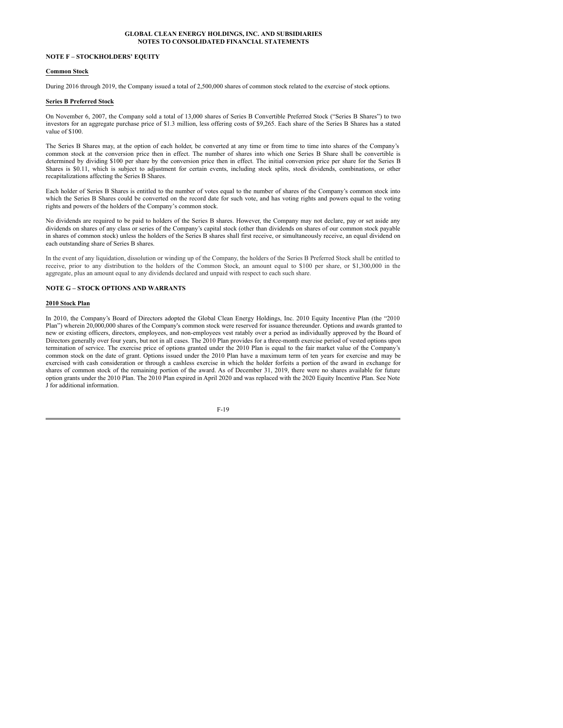## NOTE F – STOCKHOLDERS' EQUITY

### Common Stock

During 2016 through 2019, the Company issued a total of 2,500,000 shares of common stock related to the exercise of stock options.

### Series B Preferred Stock

On November 6, 2007, the Company sold a total of 13,000 shares of Series B Convertible Preferred Stock ("Series B Shares") to two investors for an aggregate purchase price of $1.3 million, less offering costs of $9,265. Each share of the Series B Shares has a stated value of $100.

The Series B Shares may, at the option of each holder, be converted at any time or from time to time into shares of the Company's common stock at the conversion price then in effect. The number of shares into which one Series B Share shall be convertible is determined by dividing $100 per share by the conversion price then in effect. The initial conversion price per share for the Series B Shares is $0.11, which is subject to adjustment for certain events, including stock splits, stock dividends, combinations, or other recapitalizations affecting the Series B Shares.

Each holder of Series B Shares is entitled to the number of votes equal to the number of shares of the Company's common stock into which the Series B Shares could be converted on the record date for such vote, and has voting rights and powers equal to the voting rights and powers of the holders of the Company's common stock.

No dividends are required to be paid to holders of the Series B shares. However, the Company may not declare, pay or set aside any dividends on shares of any class or series of the Company's capital stock (other than dividends on shares of our common stock payable in shares of common stock) unless the holders of the Series B shares shall first receive, or simultaneously receive, an equal dividend on each outstanding share of Series B shares.

In the event of any liquidation, dissolution or winding up of the Company, the holders of the Series B Preferred Stock shall be entitled to receive, prior to any distribution to the holders of the Common Stock, an amount equal to $100 per share, or $1,300,000 in the aggregate, plus an amount equal to any dividends declared and unpaid with respect to each such share.

## NOTE G – STOCK OPTIONS AND WARRANTS

### 2010 Stock Plan

In 2010, the Company's Board of Directors adopted the Global Clean Energy Holdings, Inc. 2010 Equity Incentive Plan (the "2010 Plan") wherein 20,000,000 shares of the Company's common stock were reserved for issuance thereunder. Options and awards granted to new or existing officers, directors, employees, and non-employees vest ratably over a period as individually approved by the Board of Directors generally over four years, but not in all cases. The 2010 Plan provides for a three-month exercise period of vested options upon termination of service. The exercise price of options granted under the 2010 Plan is equal to the fair market value of the Company's common stock on the date of grant. Options issued under the 2010 Plan have a maximum term of ten years for exercise and may be exercised with cash consideration or through a cashless exercise in which the holder forfeits a portion of the award in exchange for shares of common stock of the remaining portion of the award. As of December 31, 2019, there were no shares available for future option grants under the 2010 Plan. The 2010 Plan expired in April 2020 and was replaced with the 2020 Equity Incentive Plan. See Note J for additional information.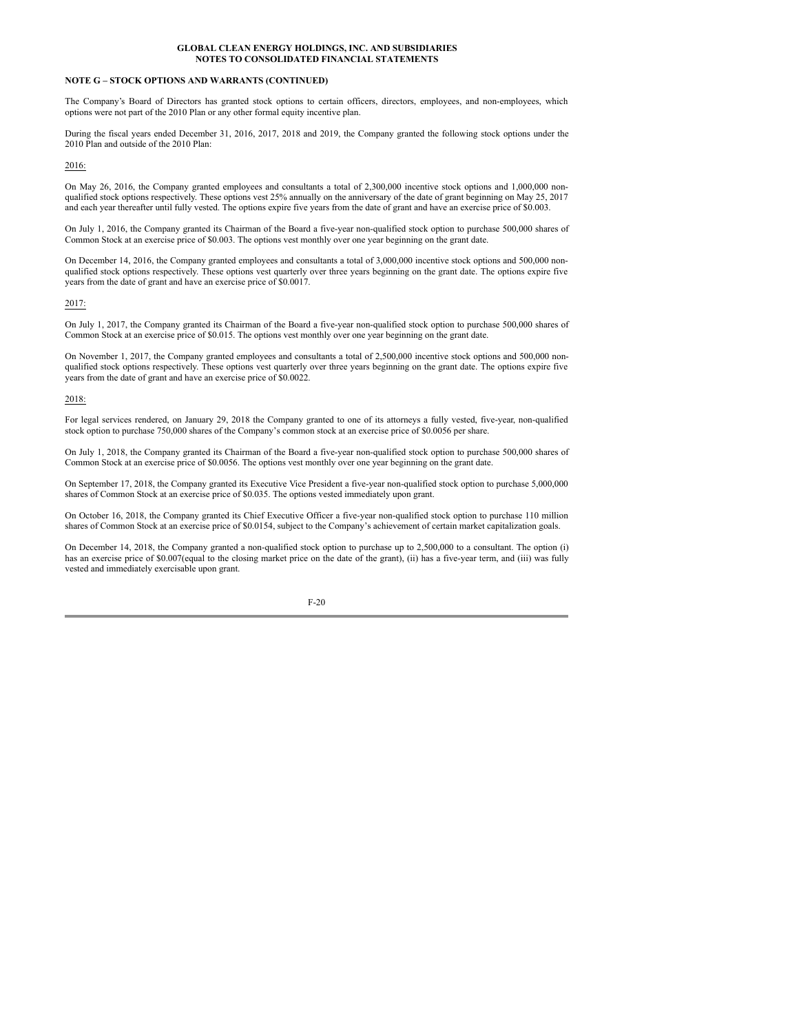**NOTE G – STOCK OPTIONS AND WARRANTS (CONTINUED)**

The Company's Board of Directors has granted stock options to certain officers, directors, employees, and non-employees, which options were not part of the 2010 Plan or any other formal equity incentive plan.

During the fiscal years ended December 31, 2016, 2017, 2018 and 2019, the Company granted the following stock options under the 2010 Plan and outside of the 2010 Plan:

2016:

On May 26, 2016, the Company granted employees and consultants a total of 2,300,000 incentive stock options and 1,000,000 non-qualified stock options respectively. These options vest 25% annually on the anniversary of the date of grant beginning on May 25, 2017 and each year thereafter until fully vested. The options expire five years from the date of grant and have an exercise price of $0.003.

On July 1, 2016, the Company granted its Chairman of the Board a five-year non-qualified stock option to purchase 500,000 shares of Common Stock at an exercise price of $0.003. The options vest monthly over one year beginning on the grant date.

On December 14, 2016, the Company granted employees and consultants a total of 3,000,000 incentive stock options and 500,000 non-qualified stock options respectively. These options vest quarterly over three years beginning on the grant date. The options expire five years from the date of grant and have an exercise price of $0.0017.

2017:

On July 1, 2017, the Company granted its Chairman of the Board a five-year non-qualified stock option to purchase 500,000 shares of Common Stock at an exercise price of $0.015. The options vest monthly over one year beginning on the grant date.

On November 1, 2017, the Company granted employees and consultants a total of 2,500,000 incentive stock options and 500,000 non-qualified stock options respectively. These options vest quarterly over three years beginning on the grant date. The options expire five years from the date of grant and have an exercise price of $0.0022.

2018:

For legal services rendered, on January 29, 2018 the Company granted to one of its attorneys a fully vested, five-year, non-qualified stock option to purchase 750,000 shares of the Company's common stock at an exercise price of $0.0056 per share.

On July 1, 2018, the Company granted its Chairman of the Board a five-year non-qualified stock option to purchase 500,000 shares of Common Stock at an exercise price of $0.0056. The options vest monthly over one year beginning on the grant date.

On September 17, 2018, the Company granted its Executive Vice President a five-year non-qualified stock option to purchase 5,000,000 shares of Common Stock at an exercise price of $0.035. The options vested immediately upon grant.

On October 16, 2018, the Company granted its Chief Executive Officer a five-year non-qualified stock option to purchase 110 million shares of Common Stock at an exercise price of $0.0154, subject to the Company's achievement of certain market capitalization goals.

On December 14, 2018, the Company granted a non-qualified stock option to purchase up to 2,500,000 to a consultant. The option (i) has an exercise price of $0.007(equal to the closing market price on the date of the grant), (ii) has a five-year term, and (iii) was fully vested and immediately exercisable upon grant.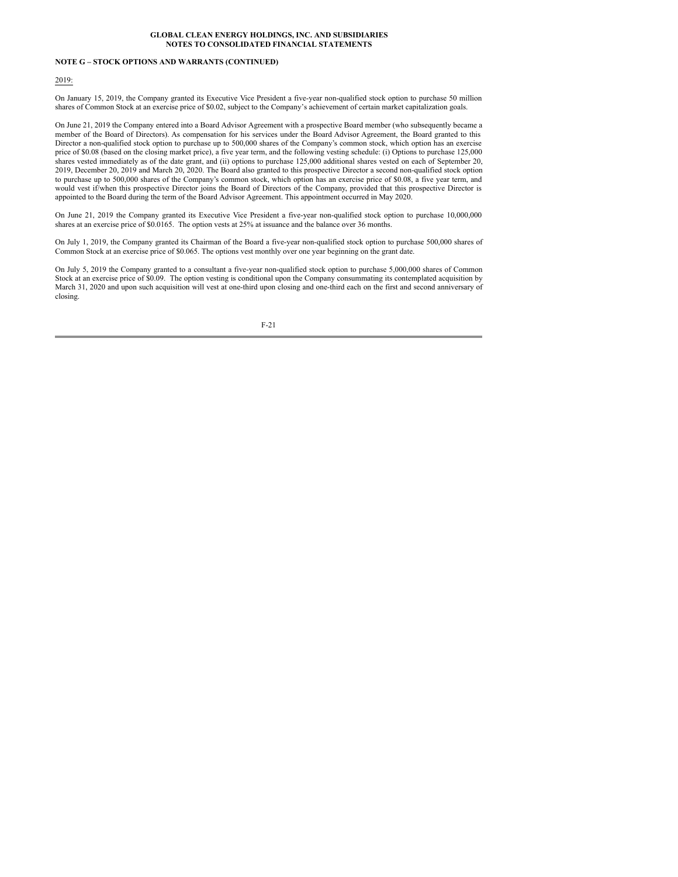**NOTE G – STOCK OPTIONS AND WARRANTS (CONTINUED)**

2019:

On January 15, 2019, the Company granted its Executive Vice President a five-year non-qualified stock option to purchase 50 million shares of Common Stock at an exercise price of $0.02, subject to the Company's achievement of certain market capitalization goals.

On June 21, 2019 the Company entered into a Board Advisor Agreement with a prospective Board member (who subsequently became a member of the Board of Directors). As compensation for his services under the Board Advisor Agreement, the Board granted to this Director a non-qualified stock option to purchase up to 500,000 shares of the Company's common stock, which option has an exercise price of $0.08 (based on the closing market price), a five year term, and the following vesting schedule: (i) Options to purchase 125,000 shares vested immediately as of the date grant, and (ii) options to purchase 125,000 additional shares vested on each of September 20, 2019, December 20, 2019 and March 20, 2020. The Board also granted to this prospective Director a second non-qualified stock option to purchase up to 500,000 shares of the Company's common stock, which option has an exercise price of $0.08, a five year term, and would vest if/when this prospective Director joins the Board of Directors of the Company, provided that this prospective Director is appointed to the Board during the term of the Board Advisor Agreement. This appointment occurred in May 2020.

On June 21, 2019 the Company granted its Executive Vice President a five-year non-qualified stock option to purchase 10,000,000 shares at an exercise price of $0.0165. The option vests at 25% at issuance and the balance over 36 months.

On July 1, 2019, the Company granted its Chairman of the Board a five-year non-qualified stock option to purchase 500,000 shares of Common Stock at an exercise price of $0.065. The options vest monthly over one year beginning on the grant date.

On July 5, 2019 the Company granted to a consultant a five-year non-qualified stock option to purchase 5,000,000 shares of Common Stock at an exercise price of $0.09. The option vesting is conditional upon the Company consummating its contemplated acquisition by March 31, 2020 and upon such acquisition will vest at one-third upon closing and one-third each on the first and second anniversary of closing.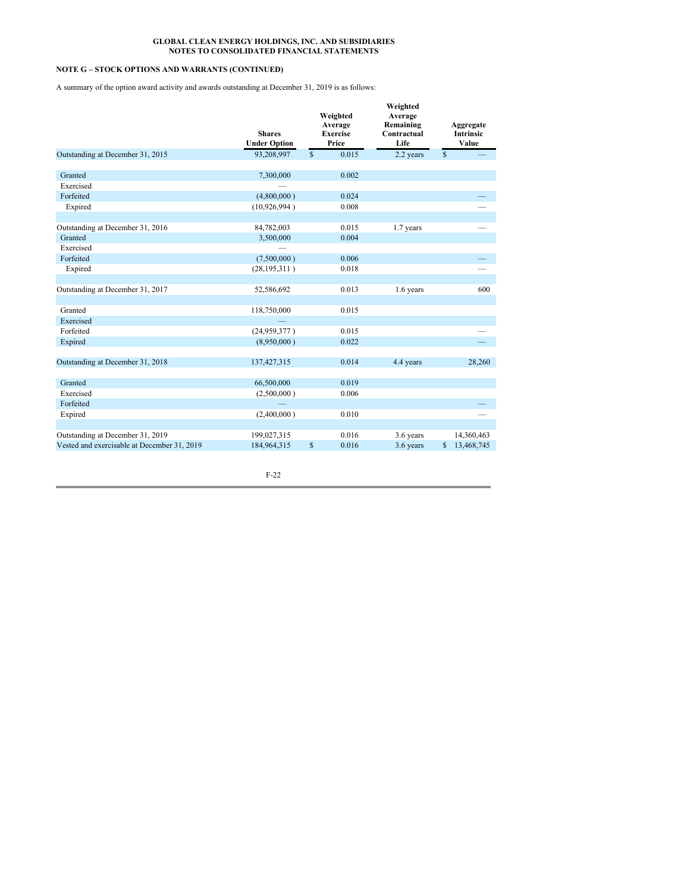**GLOBAL CLEAN ENERGY HOLDINGS, INC. AND SUBSIDIARIES**
**NOTES TO CONSOLIDATED FINANCIAL STATEMENTS**

## NOTE G – STOCK OPTIONS AND WARRANTS (CONTINUED)

A summary of the option award activity and awards outstanding at December 31, 2019 is as follows:

| | Shares Under Option | Weighted Average Exercise Price | Weighted Average Remaining Contractual Life | Aggregate Intrinsic Value |
|---|---|---|---|---|
| Outstanding at December 31, 2015 | 93,208,997 | $ 0.015 | 2.2 years | $ — |
| Granted | 7,300,000 | 0.002 | | |
| Exercised | — | | | |
| Forfeited | (4,800,000 ) | 0.024 | | — |
| Expired | (10,926,994 ) | 0.008 | | — |
| Outstanding at December 31, 2016 | 84,782,003 | 0.015 | 1.7 years | — |
| Granted | 3,500,000 | 0.004 | | |
| Exercised | — | | | |
| Forfeited | (7,500,000 ) | 0.006 | | — |
| Expired | (28,195,311 ) | 0.018 | | — |
| Outstanding at December 31, 2017 | 52,586,692 | 0.013 | 1.6 years | 600 |
| Granted | 118,750,000 | 0.015 | | |
| Exercised | — | | | |
| Forfeited | (24,959,377 ) | 0.015 | | — |
| Expired | (8,950,000 ) | 0.022 | | — |
| Outstanding at December 31, 2018 | 137,427,315 | 0.014 | 4.4 years | 28,260 |
| Granted | 66,500,000 | 0.019 | | |
| Exercised | (2,500,000 ) | 0.006 | | |
| Forfeited | — | | | — |
| Expired | (2,400,000 ) | 0.010 | | — |
| Outstanding at December 31, 2019 | 199,027,315 | 0.016 | 3.6 years | 14,360,463 |
| Vested and exercisable at December 31, 2019 | 184,964,315 | $ 0.016 | 3.6 years | $ 13,468,745 |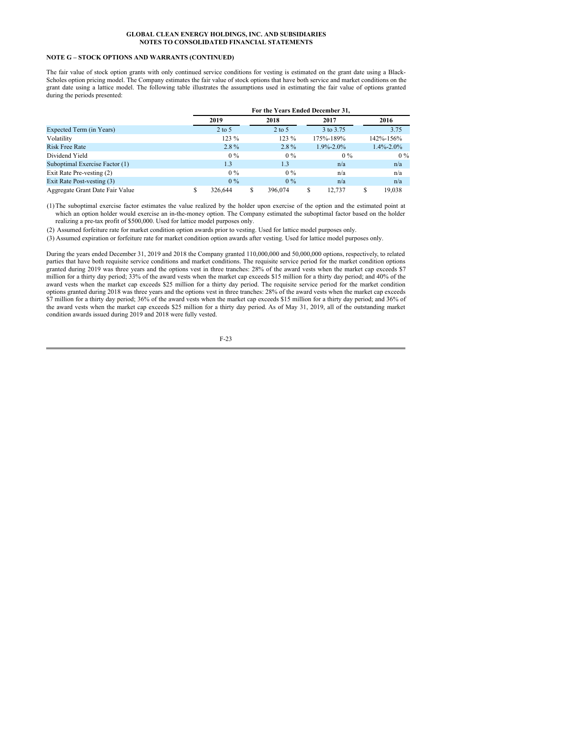**GLOBAL CLEAN ENERGY HOLDINGS, INC. AND SUBSIDIARIES**
**NOTES TO CONSOLIDATED FINANCIAL STATEMENTS**

**NOTE G – STOCK OPTIONS AND WARRANTS (CONTINUED)**

The fair value of stock option grants with only continued service conditions for vesting is estimated on the grant date using a Black-Scholes option pricing model. The Company estimates the fair value of stock options that have both service and market conditions on the grant date using a lattice model. The following table illustrates the assumptions used in estimating the fair value of options granted during the periods presented:

| | For the Years Ended December 31, | | | |
|---|---|---|---|---|
| | 2019 | 2018 | 2017 | 2016 |
| Expected Term (in Years) | 2 to 5 | 2 to 5 | 3 to 3.75 | 3.75 |
| Volatility | 123 % | 123 % | 175%-189% | 142%-156% |
| Risk Free Rate | 2.8 % | 2.8 % | 1.9%-2.0% | 1.4%-2.0% |
| Dividend Yield | 0 % | 0 % | 0 % | 0 % |
| Suboptimal Exercise Factor (1) | 1.3 | 1.3 | n/a | n/a |
| Exit Rate Pre-vesting (2) | 0 % | 0 % | n/a | n/a |
| Exit Rate Post-vesting (3) | 0 % | 0 % | n/a | n/a |
| Aggregate Grant Date Fair Value | $ 326,644 | $ 396,074 | $ 12,737 | $ 19,038 |

(1) The suboptimal exercise factor estimates the value realized by the holder upon exercise of the option and the estimated point at which an option holder would exercise an in-the-money option. The Company estimated the suboptimal factor based on the holder realizing a pre-tax profit of $500,000. Used for lattice model purposes only.

(2) Assumed forfeiture rate for market condition option awards prior to vesting. Used for lattice model purposes only.

(3) Assumed expiration or forfeiture rate for market condition option awards after vesting. Used for lattice model purposes only.

During the years ended December 31, 2019 and 2018 the Company granted 110,000,000 and 50,000,000 options, respectively, to related parties that have both requisite service conditions and market conditions. The requisite service period for the market condition options granted during 2019 was three years and the options vest in three tranches: 28% of the award vests when the market cap exceeds $7 million for a thirty day period; 33% of the award vests when the market cap exceeds $15 million for a thirty day period; and 40% of the award vests when the market cap exceeds $25 million for a thirty day period. The requisite service period for the market condition options granted during 2018 was three years and the options vest in three tranches: 28% of the award vests when the market cap exceeds $7 million for a thirty day period; 36% of the award vests when the market cap exceeds $15 million for a thirty day period; and 36% of the award vests when the market cap exceeds $25 million for a thirty day period. As of May 31, 2019, all of the outstanding market condition awards issued during 2019 and 2018 were fully vested.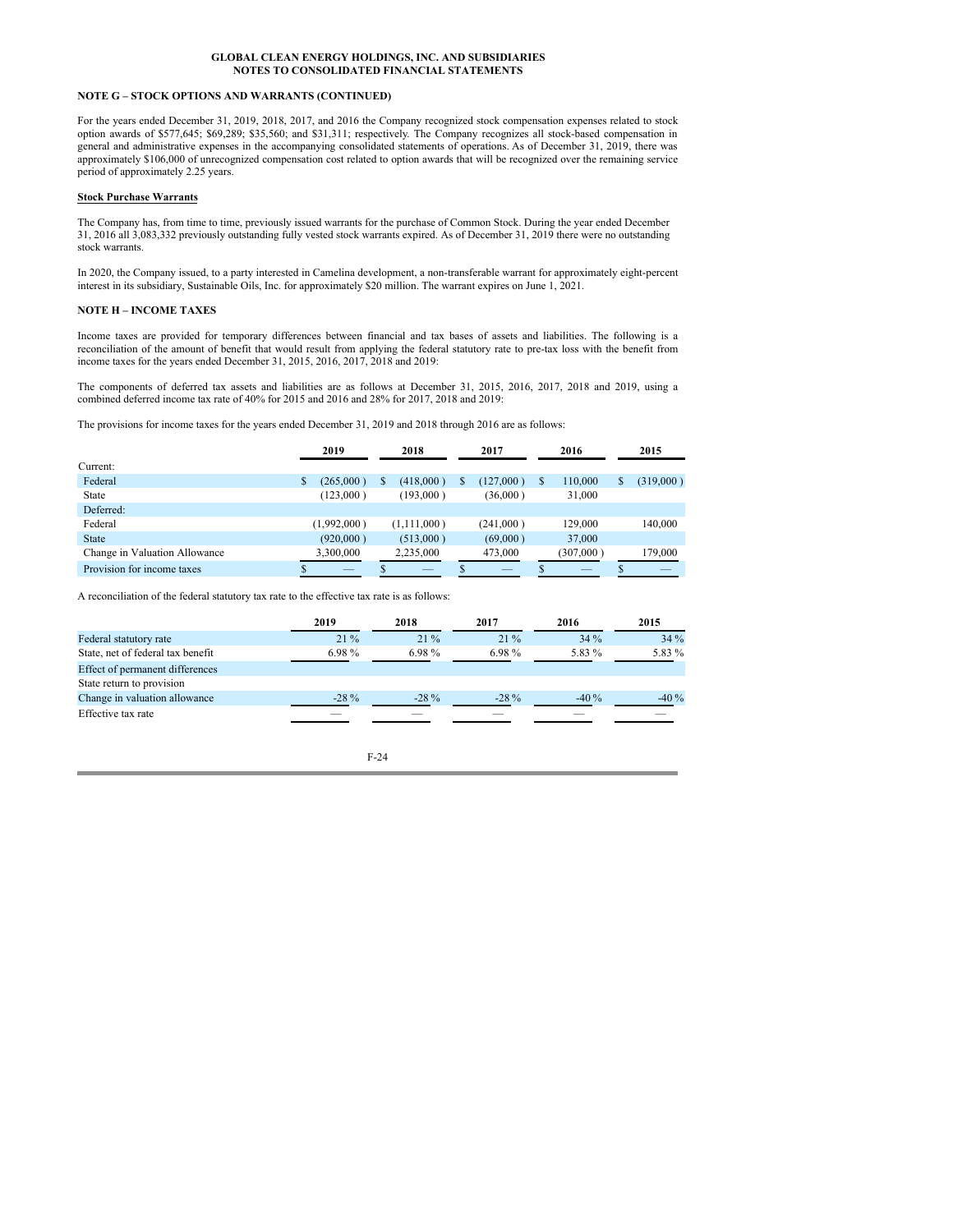**NOTE G – STOCK OPTIONS AND WARRANTS (CONTINUED)**

For the years ended December 31, 2019, 2018, 2017, and 2016 the Company recognized stock compensation expenses related to stock option awards of $577,645; $69,289; $35,560; and $31,311; respectively. The Company recognizes all stock-based compensation in general and administrative expenses in the accompanying consolidated statements of operations. As of December 31, 2019, there was approximately $106,000 of unrecognized compensation cost related to option awards that will be recognized over the remaining service period of approximately 2.25 years.

**Stock Purchase Warrants**

The Company has, from time to time, previously issued warrants for the purchase of Common Stock. During the year ended December 31, 2016 all 3,083,332 previously outstanding fully vested stock warrants expired. As of December 31, 2019 there were no outstanding stock warrants.

In 2020, the Company issued, to a party interested in Camelina development, a non-transferable warrant for approximately eight-percent interest in its subsidiary, Sustainable Oils, Inc. for approximately $20 million. The warrant expires on June 1, 2021.

**NOTE H – INCOME TAXES**

Income taxes are provided for temporary differences between financial and tax bases of assets and liabilities. The following is a reconciliation of the amount of benefit that would result from applying the federal statutory rate to pre-tax loss with the benefit from income taxes for the years ended December 31, 2015, 2016, 2017, 2018 and 2019:

The components of deferred tax assets and liabilities are as follows at December 31, 2015, 2016, 2017, 2018 and 2019, using a combined deferred income tax rate of 40% for 2015 and 2016 and 28% for 2017, 2018 and 2019:

The provisions for income taxes for the years ended December 31, 2019 and 2018 through 2016 are as follows:

| | 2019 | 2018 | 2017 | 2016 | 2015 |
|---|---|---|---|---|---|
| Current: | | | | | |
| Federal | $ (265,000) | $ (418,000) | $ (127,000) | $ 110,000 | $ (319,000) |
| State | (123,000) | (193,000) | (36,000) | 31,000 | |
| Deferred: | | | | | |
| Federal | (1,992,000) | (1,111,000) | (241,000) | 129,000 | 140,000 |
| State | (920,000) | (513,000) | (69,000) | 37,000 | |
| Change in Valuation Allowance | 3,300,000 | 2,235,000 | 473,000 | (307,000) | 179,000 |
| Provision for income taxes | $ — | $ — | $ — | $ — | $ — |

A reconciliation of the federal statutory tax rate to the effective tax rate is as follows:

| | 2019 | 2018 | 2017 | 2016 | 2015 |
|---|---|---|---|---|---|
| Federal statutory rate | 21 % | 21 % | 21 % | 34 % | 34 % |
| State, net of federal tax benefit | 6.98 % | 6.98 % | 6.98 % | 5.83 % | 5.83 % |
| Effect of permanent differences | | | | | |
| State return to provision | | | | | |
| Change in valuation allowance | -28 % | -28 % | -28 % | -40 % | -40 % |
| Effective tax rate | — | — | — | — | — |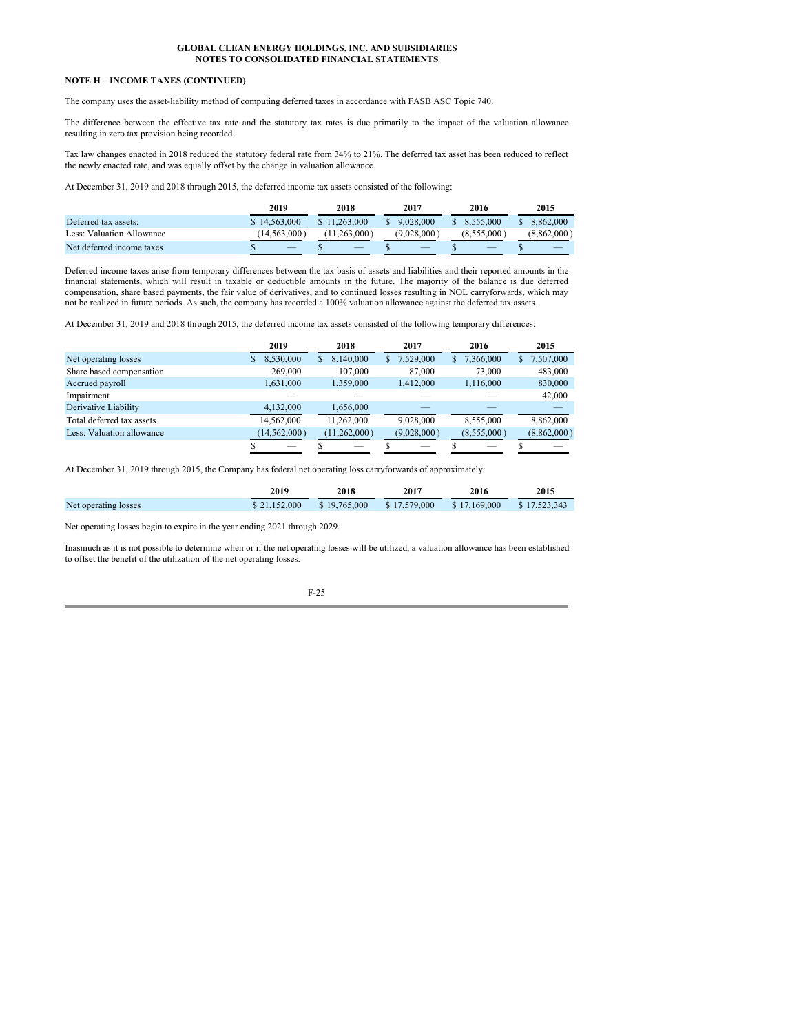**GLOBAL CLEAN ENERGY HOLDINGS, INC. AND SUBSIDIARIES**
**NOTES TO CONSOLIDATED FINANCIAL STATEMENTS**

**NOTE H – INCOME TAXES (CONTINUED)**

The company uses the asset-liability method of computing deferred taxes in accordance with FASB ASC Topic 740.

The difference between the effective tax rate and the statutory tax rates is due primarily to the impact of the valuation allowance resulting in zero tax provision being recorded.

Tax law changes enacted in 2018 reduced the statutory federal rate from 34% to 21%. The deferred tax asset has been reduced to reflect the newly enacted rate, and was equally offset by the change in valuation allowance.

At December 31, 2019 and 2018 through 2015, the deferred income tax assets consisted of the following:

| | 2019 | 2018 | 2017 | 2016 | 2015 |
|---|---|---|---|---|---|
| Deferred tax assets: | $ 14,563,000 | $ 11,263,000 | $ 9,028,000 | $ 8,555,000 | $ 8,862,000 |
| Less: Valuation Allowance | (14,563,000 ) | (11,263,000 ) | (9,028,000 ) | (8,555,000 ) | (8,862,000 ) |
| Net deferred income taxes | $ — | $ — | $ — | $ — | $ — |

Deferred income taxes arise from temporary differences between the tax basis of assets and liabilities and their reported amounts in the financial statements, which will result in taxable or deductible amounts in the future. The majority of the balance is due deferred compensation, share based payments, the fair value of derivatives, and to continued losses resulting in NOL carryforwards, which may not be realized in future periods. As such, the company has recorded a 100% valuation allowance against the deferred tax assets.

At December 31, 2019 and 2018 through 2015, the deferred income tax assets consisted of the following temporary differences:

| | 2019 | 2018 | 2017 | 2016 | 2015 |
|---|---|---|---|---|---|
| Net operating losses | $ 8,530,000 | $ 8,140,000 | $ 7,529,000 | $ 7,366,000 | $ 7,507,000 |
| Share based compensation | 269,000 | 107,000 | 87,000 | 73,000 | 483,000 |
| Accrued payroll | 1,631,000 | 1,359,000 | 1,412,000 | 1,116,000 | 830,000 |
| Impairment | — | — | — | — | 42,000 |
| Derivative Liability | 4,132,000 | 1,656,000 | — | — | — |
| Total deferred tax assets | 14,562,000 | 11,262,000 | 9,028,000 | 8,555,000 | 8,862,000 |
| Less: Valuation allowance | (14,562,000 ) | (11,262,000 ) | (9,028,000 ) | (8,555,000 ) | (8,862,000 ) |
| | $ — | $ — | $ — | $ — | $ — |

At December 31, 2019 through 2015, the Company has federal net operating loss carryforwards of approximately:

| | 2019 | 2018 | 2017 | 2016 | 2015 |
|---|---|---|---|---|---|
| Net operating losses | $ 21,152,000 | $ 19,765,000 | $ 17,579,000 | $ 17,169,000 | $ 17,523,343 |

Net operating losses begin to expire in the year ending 2021 through 2029.

Inasmuch as it is not possible to determine when or if the net operating losses will be utilized, a valuation allowance has been established to offset the benefit of the utilization of the net operating losses.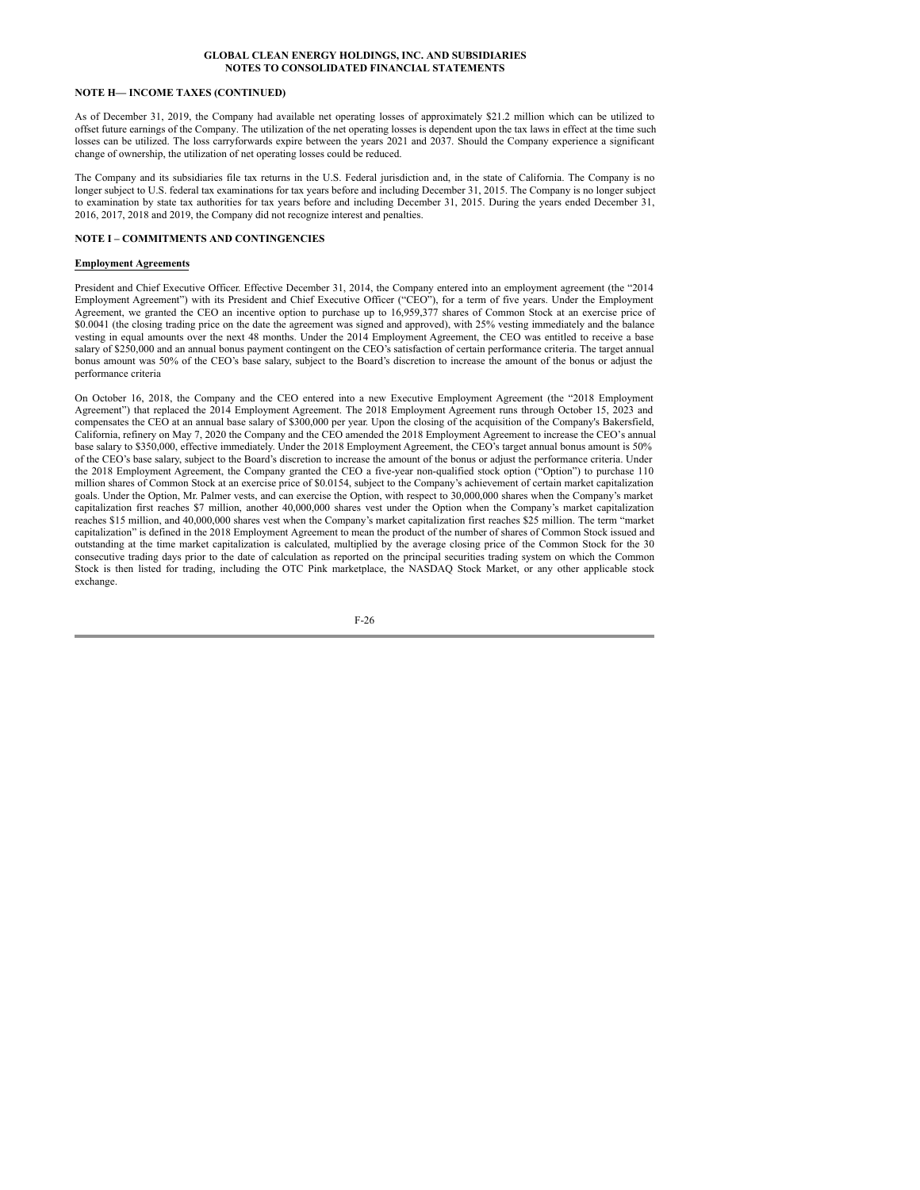### NOTE H— INCOME TAXES (CONTINUED)

As of December 31, 2019, the Company had available net operating losses of approximately $21.2 million which can be utilized to offset future earnings of the Company. The utilization of the net operating losses is dependent upon the tax laws in effect at the time such losses can be utilized. The loss carryforwards expire between the years 2021 and 2037. Should the Company experience a significant change of ownership, the utilization of net operating losses could be reduced.

The Company and its subsidiaries file tax returns in the U.S. Federal jurisdiction and, in the state of California. The Company is no longer subject to U.S. federal tax examinations for tax years before and including December 31, 2015. The Company is no longer subject to examination by state tax authorities for tax years before and including December 31, 2015. During the years ended December 31, 2016, 2017, 2018 and 2019, the Company did not recognize interest and penalties.

### NOTE I – COMMITMENTS AND CONTINGENCIES

**Employment Agreements**

President and Chief Executive Officer. Effective December 31, 2014, the Company entered into an employment agreement (the "2014 Employment Agreement") with its President and Chief Executive Officer ("CEO"), for a term of five years. Under the Employment Agreement, we granted the CEO an incentive option to purchase up to 16,959,377 shares of Common Stock at an exercise price of $0.0041 (the closing trading price on the date the agreement was signed and approved), with 25% vesting immediately and the balance vesting in equal amounts over the next 48 months. Under the 2014 Employment Agreement, the CEO was entitled to receive a base salary of $250,000 and an annual bonus payment contingent on the CEO's satisfaction of certain performance criteria. The target annual bonus amount was 50% of the CEO's base salary, subject to the Board's discretion to increase the amount of the bonus or adjust the performance criteria

On October 16, 2018, the Company and the CEO entered into a new Executive Employment Agreement (the "2018 Employment Agreement") that replaced the 2014 Employment Agreement. The 2018 Employment Agreement runs through October 15, 2023 and compensates the CEO at an annual base salary of $300,000 per year. Upon the closing of the acquisition of the Company's Bakersfield, California, refinery on May 7, 2020 the Company and the CEO amended the 2018 Employment Agreement to increase the CEO's annual base salary to $350,000, effective immediately. Under the 2018 Employment Agreement, the CEO's target annual bonus amount is 50% of the CEO's base salary, subject to the Board's discretion to increase the amount of the bonus or adjust the performance criteria. Under the 2018 Employment Agreement, the Company granted the CEO a five-year non-qualified stock option ("Option") to purchase 110 million shares of Common Stock at an exercise price of $0.0154, subject to the Company's achievement of certain market capitalization goals. Under the Option, Mr. Palmer vests, and can exercise the Option, with respect to 30,000,000 shares when the Company's market capitalization first reaches $7 million, another 40,000,000 shares vest under the Option when the Company's market capitalization reaches $15 million, and 40,000,000 shares vest when the Company's market capitalization first reaches $25 million. The term "market capitalization" is defined in the 2018 Employment Agreement to mean the product of the number of shares of Common Stock issued and outstanding at the time market capitalization is calculated, multiplied by the average closing price of the Common Stock for the 30 consecutive trading days prior to the date of calculation as reported on the principal securities trading system on which the Common Stock is then listed for trading, including the OTC Pink marketplace, the NASDAQ Stock Market, or any other applicable stock exchange.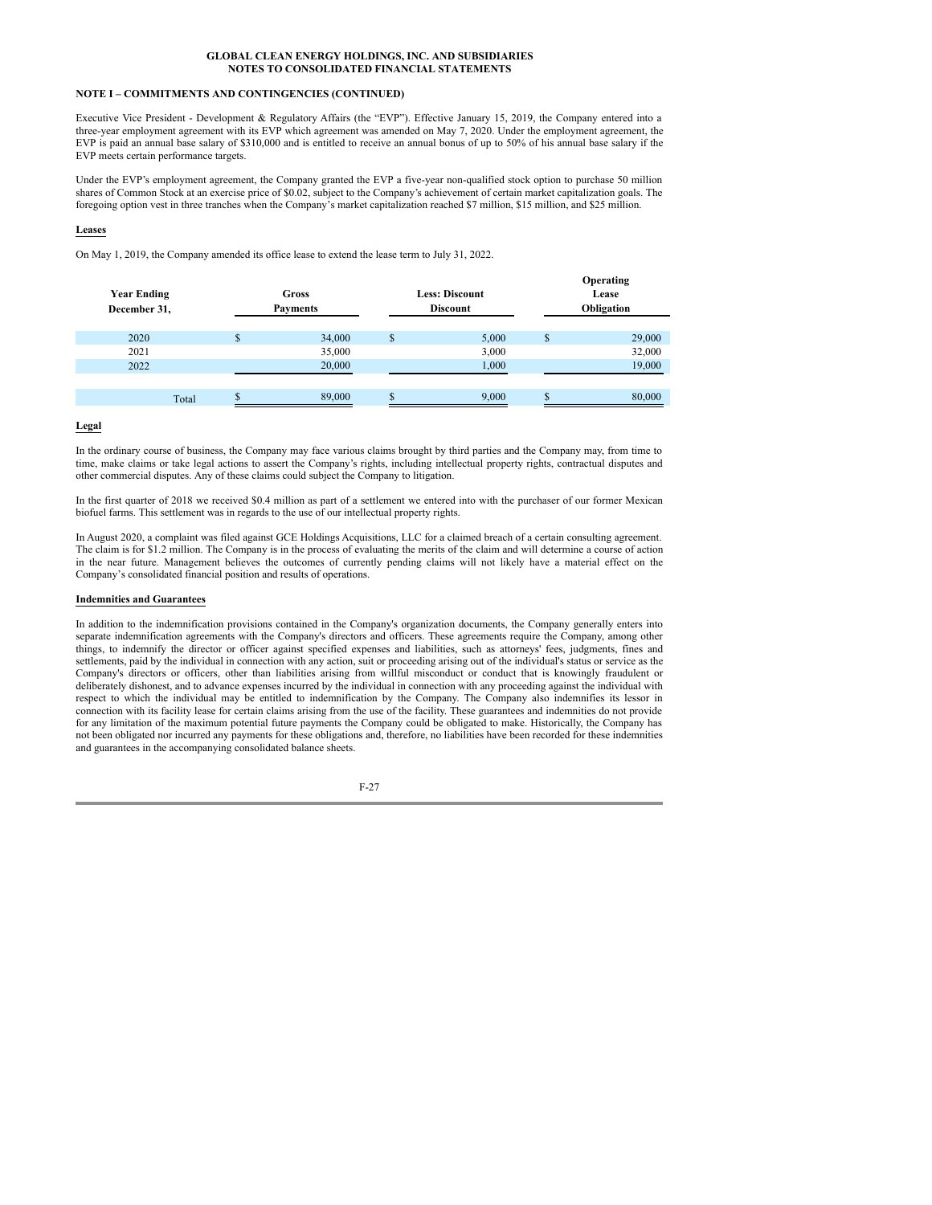**GLOBAL CLEAN ENERGY HOLDINGS, INC. AND SUBSIDIARIES**
**NOTES TO CONSOLIDATED FINANCIAL STATEMENTS**

**NOTE I – COMMITMENTS AND CONTINGENCIES (CONTINUED)**

Executive Vice President - Development & Regulatory Affairs (the "EVP"). Effective January 15, 2019, the Company entered into a three-year employment agreement with its EVP which agreement was amended on May 7, 2020. Under the employment agreement, the EVP is paid an annual base salary of $310,000 and is entitled to receive an annual bonus of up to 50% of his annual base salary if the EVP meets certain performance targets.

Under the EVP's employment agreement, the Company granted the EVP a five-year non-qualified stock option to purchase 50 million shares of Common Stock at an exercise price of $0.02, subject to the Company's achievement of certain market capitalization goals. The foregoing option vest in three tranches when the Company's market capitalization reached $7 million, $15 million, and $25 million.

**Leases**

On May 1, 2019, the Company amended its office lease to extend the lease term to July 31, 2022.

| Year Ending December 31, | Gross Payments | Less: Discount Discount | Operating Lease Obligation |
|---|---|---|---|
| 2020 | $ 34,000 | $ 5,000 | $ 29,000 |
| 2021 | 35,000 | 3,000 | 32,000 |
| 2022 | 20,000 | 1,000 | 19,000 |
| Total | $ 89,000 | $ 9,000 | $ 80,000 |

**Legal**

In the ordinary course of business, the Company may face various claims brought by third parties and the Company may, from time to time, make claims or take legal actions to assert the Company's rights, including intellectual property rights, contractual disputes and other commercial disputes. Any of these claims could subject the Company to litigation.

In the first quarter of 2018 we received $0.4 million as part of a settlement we entered into with the purchaser of our former Mexican biofuel farms. This settlement was in regards to the use of our intellectual property rights.

In August 2020, a complaint was filed against GCE Holdings Acquisitions, LLC for a claimed breach of a certain consulting agreement. The claim is for $1.2 million. The Company is in the process of evaluating the merits of the claim and will determine a course of action in the near future. Management believes the outcomes of currently pending claims will not likely have a material effect on the Company's consolidated financial position and results of operations.

**Indemnities and Guarantees**

In addition to the indemnification provisions contained in the Company's organization documents, the Company generally enters into separate indemnification agreements with the Company's directors and officers. These agreements require the Company, among other things, to indemnify the director or officer against specified expenses and liabilities, such as attorneys' fees, judgments, fines and settlements, paid by the individual in connection with any action, suit or proceeding arising out of the individual's status or service as the Company's directors or officers, other than liabilities arising from willful misconduct or conduct that is knowingly fraudulent or deliberately dishonest, and to advance expenses incurred by the individual in connection with any proceeding against the individual with respect to which the individual may be entitled to indemnification by the Company. The Company also indemnifies its lessor in connection with its facility lease for certain claims arising from the use of the facility. These guarantees and indemnities do not provide for any limitation of the maximum potential future payments the Company could be obligated to make. Historically, the Company has not been obligated nor incurred any payments for these obligations and, therefore, no liabilities have been recorded for these indemnities and guarantees in the accompanying consolidated balance sheets.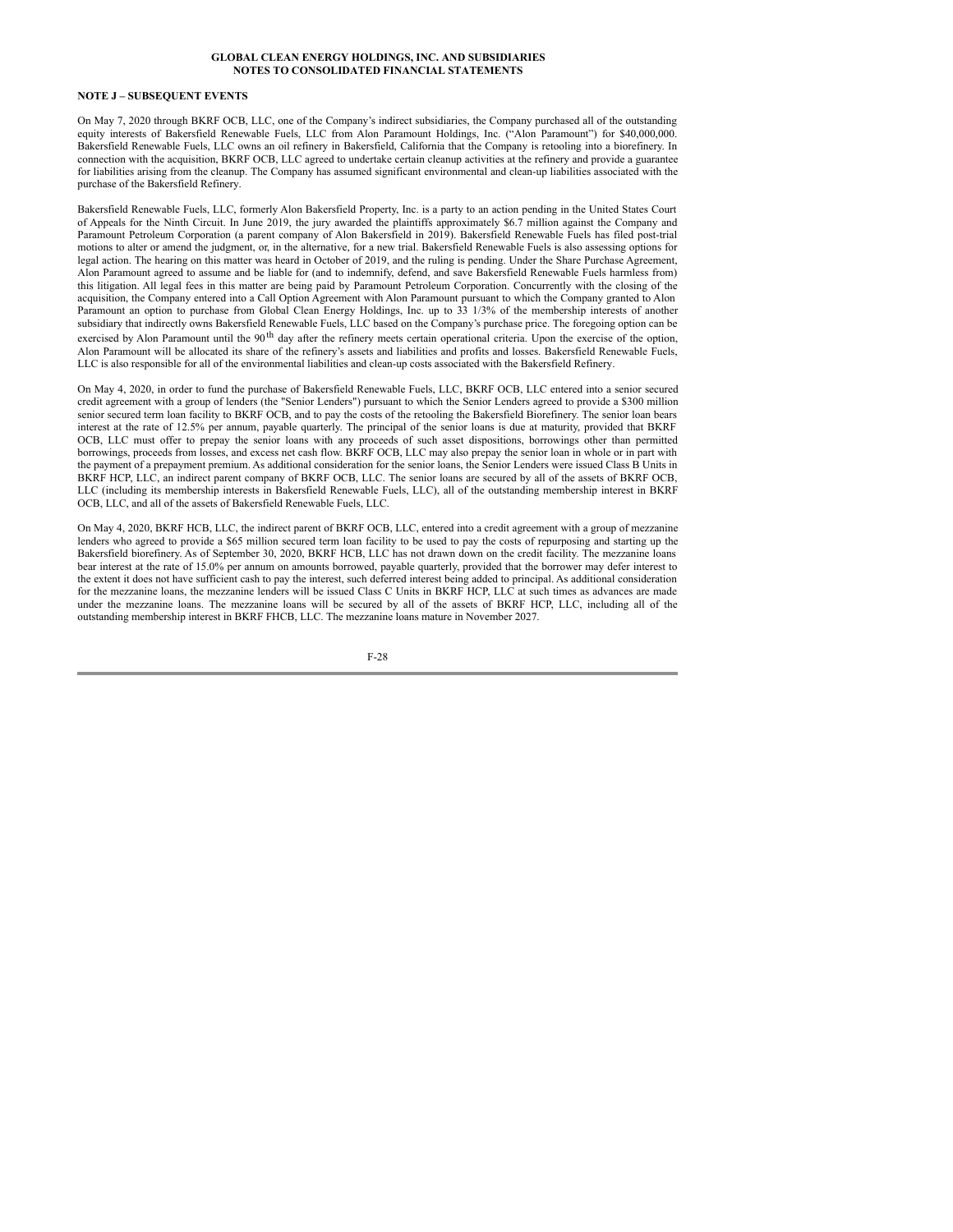**GLOBAL CLEAN ENERGY HOLDINGS, INC. AND SUBSIDIARIES**
**NOTES TO CONSOLIDATED FINANCIAL STATEMENTS**

**NOTE J – SUBSEQUENT EVENTS**

On May 7, 2020 through BKRF OCB, LLC, one of the Company's indirect subsidiaries, the Company purchased all of the outstanding equity interests of Bakersfield Renewable Fuels, LLC from Alon Paramount Holdings, Inc. ("Alon Paramount") for $40,000,000. Bakersfield Renewable Fuels, LLC owns an oil refinery in Bakersfield, California that the Company is retooling into a biorefinery. In connection with the acquisition, BKRF OCB, LLC agreed to undertake certain cleanup activities at the refinery and provide a guarantee for liabilities arising from the cleanup. The Company has assumed significant environmental and clean-up liabilities associated with the purchase of the Bakersfield Refinery.

Bakersfield Renewable Fuels, LLC, formerly Alon Bakersfield Property, Inc. is a party to an action pending in the United States Court of Appeals for the Ninth Circuit. In June 2019, the jury awarded the plaintiffs approximately $6.7 million against the Company and Paramount Petroleum Corporation (a parent company of Alon Bakersfield in 2019). Bakersfield Renewable Fuels has filed post-trial motions to alter or amend the judgment, or, in the alternative, for a new trial. Bakersfield Renewable Fuels is also assessing options for legal action. The hearing on this matter was heard in October of 2019, and the ruling is pending. Under the Share Purchase Agreement, Alon Paramount agreed to assume and be liable for (and to indemnify, defend, and save Bakersfield Renewable Fuels harmless from) this litigation. All legal fees in this matter are being paid by Paramount Petroleum Corporation. Concurrently with the closing of the acquisition, the Company entered into a Call Option Agreement with Alon Paramount pursuant to which the Company granted to Alon Paramount an option to purchase from Global Clean Energy Holdings, Inc. up to 33 1/3% of the membership interests of another subsidiary that indirectly owns Bakersfield Renewable Fuels, LLC based on the Company's purchase price. The foregoing option can be exercised by Alon Paramount until the 90th day after the refinery meets certain operational criteria. Upon the exercise of the option, Alon Paramount will be allocated its share of the refinery's assets and liabilities and profits and losses. Bakersfield Renewable Fuels, LLC is also responsible for all of the environmental liabilities and clean-up costs associated with the Bakersfield Refinery.

On May 4, 2020, in order to fund the purchase of Bakersfield Renewable Fuels, LLC, BKRF OCB, LLC entered into a senior secured credit agreement with a group of lenders (the "Senior Lenders") pursuant to which the Senior Lenders agreed to provide a $300 million senior secured term loan facility to BKRF OCB, and to pay the costs of the retooling the Bakersfield Biorefinery. The senior loan bears interest at the rate of 12.5% per annum, payable quarterly. The principal of the senior loans is due at maturity, provided that BKRF OCB, LLC must offer to prepay the senior loans with any proceeds of such asset dispositions, borrowings other than permitted borrowings, proceeds from losses, and excess net cash flow. BKRF OCB, LLC may also prepay the senior loan in whole or in part with the payment of a prepayment premium. As additional consideration for the senior loans, the Senior Lenders were issued Class B Units in BKRF HCP, LLC, an indirect parent company of BKRF OCB, LLC. The senior loans are secured by all of the assets of BKRF OCB, LLC (including its membership interests in Bakersfield Renewable Fuels, LLC), all of the outstanding membership interest in BKRF OCB, LLC, and all of the assets of Bakersfield Renewable Fuels, LLC.

On May 4, 2020, BKRF HCB, LLC, the indirect parent of BKRF OCB, LLC, entered into a credit agreement with a group of mezzanine lenders who agreed to provide a $65 million secured term loan facility to be used to pay the costs of repurposing and starting up the Bakersfield biorefinery. As of September 30, 2020, BKRF HCB, LLC has not drawn down on the credit facility. The mezzanine loans bear interest at the rate of 15.0% per annum on amounts borrowed, payable quarterly, provided that the borrower may defer interest to the extent it does not have sufficient cash to pay the interest, such deferred interest being added to principal. As additional consideration for the mezzanine loans, the mezzanine lenders will be issued Class C Units in BKRF HCP, LLC at such times as advances are made under the mezzanine loans. The mezzanine loans will be secured by all of the assets of BKRF HCP, LLC, including all of the outstanding membership interest in BKRF FHCB, LLC. The mezzanine loans mature in November 2027.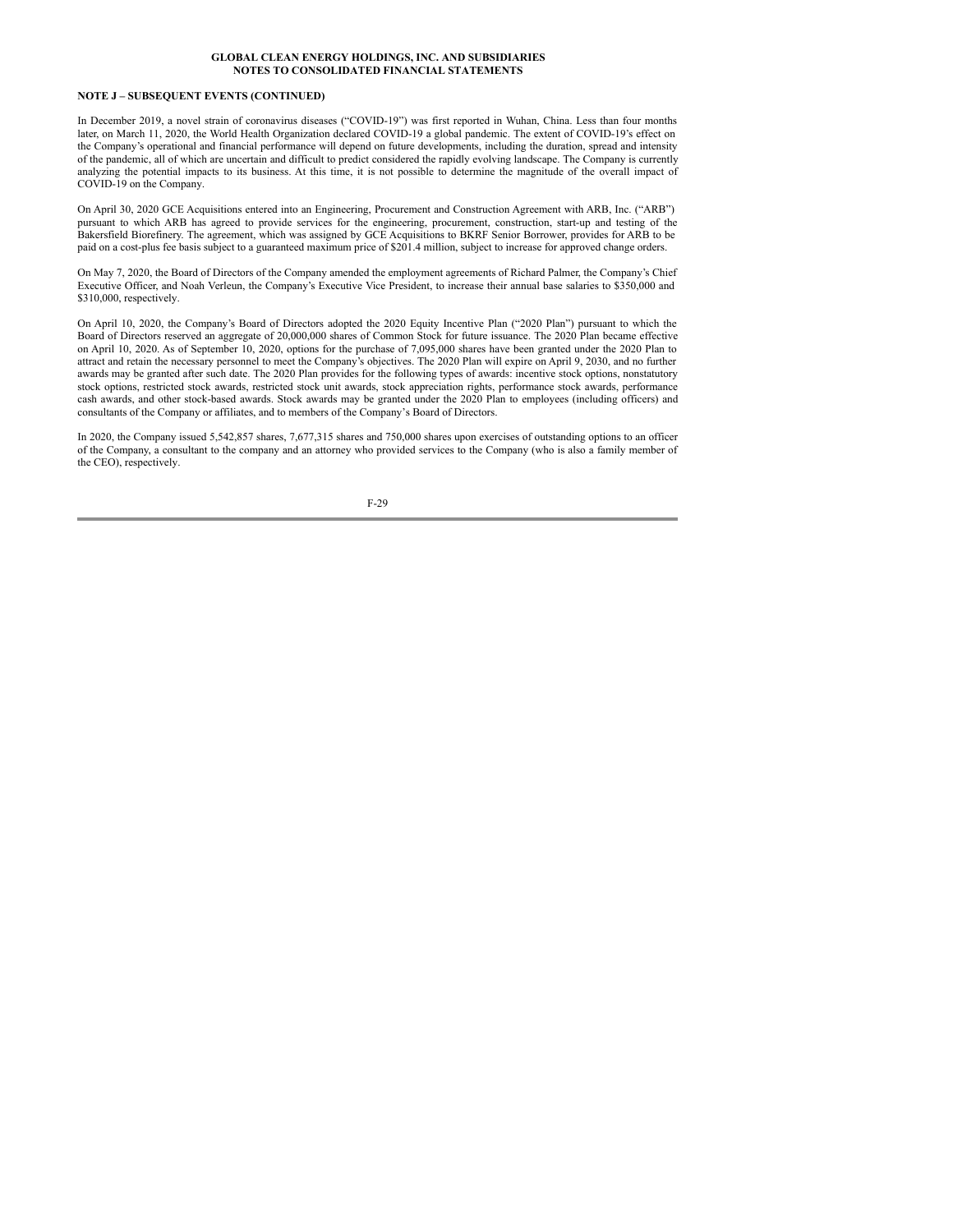## NOTE J – SUBSEQUENT EVENTS (CONTINUED)

In December 2019, a novel strain of coronavirus diseases ("COVID-19") was first reported in Wuhan, China. Less than four months later, on March 11, 2020, the World Health Organization declared COVID-19 a global pandemic. The extent of COVID-19's effect on the Company's operational and financial performance will depend on future developments, including the duration, spread and intensity of the pandemic, all of which are uncertain and difficult to predict considered the rapidly evolving landscape. The Company is currently analyzing the potential impacts to its business. At this time, it is not possible to determine the magnitude of the overall impact of COVID-19 on the Company.

On April 30, 2020 GCE Acquisitions entered into an Engineering, Procurement and Construction Agreement with ARB, Inc. ("ARB") pursuant to which ARB has agreed to provide services for the engineering, procurement, construction, start-up and testing of the Bakersfield Biorefinery. The agreement, which was assigned by GCE Acquisitions to BKRF Senior Borrower, provides for ARB to be paid on a cost-plus fee basis subject to a guaranteed maximum price of $201.4 million, subject to increase for approved change orders.

On May 7, 2020, the Board of Directors of the Company amended the employment agreements of Richard Palmer, the Company's Chief Executive Officer, and Noah Verleun, the Company's Executive Vice President, to increase their annual base salaries to $350,000 and $310,000, respectively.

On April 10, 2020, the Company's Board of Directors adopted the 2020 Equity Incentive Plan ("2020 Plan") pursuant to which the Board of Directors reserved an aggregate of 20,000,000 shares of Common Stock for future issuance. The 2020 Plan became effective on April 10, 2020. As of September 10, 2020, options for the purchase of 7,095,000 shares have been granted under the 2020 Plan to attract and retain the necessary personnel to meet the Company's objectives. The 2020 Plan will expire on April 9, 2030, and no further awards may be granted after such date. The 2020 Plan provides for the following types of awards: incentive stock options, nonstatutory stock options, restricted stock awards, restricted stock unit awards, stock appreciation rights, performance stock awards, performance cash awards, and other stock-based awards. Stock awards may be granted under the 2020 Plan to employees (including officers) and consultants of the Company or affiliates, and to members of the Company's Board of Directors.

In 2020, the Company issued 5,542,857 shares, 7,677,315 shares and 750,000 shares upon exercises of outstanding options to an officer of the Company, a consultant to the company and an attorney who provided services to the Company (who is also a family member of the CEO), respectively.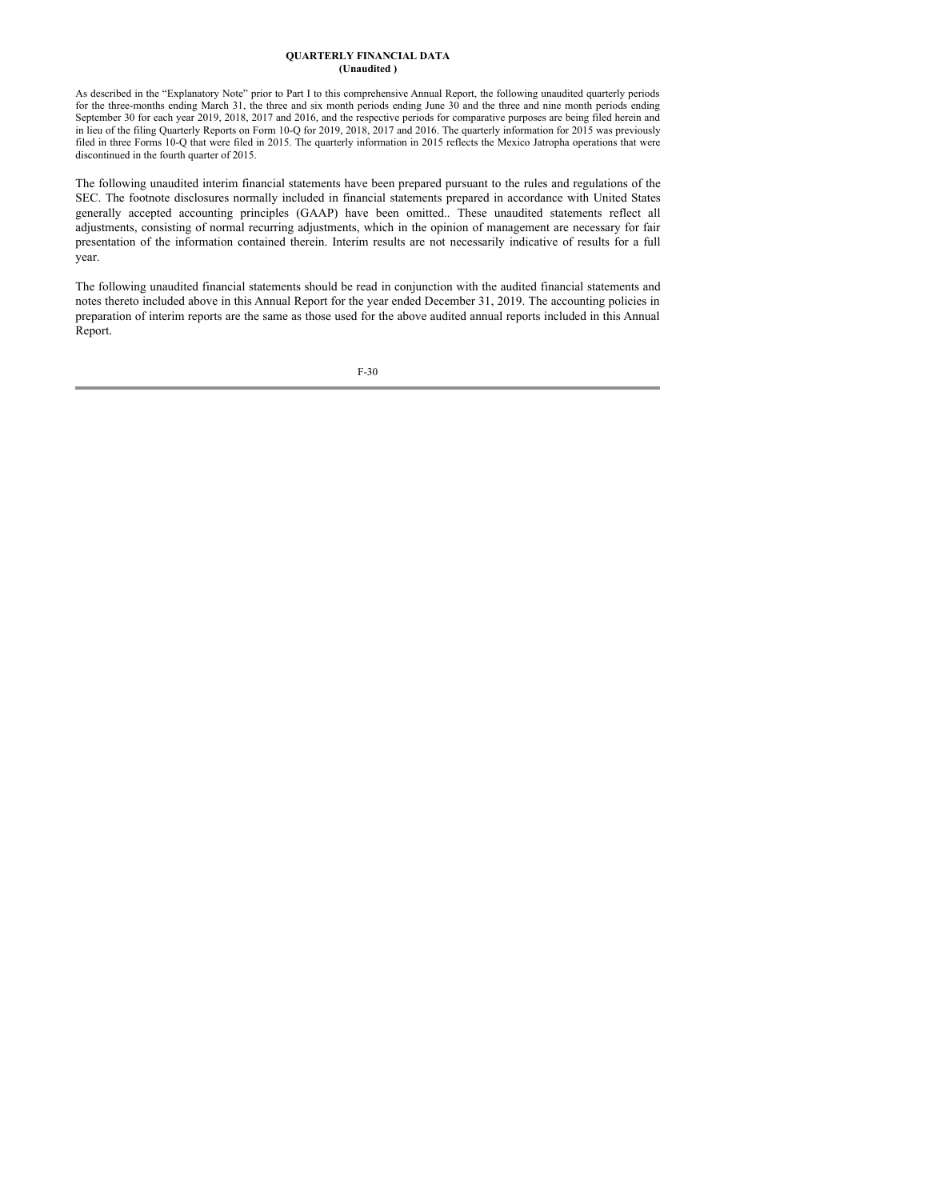## QUARTERLY FINANCIAL DATA
**(Unaudited )**

As described in the "Explanatory Note" prior to Part I to this comprehensive Annual Report, the following unaudited quarterly periods for the three-months ending March 31, the three and six month periods ending June 30 and the three and nine month periods ending September 30 for each year 2019, 2018, 2017 and 2016, and the respective periods for comparative purposes are being filed herein and in lieu of the filing Quarterly Reports on Form 10-Q for 2019, 2018, 2017 and 2016. The quarterly information for 2015 was previously filed in three Forms 10-Q that were filed in 2015. The quarterly information in 2015 reflects the Mexico Jatropha operations that were discontinued in the fourth quarter of 2015.

The following unaudited interim financial statements have been prepared pursuant to the rules and regulations of the SEC. The footnote disclosures normally included in financial statements prepared in accordance with United States generally accepted accounting principles (GAAP) have been omitted.. These unaudited statements reflect all adjustments, consisting of normal recurring adjustments, which in the opinion of management are necessary for fair presentation of the information contained therein. Interim results are not necessarily indicative of results for a full year.

The following unaudited financial statements should be read in conjunction with the audited financial statements and notes thereto included above in this Annual Report for the year ended December 31, 2019. The accounting policies in preparation of interim reports are the same as those used for the above audited annual reports included in this Annual Report.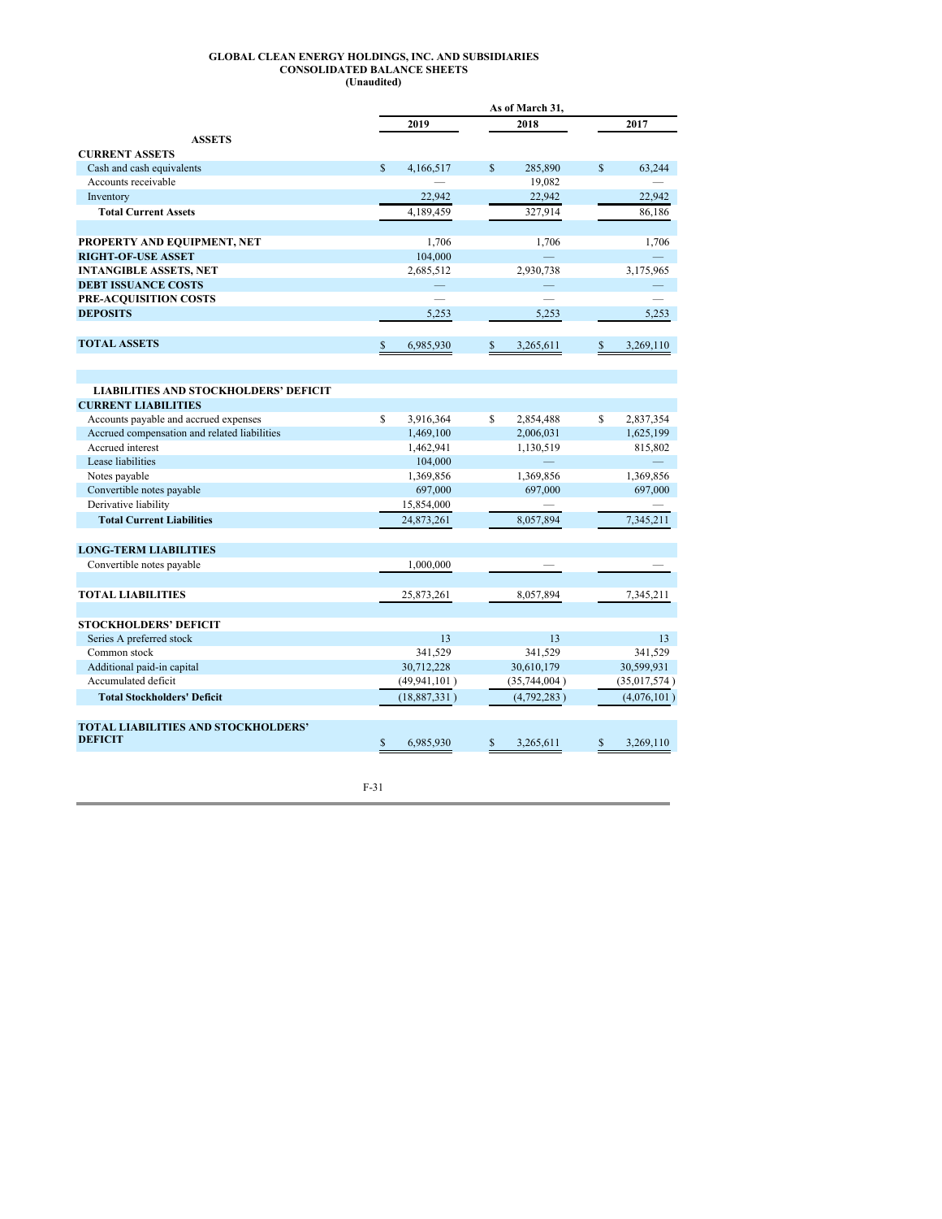**GLOBAL CLEAN ENERGY HOLDINGS, INC. AND SUBSIDIARIES**
**CONSOLIDATED BALANCE SHEETS**
**(Unaudited)**

| | As of March 31, | | |
|---|---|---|---|
| | 2019 | 2018 | 2017 |
| **ASSETS** | | | |
| **CURRENT ASSETS** | | | |
| Cash and cash equivalents | $ 4,166,517 | $ 285,890 | $ 63,244 |
| Accounts receivable | — | 19,082 | — |
| Inventory | 22,942 | 22,942 | 22,942 |
| **Total Current Assets** | 4,189,459 | 327,914 | 86,186 |
| | | | |
| **PROPERTY AND EQUIPMENT, NET** | 1,706 | 1,706 | 1,706 |
| **RIGHT-OF-USE ASSET** | 104,000 | — | — |
| **INTANGIBLE ASSETS, NET** | 2,685,512 | 2,930,738 | 3,175,965 |
| **DEBT ISSUANCE COSTS** | — | — | — |
| **PRE-ACQUISITION COSTS** | — | — | — |
| **DEPOSITS** | 5,253 | 5,253 | 5,253 |
| | | | |
| **TOTAL ASSETS** | $ 6,985,930 | $ 3,265,611 | $ 3,269,110 |
| | | | |
| **LIABILITIES AND STOCKHOLDERS' DEFICIT** | | | |
| **CURRENT LIABILITIES** | | | |
| Accounts payable and accrued expenses | $ 3,916,364 | $ 2,854,488 | $ 2,837,354 |
| Accrued compensation and related liabilities | 1,469,100 | 2,006,031 | 1,625,199 |
| Accrued interest | 1,462,941 | 1,130,519 | 815,802 |
| Lease liabilities | 104,000 | — | — |
| Notes payable | 1,369,856 | 1,369,856 | 1,369,856 |
| Convertible notes payable | 697,000 | 697,000 | 697,000 |
| Derivative liability | 15,854,000 | — | — |
| **Total Current Liabilities** | 24,873,261 | 8,057,894 | 7,345,211 |
| | | | |
| **LONG-TERM LIABILITIES** | | | |
| Convertible notes payable | 1,000,000 | — | — |
| | | | |
| **TOTAL LIABILITIES** | 25,873,261 | 8,057,894 | 7,345,211 |
| | | | |
| **STOCKHOLDERS' DEFICIT** | | | |
| Series A preferred stock | 13 | 13 | 13 |
| Common stock | 341,529 | 341,529 | 341,529 |
| Additional paid-in capital | 30,712,228 | 30,610,179 | 30,599,931 |
| Accumulated deficit | (49,941,101 ) | (35,744,004 ) | (35,017,574 ) |
| **Total Stockholders' Deficit** | (18,887,331 ) | (4,792,283 ) | (4,076,101 ) |
| | | | |
| **TOTAL LIABILITIES AND STOCKHOLDERS' DEFICIT** | $ 6,985,930 | $ 3,265,611 | $ 3,269,110 |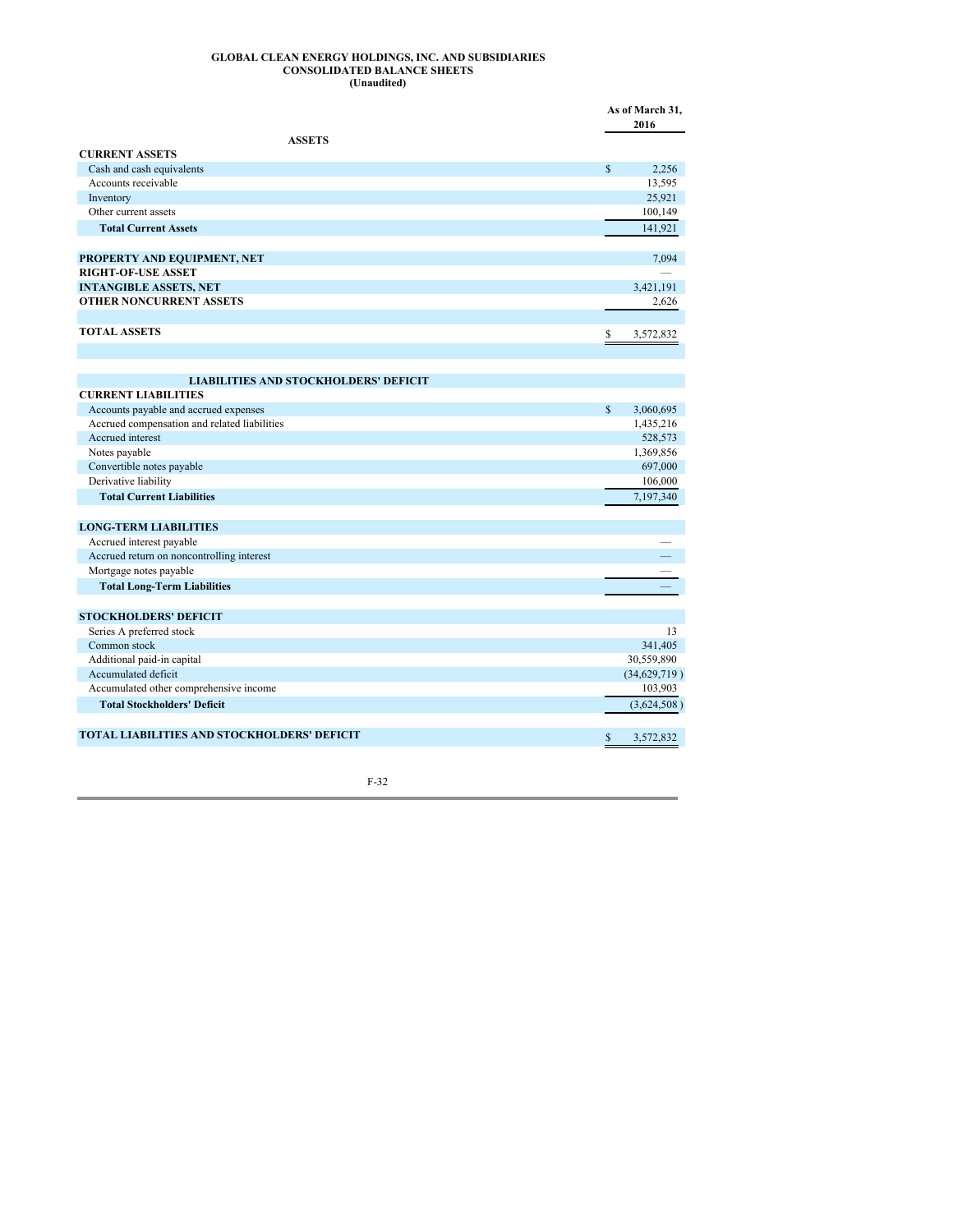**GLOBAL CLEAN ENERGY HOLDINGS, INC. AND SUBSIDIARIES**
**CONSOLIDATED BALANCE SHEETS**
**(Unaudited)**

| | As of March 31, 2016 |
|---|---|
| **ASSETS** | |
| **CURRENT ASSETS** | |
| Cash and cash equivalents | $ 2,256 |
| Accounts receivable | 13,595 |
| Inventory | 25,921 |
| Other current assets | 100,149 |
| **Total Current Assets** | 141,921 |
| | |
| **PROPERTY AND EQUIPMENT, NET** | 7,094 |
| **RIGHT-OF-USE ASSET** | — |
| **INTANGIBLE ASSETS, NET** | 3,421,191 |
| **OTHER NONCURRENT ASSETS** | 2,626 |
| | |
| **TOTAL ASSETS** | $ 3,572,832 |
| | |
| **LIABILITIES AND STOCKHOLDERS' DEFICIT** | |
| **CURRENT LIABILITIES** | |
| Accounts payable and accrued expenses | $ 3,060,695 |
| Accrued compensation and related liabilities | 1,435,216 |
| Accrued interest | 528,573 |
| Notes payable | 1,369,856 |
| Convertible notes payable | 697,000 |
| Derivative liability | 106,000 |
| **Total Current Liabilities** | 7,197,340 |
| | |
| **LONG-TERM LIABILITIES** | |
| Accrued interest payable | — |
| Accrued return on noncontrolling interest | — |
| Mortgage notes payable | — |
| **Total Long-Term Liabilities** | — |
| | |
| **STOCKHOLDERS' DEFICIT** | |
| Series A preferred stock | 13 |
| Common stock | 341,405 |
| Additional paid-in capital | 30,559,890 |
| Accumulated deficit | (34,629,719) |
| Accumulated other comprehensive income | 103,903 |
| **Total Stockholders' Deficit** | (3,624,508) |
| | |
| **TOTAL LIABILITIES AND STOCKHOLDERS' DEFICIT** | $ 3,572,832 |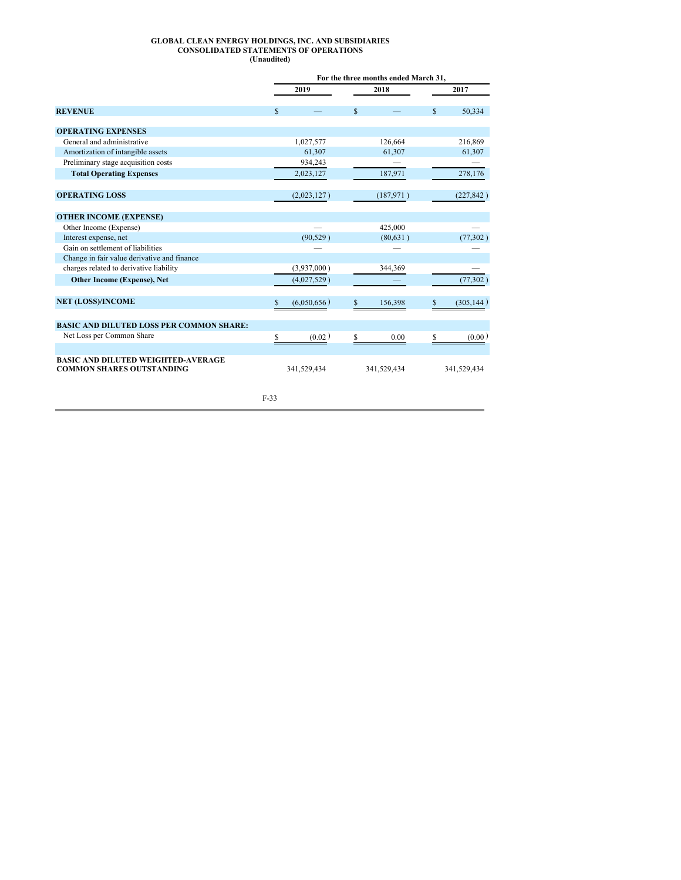**GLOBAL CLEAN ENERGY HOLDINGS, INC. AND SUBSIDIARIES**
**CONSOLIDATED STATEMENTS OF OPERATIONS**
**(Unaudited)**

| | For the three months ended March 31, | | |
|---|---|---|---|
| | 2019 | 2018 | 2017 |
| **REVENUE** | $ — | $ — | $ 50,334 |
| **OPERATING EXPENSES** | | | |
| General and administrative | 1,027,577 | 126,664 | 216,869 |
| Amortization of intangible assets | 61,307 | 61,307 | 61,307 |
| Preliminary stage acquisition costs | 934,243 | — | — |
| **Total Operating Expenses** | 2,023,127 | 187,971 | 278,176 |
| **OPERATING LOSS** | (2,023,127) | (187,971) | (227,842) |
| **OTHER INCOME (EXPENSE)** | | | |
| Other Income (Expense) | — | 425,000 | — |
| Interest expense, net | (90,529) | (80,631) | (77,302) |
| Gain on settlement of liabilities | — | — | — |
| Change in fair value derivative and finance charges related to derivative liability | (3,937,000) | 344,369 | — |
| **Other Income (Expense), Net** | (4,027,529) | — | (77,302) |
| **NET (LOSS)/INCOME** | $ (6,050,656) | $ 156,398 | $ (305,144) |
| **BASIC AND DILUTED LOSS PER COMMON SHARE:** | | | |
| Net Loss per Common Share | $ (0.02) | $ 0.00 | $ (0.00) |
| **BASIC AND DILUTED WEIGHTED-AVERAGE COMMON SHARES OUTSTANDING** | 341,529,434 | 341,529,434 | 341,529,434 |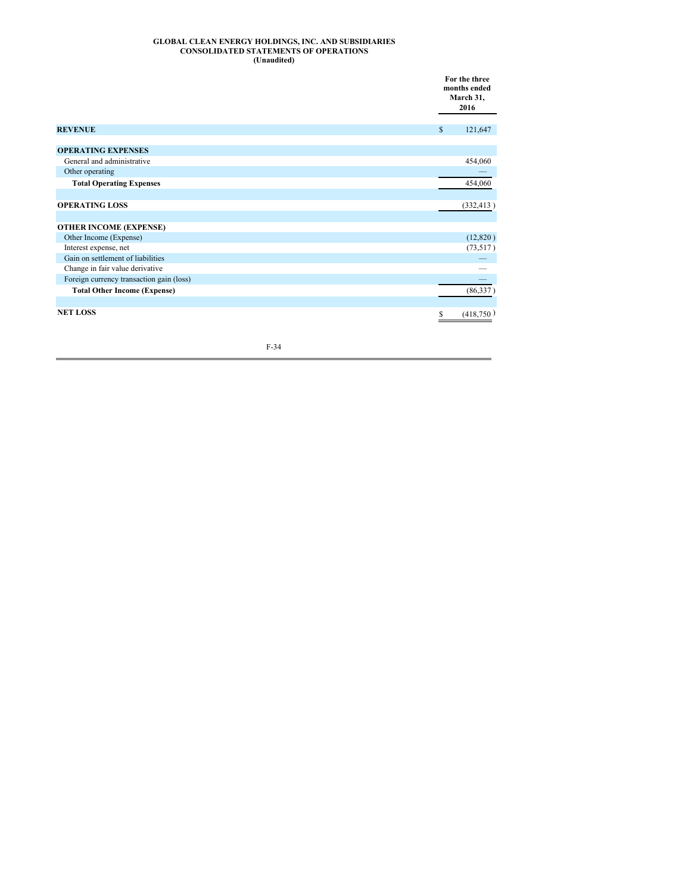**GLOBAL CLEAN ENERGY HOLDINGS, INC. AND SUBSIDIARIES**
**CONSOLIDATED STATEMENTS OF OPERATIONS**
**(Unaudited)**

| | For the three months ended March 31, 2016 |
|---|---|
| **REVENUE** | $ 121,647 |
| | |
| **OPERATING EXPENSES** | |
| General and administrative | 454,060 |
| Other operating | — |
| **Total Operating Expenses** | 454,060 |
| | |
| **OPERATING LOSS** | (332,413 ) |
| | |
| **OTHER INCOME (EXPENSE)** | |
| Other Income (Expense) | (12,820 ) |
| Interest expense, net | (73,517 ) |
| Gain on settlement of liabilities | — |
| Change in fair value derivative | — |
| Foreign currency transaction gain (loss) | — |
| **Total Other Income (Expense)** | (86,337 ) |
| | |
| **NET LOSS** | $ (418,750 ) |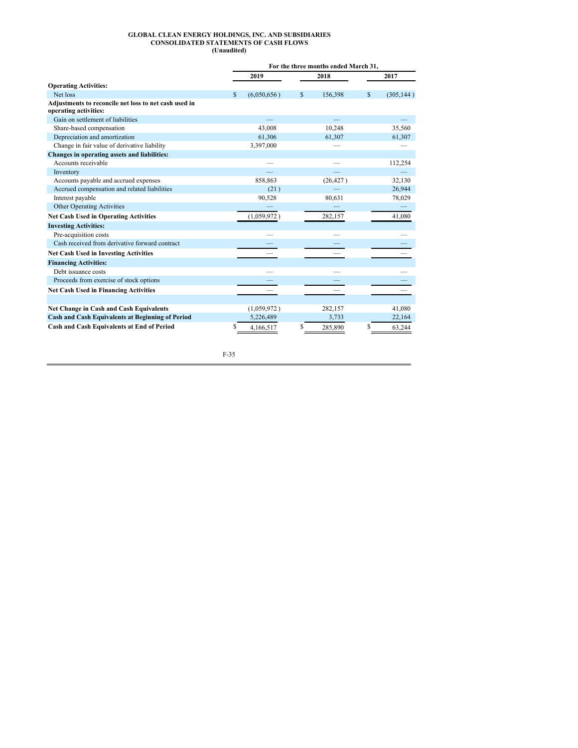**GLOBAL CLEAN ENERGY HOLDINGS, INC. AND SUBSIDIARIES**
**CONSOLIDATED STATEMENTS OF CASH FLOWS**
**(Unaudited)**

| | For the three months ended March 31, | | |
|---|---|---|---|
| | 2019 | 2018 | 2017 |
| **Operating Activities:** | | | |
| Net loss | $ (6,050,656) | $ 156,398 | $ (305,144) |
| **Adjustments to reconcile net loss to net cash used in operating activities:** | | | |
| Gain on settlement of liabilities | — | — | — |
| Share-based compensation | 43,008 | 10,248 | 35,560 |
| Depreciation and amortization | 61,306 | 61,307 | 61,307 |
| Change in fair value of derivative liability | 3,397,000 | — | — |
| **Changes in operating assets and liabilities:** | | | |
| Accounts receivable | — | — | 112,254 |
| Inventory | — | — | — |
| Accounts payable and accrued expenses | 858,863 | (26,427) | 32,130 |
| Accrued compensation and related liabilities | (21) | — | 26,944 |
| Interest payable | 90,528 | 80,631 | 78,029 |
| Other Operating Activities | — | — | — |
| **Net Cash Used in Operating Activities** | (1,059,972) | 282,157 | 41,080 |
| **Investing Activities:** | | | |
| Pre-acquisition costs | — | — | — |
| Cash received from derivative forward contract | — | — | — |
| **Net Cash Used in Investing Activities** | — | — | — |
| **Financing Activities:** | | | |
| Debt issuance costs | — | — | — |
| Proceeds from exercise of stock options | — | — | — |
| **Net Cash Used in Financing Activities** | — | — | — |
| | | | |
| **Net Change in Cash and Cash Equivalents** | (1,059,972) | 282,157 | 41,080 |
| **Cash and Cash Equivalents at Beginning of Period** | 5,226,489 | 3,733 | 22,164 |
| **Cash and Cash Equivalents at End of Period** | $ 4,166,517 | $ 285,890 | $ 63,244 |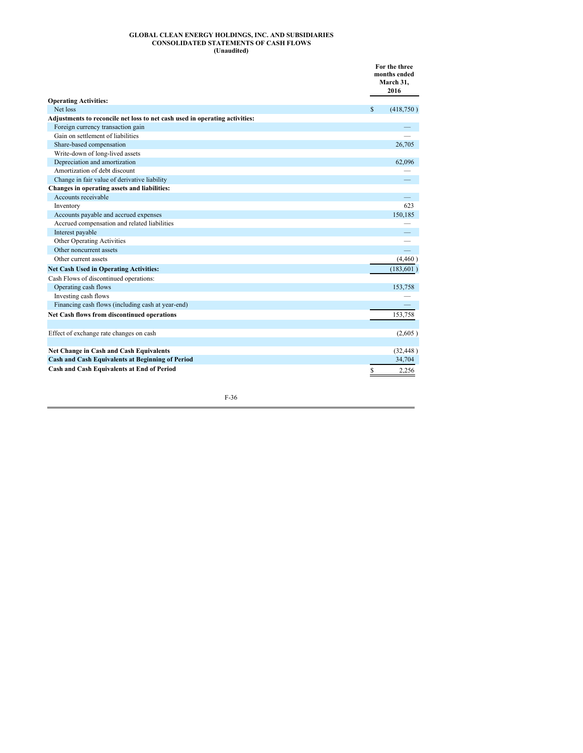**GLOBAL CLEAN ENERGY HOLDINGS, INC. AND SUBSIDIARIES**
**CONSOLIDATED STATEMENTS OF CASH FLOWS**
**(Unaudited)**

| | For the three months ended March 31, 2016 |
|---|---|
| **Operating Activities:** | |
| Net loss | $ (418,750) |
| **Adjustments to reconcile net loss to net cash used in operating activities:** | |
| Foreign currency transaction gain | — |
| Gain on settlement of liabilities | — |
| Share-based compensation | 26,705 |
| Write-down of long-lived assets | |
| Depreciation and amortization | 62,096 |
| Amortization of debt discount | — |
| Change in fair value of derivative liability | — |
| **Changes in operating assets and liabilities:** | |
| Accounts receivable | — |
| Inventory | 623 |
| Accounts payable and accrued expenses | 150,185 |
| Accrued compensation and related liabilities | — |
| Interest payable | — |
| Other Operating Activities | — |
| Other noncurrent assets | — |
| Other current assets | (4,460) |
| **Net Cash Used in Operating Activities:** | (183,601) |
| Cash Flows of discontinued operations: | |
| Operating cash flows | 153,758 |
| Investing cash flows | — |
| Financing cash flows (including cash at year-end) | — |
| **Net Cash flows from discontinued operations** | 153,758 |
| | |
| Effect of exchange rate changes on cash | (2,605) |
| | |
| **Net Change in Cash and Cash Equivalents** | (32,448) |
| **Cash and Cash Equivalents at Beginning of Period** | 34,704 |
| **Cash and Cash Equivalents at End of Period** | $ 2,256 |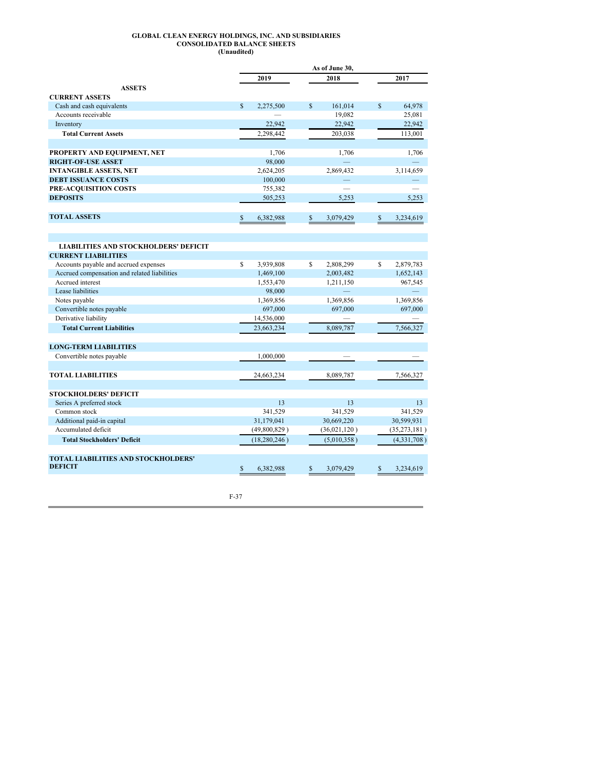**GLOBAL CLEAN ENERGY HOLDINGS, INC. AND SUBSIDIARIES**
**CONSOLIDATED BALANCE SHEETS**
**(Unaudited)**

| | As of June 30, | | |
|---|---|---|---|
| | 2019 | 2018 | 2017 |
| **ASSETS** | | | |
| **CURRENT ASSETS** | | | |
| Cash and cash equivalents | $ 2,275,500 | $ 161,014 | $ 64,978 |
| Accounts receivable | — | 19,082 | 25,081 |
| Inventory | 22,942 | 22,942 | 22,942 |
| **Total Current Assets** | 2,298,442 | 203,038 | 113,001 |
| | | | |
| **PROPERTY AND EQUIPMENT, NET** | 1,706 | 1,706 | 1,706 |
| **RIGHT-OF-USE ASSET** | 98,000 | — | — |
| **INTANGIBLE ASSETS, NET** | 2,624,205 | 2,869,432 | 3,114,659 |
| **DEBT ISSUANCE COSTS** | 100,000 | — | — |
| **PRE-ACQUISITION COSTS** | 755,382 | — | — |
| **DEPOSITS** | 505,253 | 5,253 | 5,253 |
| | | | |
| **TOTAL ASSETS** | $ 6,382,988 | $ 3,079,429 | $ 3,234,619 |
| | | | |
| **LIABILITIES AND STOCKHOLDERS' DEFICIT** | | | |
| **CURRENT LIABILITIES** | | | |
| Accounts payable and accrued expenses | $ 3,939,808 | $ 2,808,299 | $ 2,879,783 |
| Accrued compensation and related liabilities | 1,469,100 | 2,003,482 | 1,652,143 |
| Accrued interest | 1,553,470 | 1,211,150 | 967,545 |
| Lease liabilities | 98,000 | — | — |
| Notes payable | 1,369,856 | 1,369,856 | 1,369,856 |
| Convertible notes payable | 697,000 | 697,000 | 697,000 |
| Derivative liability | 14,536,000 | — | — |
| **Total Current Liabilities** | 23,663,234 | 8,089,787 | 7,566,327 |
| | | | |
| **LONG-TERM LIABILITIES** | | | |
| Convertible notes payable | 1,000,000 | — | — |
| | | | |
| **TOTAL LIABILITIES** | 24,663,234 | 8,089,787 | 7,566,327 |
| | | | |
| **STOCKHOLDERS' DEFICIT** | | | |
| Series A preferred stock | 13 | 13 | 13 |
| Common stock | 341,529 | 341,529 | 341,529 |
| Additional paid-in capital | 31,179,041 | 30,669,220 | 30,599,931 |
| Accumulated deficit | (49,800,829) | (36,021,120) | (35,273,181) |
| **Total Stockholders' Deficit** | (18,280,246) | (5,010,358) | (4,331,708) |
| | | | |
| **TOTAL LIABILITIES AND STOCKHOLDERS' DEFICIT** | $ 6,382,988 | $ 3,079,429 | $ 3,234,619 |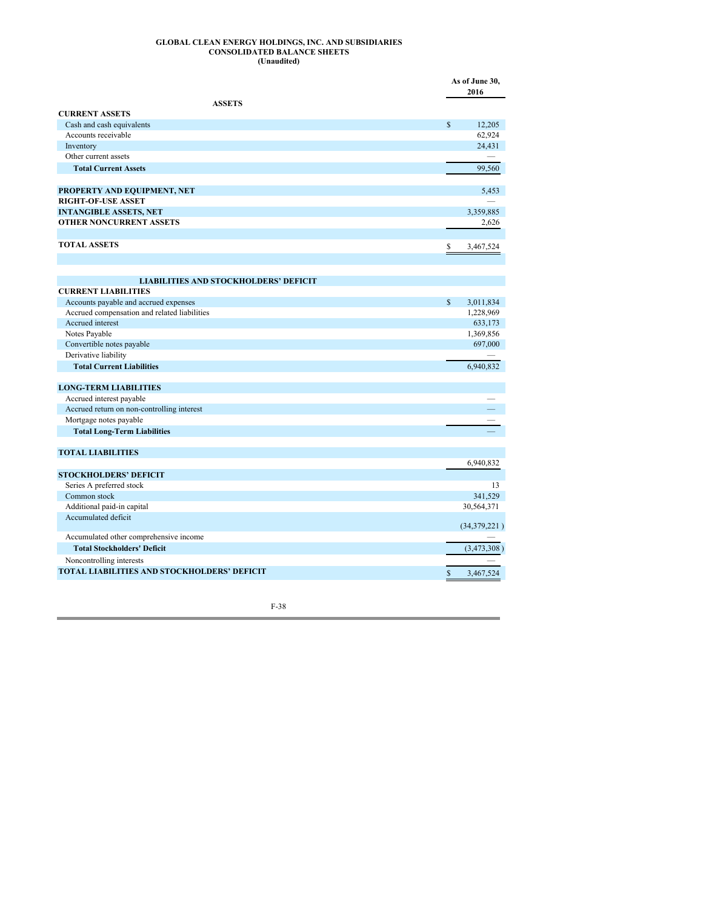# GLOBAL CLEAN ENERGY HOLDINGS, INC. AND SUBSIDIARIES
## CONSOLIDATED BALANCE SHEETS
### (Unaudited)

| | As of June 30, 2016 |
|---|---|
| **ASSETS** | |
| **CURRENT ASSETS** | |
| Cash and cash equivalents | $ 12,205 |
| Accounts receivable | 62,924 |
| Inventory | 24,431 |
| Other current assets | — |
| **Total Current Assets** | 99,560 |
| | |
| **PROPERTY AND EQUIPMENT, NET** | 5,453 |
| **RIGHT-OF-USE ASSET** | — |
| **INTANGIBLE ASSETS, NET** | 3,359,885 |
| **OTHER NONCURRENT ASSETS** | 2,626 |
| | |
| **TOTAL ASSETS** | $ 3,467,524 |
| | |
| **LIABILITIES AND STOCKHOLDERS' DEFICIT** | |
| **CURRENT LIABILITIES** | |
| Accounts payable and accrued expenses | $ 3,011,834 |
| Accrued compensation and related liabilities | 1,228,969 |
| Accrued interest | 633,173 |
| Notes Payable | 1,369,856 |
| Convertible notes payable | 697,000 |
| Derivative liability | — |
| **Total Current Liabilities** | 6,940,832 |
| | |
| **LONG-TERM LIABILITIES** | |
| Accrued interest payable | — |
| Accrued return on non-controlling interest | — |
| Mortgage notes payable | — |
| **Total Long-Term Liabilities** | — |
| | |
| **TOTAL LIABILITIES** | 6,940,832 |
| **STOCKHOLDERS' DEFICIT** | |
| Series A preferred stock | 13 |
| Common stock | 341,529 |
| Additional paid-in capital | 30,564,371 |
| Accumulated deficit | (34,379,221) |
| Accumulated other comprehensive income | — |
| **Total Stockholders' Deficit** | (3,473,308) |
| Noncontrolling interests | — |
| **TOTAL LIABILITIES AND STOCKHOLDERS' DEFICIT** | $ 3,467,524 |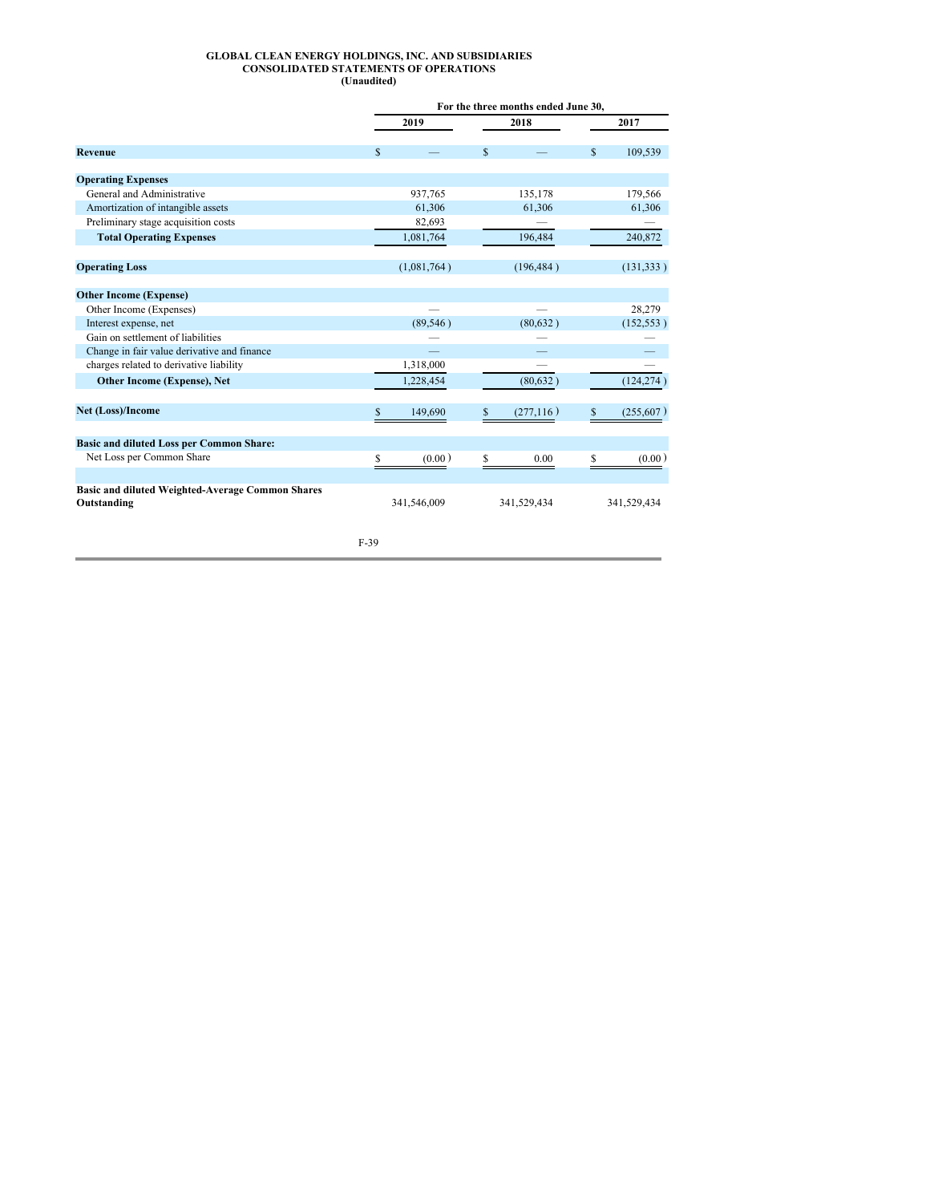**GLOBAL CLEAN ENERGY HOLDINGS, INC. AND SUBSIDIARIES**
**CONSOLIDATED STATEMENTS OF OPERATIONS**
**(Unaudited)**

| | For the three months ended June 30, | | |
|---|---|---|---|
| | 2019 | 2018 | 2017 |
| **Revenue** | $ — | $ — | $ 109,539 |
| **Operating Expenses** | | | |
| General and Administrative | 937,765 | 135,178 | 179,566 |
| Amortization of intangible assets | 61,306 | 61,306 | 61,306 |
| Preliminary stage acquisition costs | 82,693 | — | — |
| **Total Operating Expenses** | 1,081,764 | 196,484 | 240,872 |
| **Operating Loss** | (1,081,764) | (196,484) | (131,333) |
| **Other Income (Expense)** | | | |
| Other Income (Expenses) | — | — | 28,279 |
| Interest expense, net | (89,546) | (80,632) | (152,553) |
| Gain on settlement of liabilities | — | — | — |
| Change in fair value derivative and finance | — | — | — |
| charges related to derivative liability | 1,318,000 | — | — |
| **Other Income (Expense), Net** | 1,228,454 | (80,632) | (124,274) |
| **Net (Loss)/Income** | $ 149,690 | $ (277,116) | $ (255,607) |
| **Basic and diluted Loss per Common Share:** | | | |
| Net Loss per Common Share | $ (0.00) | $ 0.00 | $ (0.00) |
| **Basic and diluted Weighted-Average Common Shares Outstanding** | 341,546,009 | 341,529,434 | 341,529,434 |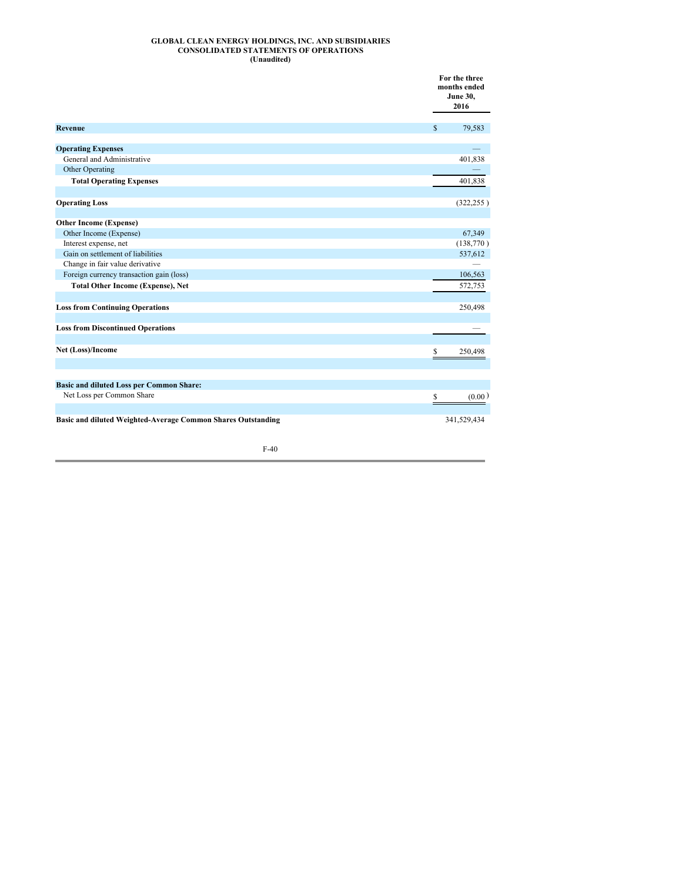**GLOBAL CLEAN ENERGY HOLDINGS, INC. AND SUBSIDIARIES**
**CONSOLIDATED STATEMENTS OF OPERATIONS**
**(Unaudited)**

| | For the three months ended June 30, 2016 |
|---|---|
| **Revenue** | $ 79,583 |
| | |
| **Operating Expenses** | — |
| General and Administrative | 401,838 |
| Other Operating | — |
| **Total Operating Expenses** | 401,838 |
| | |
| **Operating Loss** | (322,255 ) |
| | |
| **Other Income (Expense)** | |
| Other Income (Expense) | 67,349 |
| Interest expense, net | (138,770 ) |
| Gain on settlement of liabilities | 537,612 |
| Change in fair value derivative | — |
| Foreign currency transaction gain (loss) | 106,563 |
| **Total Other Income (Expense), Net** | 572,753 |
| | |
| **Loss from Continuing Operations** | 250,498 |
| | |
| **Loss from Discontinued Operations** | — |
| | |
| **Net (Loss)/Income** | $ 250,498 |
| | |
| **Basic and diluted Loss per Common Share:** | |
| Net Loss per Common Share | $ (0.00 ) |
| | |
| **Basic and diluted Weighted-Average Common Shares Outstanding** | 341,529,434 |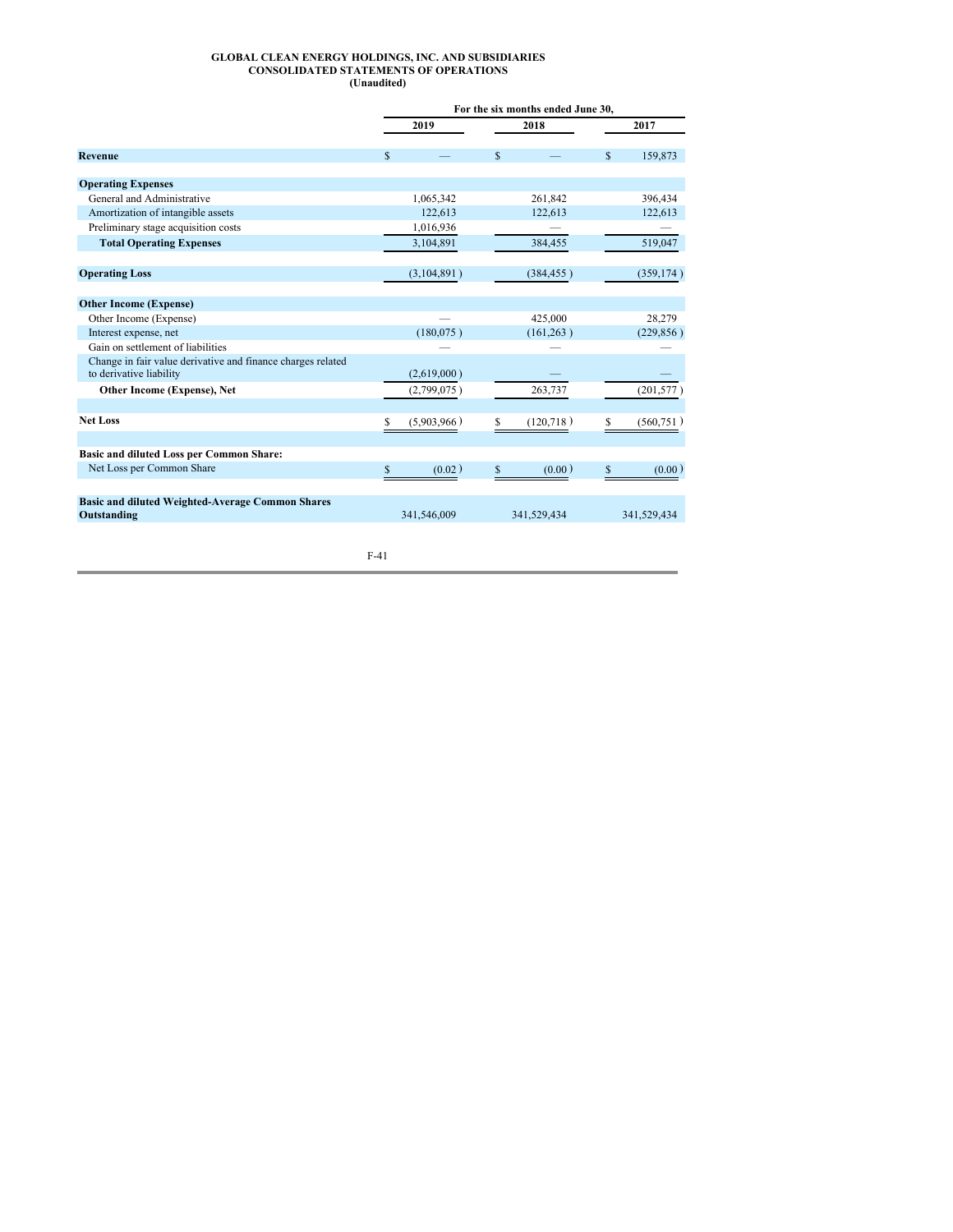**GLOBAL CLEAN ENERGY HOLDINGS, INC. AND SUBSIDIARIES**
**CONSOLIDATED STATEMENTS OF OPERATIONS**
**(Unaudited)**

| | For the six months ended June 30, | | |
|---|---|---|---|
| | 2019 | 2018 | 2017 |
| **Revenue** | $ — | $ — | $ 159,873 |
| **Operating Expenses** | | | |
| General and Administrative | 1,065,342 | 261,842 | 396,434 |
| Amortization of intangible assets | 122,613 | 122,613 | 122,613 |
| Preliminary stage acquisition costs | 1,016,936 | — | — |
| **Total Operating Expenses** | 3,104,891 | 384,455 | 519,047 |
| **Operating Loss** | (3,104,891) | (384,455) | (359,174) |
| **Other Income (Expense)** | | | |
| Other Income (Expense) | — | 425,000 | 28,279 |
| Interest expense, net | (180,075) | (161,263) | (229,856) |
| Gain on settlement of liabilities | — | — | — |
| Change in fair value derivative and finance charges related to derivative liability | (2,619,000) | — | — |
| **Other Income (Expense), Net** | (2,799,075) | 263,737 | (201,577) |
| **Net Loss** | $ (5,903,966) | $ (120,718) | $ (560,751) |
| **Basic and diluted Loss per Common Share:** | | | |
| Net Loss per Common Share | $ (0.02) | $ (0.00) | $ (0.00) |
| **Basic and diluted Weighted-Average Common Shares Outstanding** | 341,546,009 | 341,529,434 | 341,529,434 |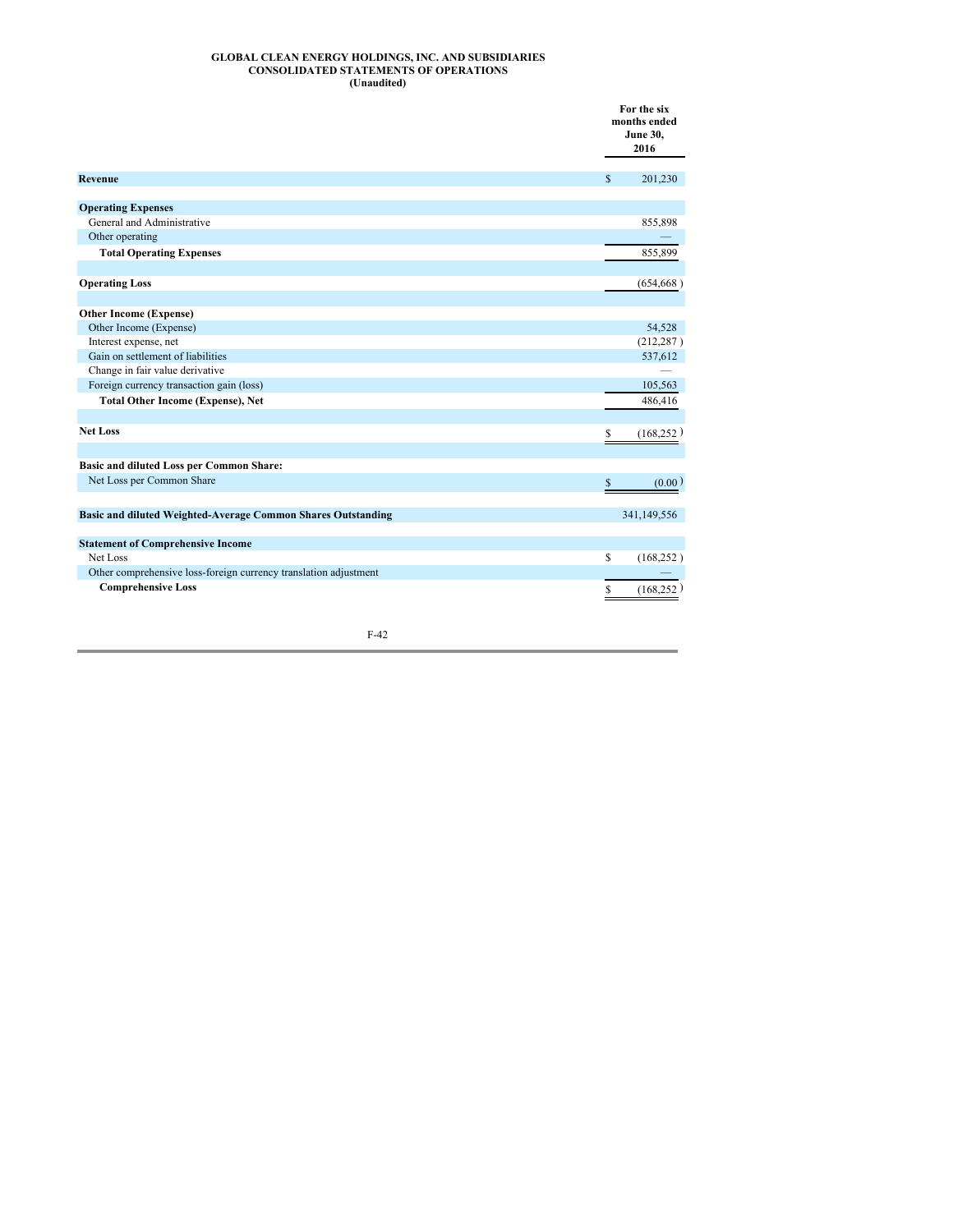**GLOBAL CLEAN ENERGY HOLDINGS, INC. AND SUBSIDIARIES**
**CONSOLIDATED STATEMENTS OF OPERATIONS**
**(Unaudited)**

| | For the six months ended June 30, 2016 |
|---|---|
| **Revenue** | $ 201,230 |
| | |
| **Operating Expenses** | |
| General and Administrative | 855,898 |
| Other operating | — |
| **Total Operating Expenses** | 855,899 |
| | |
| **Operating Loss** | (654,668 ) |
| | |
| **Other Income (Expense)** | |
| Other Income (Expense) | 54,528 |
| Interest expense, net | (212,287 ) |
| Gain on settlement of liabilities | 537,612 |
| Change in fair value derivative | — |
| Foreign currency transaction gain (loss) | 105,563 |
| **Total Other Income (Expense), Net** | 486,416 |
| | |
| **Net Loss** | $ (168,252 ) |
| | |
| **Basic and diluted Loss per Common Share:** | |
| Net Loss per Common Share | $ (0.00 ) |
| | |
| **Basic and diluted Weighted-Average Common Shares Outstanding** | 341,149,556 |
| | |
| **Statement of Comprehensive Income** | |
| Net Loss | $ (168,252 ) |
| Other comprehensive loss-foreign currency translation adjustment | — |
| **Comprehensive Loss** | $ (168,252 ) |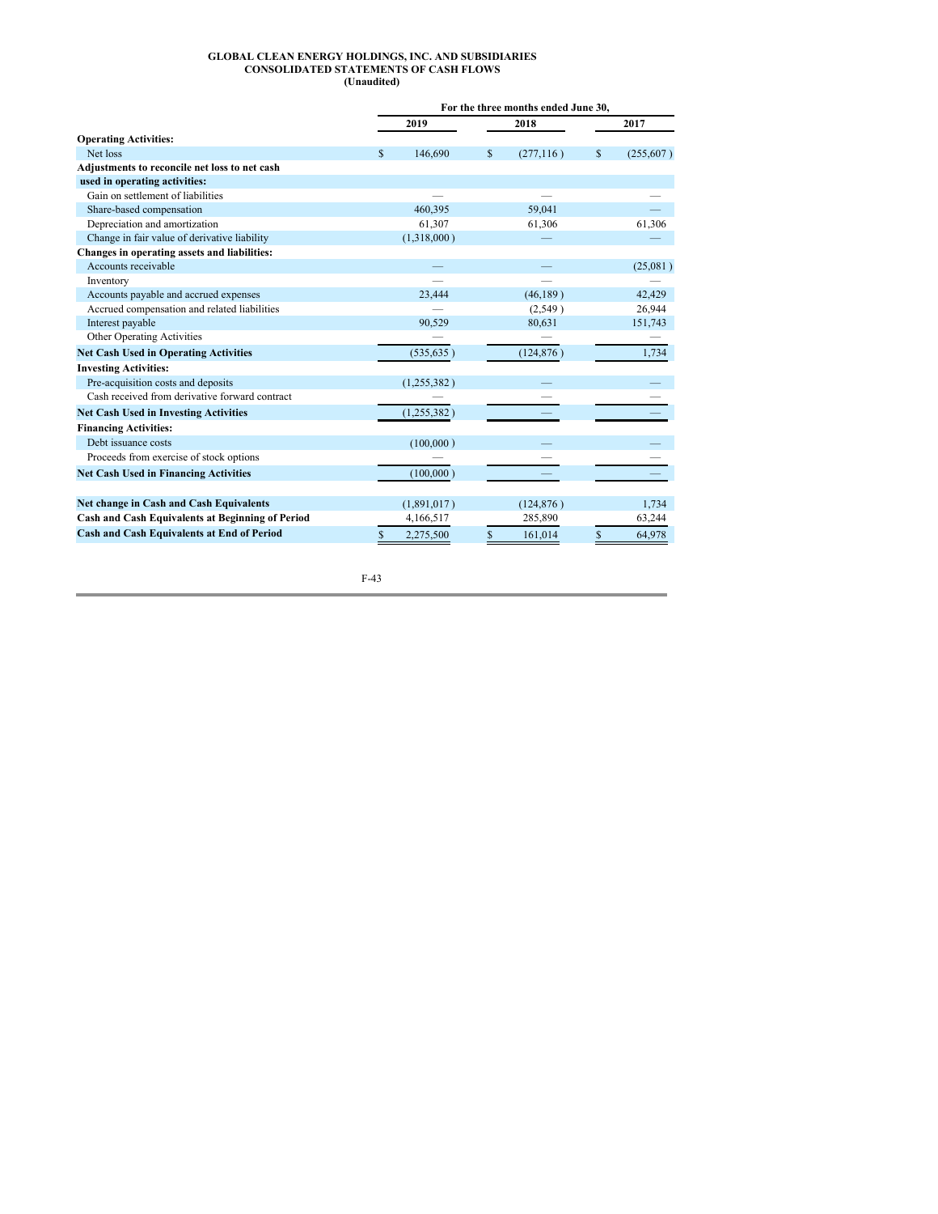**GLOBAL CLEAN ENERGY HOLDINGS, INC. AND SUBSIDIARIES**
**CONSOLIDATED STATEMENTS OF CASH FLOWS**
**(Unaudited)**

| | For the three months ended June 30, | | |
|---|---|---|---|
| | 2019 | 2018 | 2017 |
| **Operating Activities:** | | | |
| Net loss | $ 146,690 | $ (277,116 ) | $ (255,607 ) |
| **Adjustments to reconcile net loss to net cash used in operating activities:** | | | |
| Gain on settlement of liabilities | — | — | — |
| Share-based compensation | 460,395 | 59,041 | — |
| Depreciation and amortization | 61,307 | 61,306 | 61,306 |
| Change in fair value of derivative liability | (1,318,000 ) | — | — |
| **Changes in operating assets and liabilities:** | | | |
| Accounts receivable | — | — | (25,081 ) |
| Inventory | — | — | — |
| Accounts payable and accrued expenses | 23,444 | (46,189 ) | 42,429 |
| Accrued compensation and related liabilities | — | (2,549 ) | 26,944 |
| Interest payable | 90,529 | 80,631 | 151,743 |
| Other Operating Activities | — | — | — |
| **Net Cash Used in Operating Activities** | (535,635 ) | (124,876 ) | 1,734 |
| **Investing Activities:** | | | |
| Pre-acquisition costs and deposits | (1,255,382 ) | — | — |
| Cash received from derivative forward contract | — | — | — |
| **Net Cash Used in Investing Activities** | (1,255,382 ) | — | — |
| **Financing Activities:** | | | |
| Debt issuance costs | (100,000 ) | — | — |
| Proceeds from exercise of stock options | — | — | — |
| **Net Cash Used in Financing Activities** | (100,000 ) | — | — |
| | | | |
| **Net change in Cash and Cash Equivalents** | (1,891,017 ) | (124,876 ) | 1,734 |
| **Cash and Cash Equivalents at Beginning of Period** | 4,166,517 | 285,890 | 63,244 |
| **Cash and Cash Equivalents at End of Period** | $ 2,275,500 | $ 161,014 | $ 64,978 |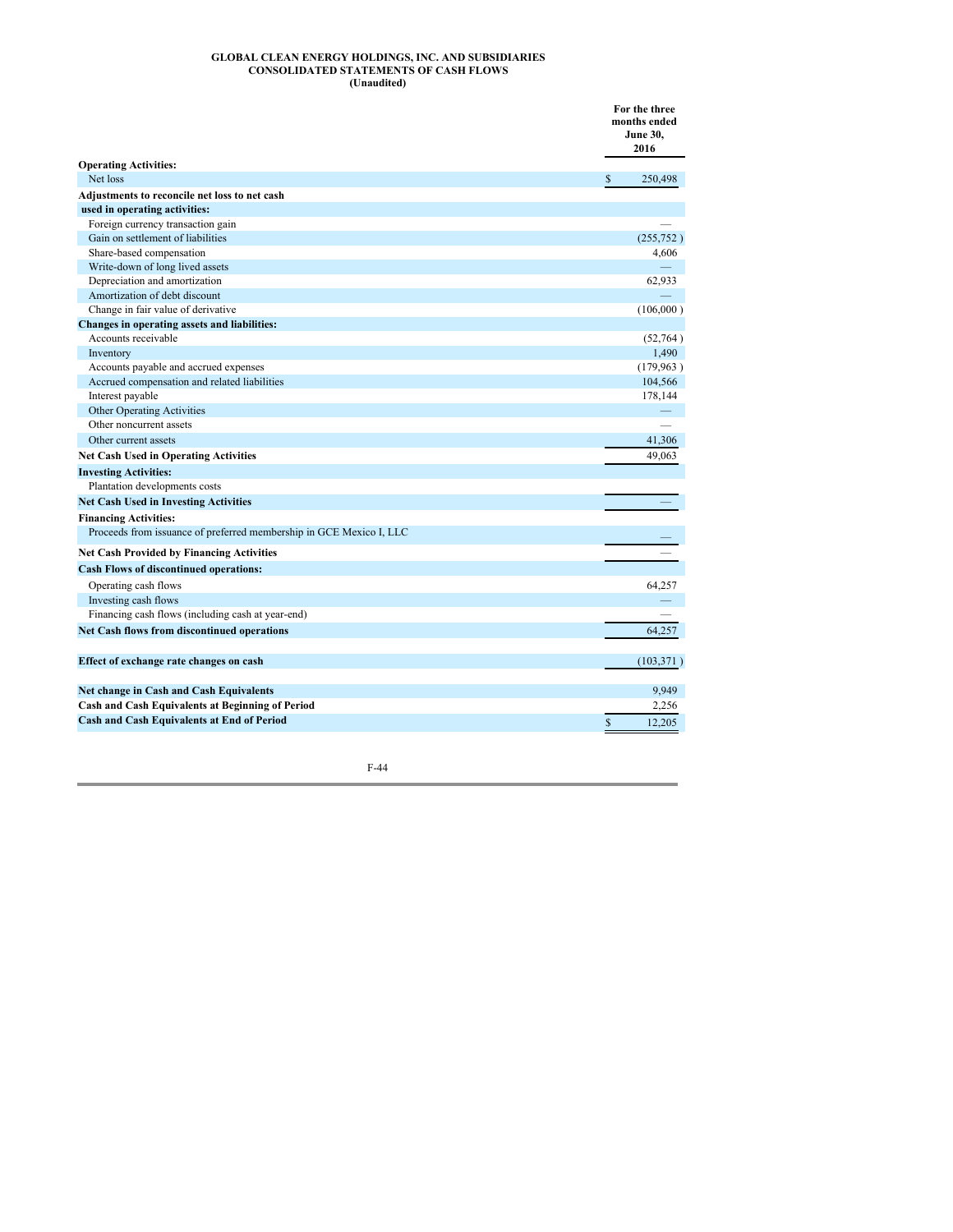**GLOBAL CLEAN ENERGY HOLDINGS, INC. AND SUBSIDIARIES**
**CONSOLIDATED STATEMENTS OF CASH FLOWS**
**(Unaudited)**

| | For the three months ended June 30, 2016 |
|---|---|
| **Operating Activities:** | |
| Net loss | $ 250,498 |
| **Adjustments to reconcile net loss to net cash used in operating activities:** | |
| Foreign currency transaction gain | — |
| Gain on settlement of liabilities | (255,752 ) |
| Share-based compensation | 4,606 |
| Write-down of long lived assets | — |
| Depreciation and amortization | 62,933 |
| Amortization of debt discount | — |
| Change in fair value of derivative | (106,000 ) |
| **Changes in operating assets and liabilities:** | |
| Accounts receivable | (52,764 ) |
| Inventory | 1,490 |
| Accounts payable and accrued expenses | (179,963 ) |
| Accrued compensation and related liabilities | 104,566 |
| Interest payable | 178,144 |
| Other Operating Activities | — |
| Other noncurrent assets | — |
| Other current assets | 41,306 |
| **Net Cash Used in Operating Activities** | 49,063 |
| **Investing Activities:** | |
| Plantation developments costs | |
| **Net Cash Used in Investing Activities** | — |
| **Financing Activities:** | |
| Proceeds from issuance of preferred membership in GCE Mexico I, LLC | — |
| **Net Cash Provided by Financing Activities** | — |
| **Cash Flows of discontinued operations:** | |
| Operating cash flows | 64,257 |
| Investing cash flows | — |
| Financing cash flows (including cash at year-end) | — |
| **Net Cash flows from discontinued operations** | 64,257 |
| | |
| **Effect of exchange rate changes on cash** | (103,371 ) |
| | |
| **Net change in Cash and Cash Equivalents** | 9,949 |
| **Cash and Cash Equivalents at Beginning of Period** | 2,256 |
| **Cash and Cash Equivalents at End of Period** | $ 12,205 |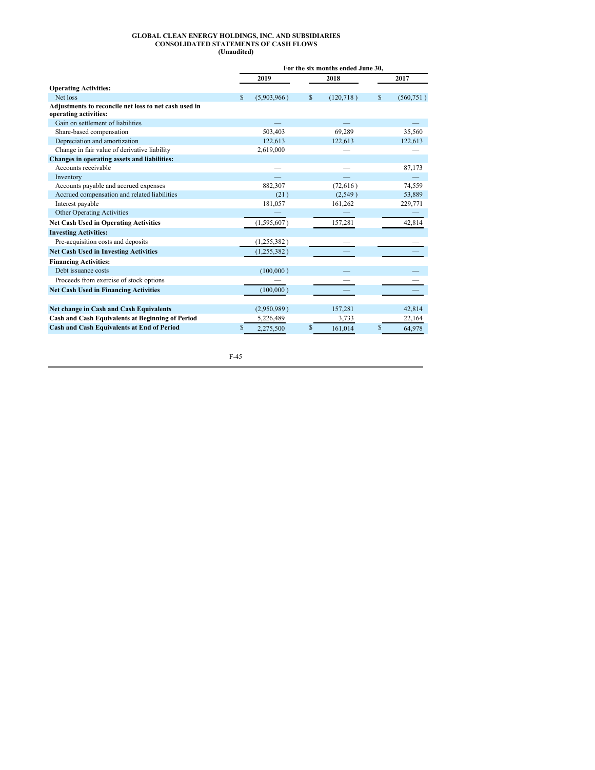**GLOBAL CLEAN ENERGY HOLDINGS, INC. AND SUBSIDIARIES**
**CONSOLIDATED STATEMENTS OF CASH FLOWS**
**(Unaudited)**

| | For the six months ended June 30, | | |
|---|---|---|---|
| | 2019 | 2018 | 2017 |
| **Operating Activities:** | | | |
| Net loss | $ (5,903,966 ) | $ (120,718 ) | $ (560,751 ) |
| **Adjustments to reconcile net loss to net cash used in operating activities:** | | | |
| Gain on settlement of liabilities | — | — | — |
| Share-based compensation | 503,403 | 69,289 | 35,560 |
| Depreciation and amortization | 122,613 | 122,613 | 122,613 |
| Change in fair value of derivative liability | 2,619,000 | — | — |
| **Changes in operating assets and liabilities:** | | | |
| Accounts receivable | — | — | 87,173 |
| Inventory | — | — | — |
| Accounts payable and accrued expenses | 882,307 | (72,616 ) | 74,559 |
| Accrued compensation and related liabilities | (21 ) | (2,549 ) | 53,889 |
| Interest payable | 181,057 | 161,262 | 229,771 |
| Other Operating Activities | — | — | — |
| **Net Cash Used in Operating Activities** | (1,595,607 ) | 157,281 | 42,814 |
| **Investing Activities:** | | | |
| Pre-acquisition costs and deposits | (1,255,382 ) | — | — |
| **Net Cash Used in Investing Activities** | (1,255,382 ) | — | — |
| **Financing Activities:** | | | |
| Debt issuance costs | (100,000 ) | — | — |
| Proceeds from exercise of stock options | — | — | — |
| **Net Cash Used in Financing Activities** | (100,000 ) | — | — |
| | | | |
| **Net change in Cash and Cash Equivalents** | (2,950,989 ) | 157,281 | 42,814 |
| **Cash and Cash Equivalents at Beginning of Period** | 5,226,489 | 3,733 | 22,164 |
| **Cash and Cash Equivalents at End of Period** | $ 2,275,500 | $ 161,014 | $ 64,978 |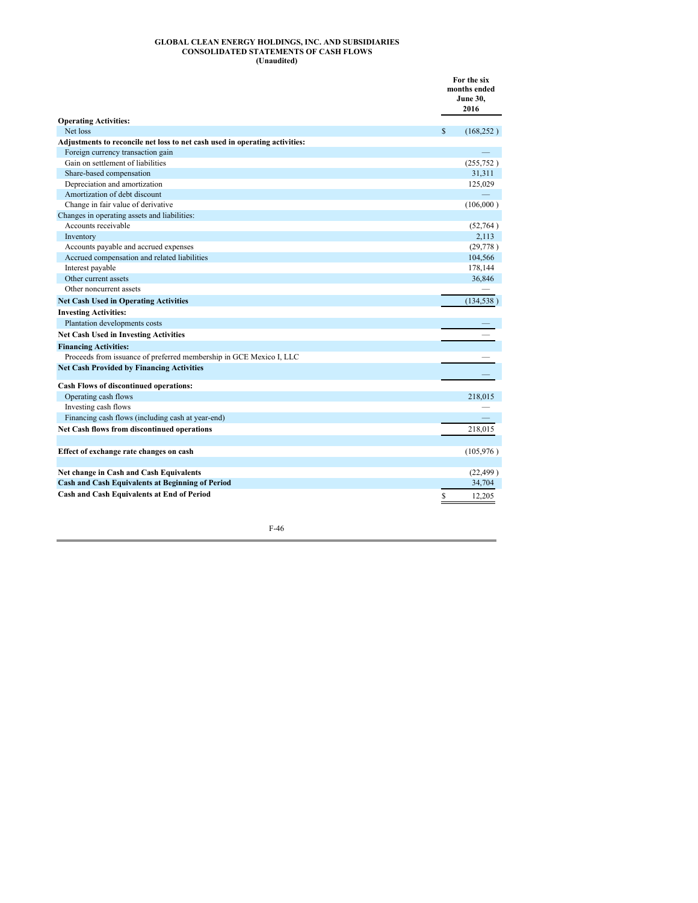**GLOBAL CLEAN ENERGY HOLDINGS, INC. AND SUBSIDIARIES**
**CONSOLIDATED STATEMENTS OF CASH FLOWS**
**(Unaudited)**

| | For the six months ended June 30, 2016 |
|---|---|
| **Operating Activities:** | |
| Net loss | $ (168,252 ) |
| **Adjustments to reconcile net loss to net cash used in operating activities:** | |
| Foreign currency transaction gain | — |
| Gain on settlement of liabilities | (255,752 ) |
| Share-based compensation | 31,311 |
| Depreciation and amortization | 125,029 |
| Amortization of debt discount | — |
| Change in fair value of derivative | (106,000 ) |
| Changes in operating assets and liabilities: | |
| Accounts receivable | (52,764 ) |
| Inventory | 2,113 |
| Accounts payable and accrued expenses | (29,778 ) |
| Accrued compensation and related liabilities | 104,566 |
| Interest payable | 178,144 |
| Other current assets | 36,846 |
| Other noncurrent assets | — |
| **Net Cash Used in Operating Activities** | (134,538 ) |
| **Investing Activities:** | |
| Plantation developments costs | — |
| **Net Cash Used in Investing Activities** | — |
| **Financing Activities:** | |
| Proceeds from issuance of preferred membership in GCE Mexico I, LLC | — |
| **Net Cash Provided by Financing Activities** | — |
| **Cash Flows of discontinued operations:** | |
| Operating cash flows | 218,015 |
| Investing cash flows | — |
| Financing cash flows (including cash at year-end) | — |
| **Net Cash flows from discontinued operations** | 218,015 |
| **Effect of exchange rate changes on cash** | (105,976 ) |
| **Net change in Cash and Cash Equivalents** | (22,499 ) |
| **Cash and Cash Equivalents at Beginning of Period** | 34,704 |
| **Cash and Cash Equivalents at End of Period** | $ 12,205 |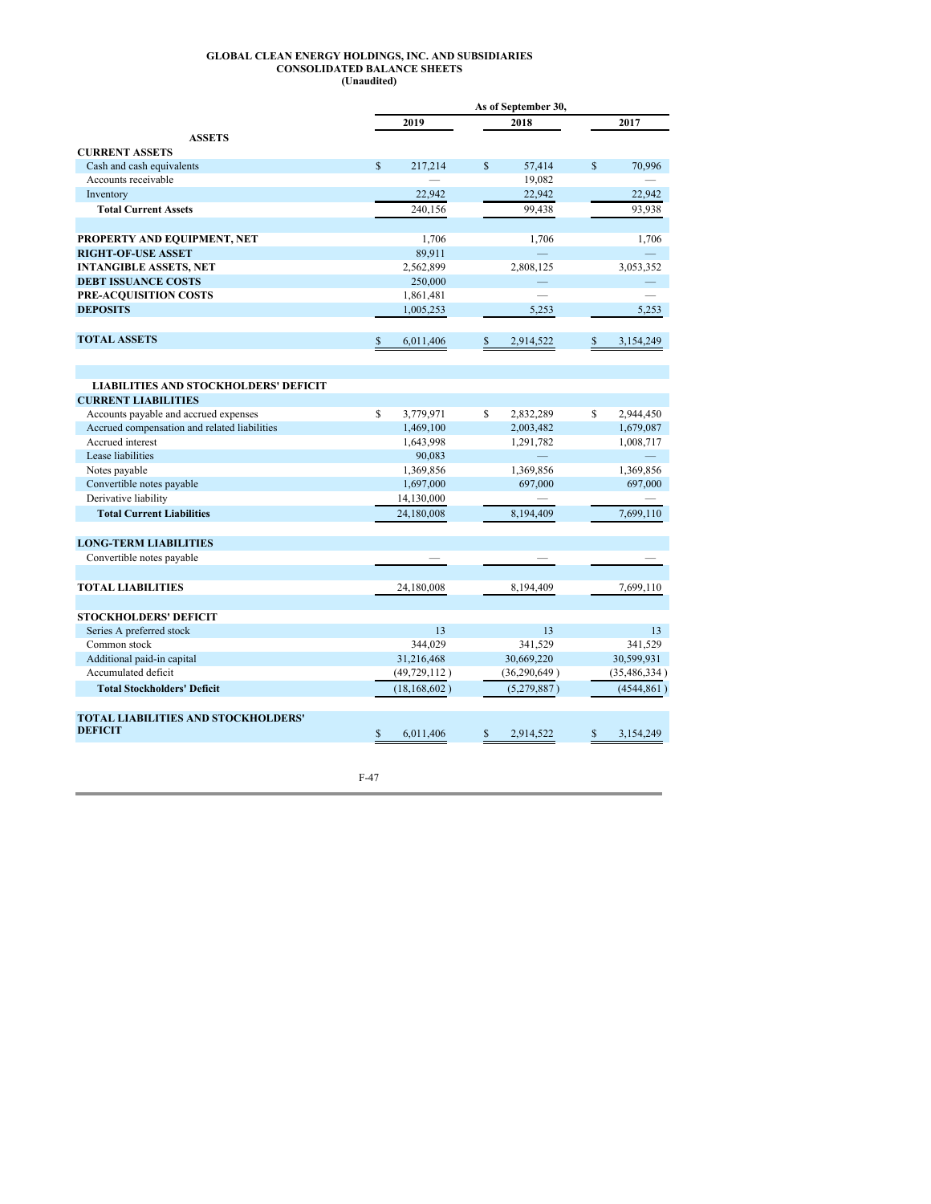**GLOBAL CLEAN ENERGY HOLDINGS, INC. AND SUBSIDIARIES**
**CONSOLIDATED BALANCE SHEETS**
**(Unaudited)**

| | As of September 30, | | |
|---|---|---|---|
| | 2019 | 2018 | 2017 |
| **ASSETS** | | | |
| **CURRENT ASSETS** | | | |
| Cash and cash equivalents | $ 217,214 | $ 57,414 | $ 70,996 |
| Accounts receivable | — | 19,082 | — |
| Inventory | 22,942 | 22,942 | 22,942 |
| **Total Current Assets** | 240,156 | 99,438 | 93,938 |
| | | | |
| **PROPERTY AND EQUIPMENT, NET** | 1,706 | 1,706 | 1,706 |
| **RIGHT-OF-USE ASSET** | 89,911 | — | — |
| **INTANGIBLE ASSETS, NET** | 2,562,899 | 2,808,125 | 3,053,352 |
| **DEBT ISSUANCE COSTS** | 250,000 | — | — |
| **PRE-ACQUISITION COSTS** | 1,861,481 | — | — |
| **DEPOSITS** | 1,005,253 | 5,253 | 5,253 |
| | | | |
| **TOTAL ASSETS** | $ 6,011,406 | $ 2,914,522 | $ 3,154,249 |
| | | | |
| **LIABILITIES AND STOCKHOLDERS' DEFICIT** | | | |
| **CURRENT LIABILITIES** | | | |
| Accounts payable and accrued expenses | $ 3,779,971 | $ 2,832,289 | $ 2,944,450 |
| Accrued compensation and related liabilities | 1,469,100 | 2,003,482 | 1,679,087 |
| Accrued interest | 1,643,998 | 1,291,782 | 1,008,717 |
| Lease liabilities | 90,083 | — | — |
| Notes payable | 1,369,856 | 1,369,856 | 1,369,856 |
| Convertible notes payable | 1,697,000 | 697,000 | 697,000 |
| Derivative liability | 14,130,000 | — | — |
| **Total Current Liabilities** | 24,180,008 | 8,194,409 | 7,699,110 |
| | | | |
| **LONG-TERM LIABILITIES** | | | |
| Convertible notes payable | — | — | — |
| | | | |
| **TOTAL LIABILITIES** | 24,180,008 | 8,194,409 | 7,699,110 |
| | | | |
| **STOCKHOLDERS' DEFICIT** | | | |
| Series A preferred stock | 13 | 13 | 13 |
| Common stock | 344,029 | 341,529 | 341,529 |
| Additional paid-in capital | 31,216,468 | 30,669,220 | 30,599,931 |
| Accumulated deficit | (49,729,112) | (36,290,649) | (35,486,334) |
| **Total Stockholders' Deficit** | (18,168,602) | (5,279,887) | (4544,861) |
| | | | |
| **TOTAL LIABILITIES AND STOCKHOLDERS' DEFICIT** | $ 6,011,406 | $ 2,914,522 | $ 3,154,249 |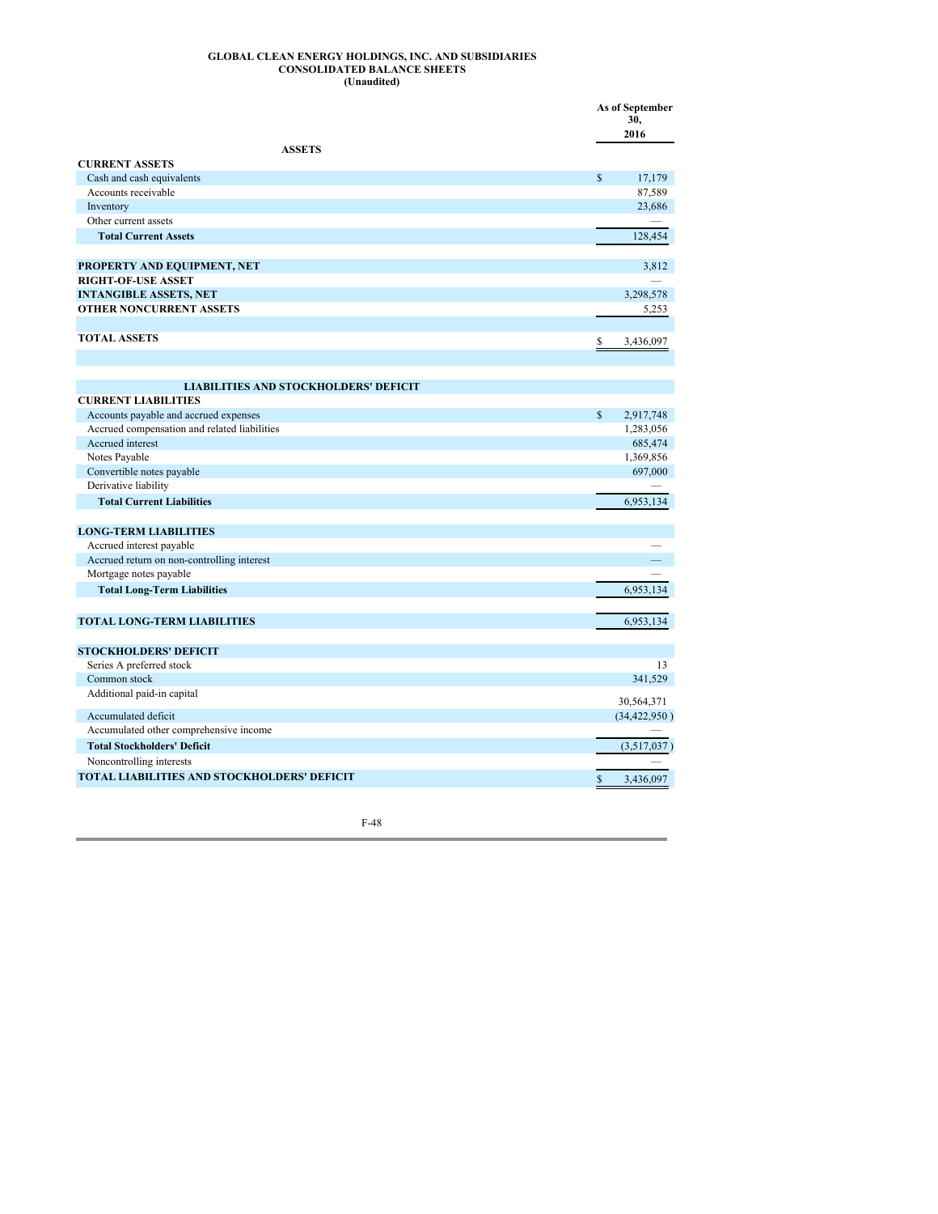**GLOBAL CLEAN ENERGY HOLDINGS, INC. AND SUBSIDIARIES**
**CONSOLIDATED BALANCE SHEETS**
**(Unaudited)**

| | As of September 30, 2016 |
|---|---|
| **ASSETS** | |
| **CURRENT ASSETS** | |
| Cash and cash equivalents | $ 17,179 |
| Accounts receivable | 87,589 |
| Inventory | 23,686 |
| Other current assets | — |
| **Total Current Assets** | 128,454 |
| | |
| **PROPERTY AND EQUIPMENT, NET** | 3,812 |
| **RIGHT-OF-USE ASSET** | — |
| **INTANGIBLE ASSETS, NET** | 3,298,578 |
| **OTHER NONCURRENT ASSETS** | 5,253 |
| | |
| **TOTAL ASSETS** | $ 3,436,097 |
| | |
| **LIABILITIES AND STOCKHOLDERS' DEFICIT** | |
| **CURRENT LIABILITIES** | |
| Accounts payable and accrued expenses | $ 2,917,748 |
| Accrued compensation and related liabilities | 1,283,056 |
| Accrued interest | 685,474 |
| Notes Payable | 1,369,856 |
| Convertible notes payable | 697,000 |
| Derivative liability | — |
| **Total Current Liabilities** | 6,953,134 |
| | |
| **LONG-TERM LIABILITIES** | |
| Accrued interest payable | — |
| Accrued return on non-controlling interest | — |
| Mortgage notes payable | — |
| **Total Long-Term Liabilities** | 6,953,134 |
| | |
| **TOTAL LONG-TERM LIABILITIES** | 6,953,134 |
| | |
| **STOCKHOLDERS' DEFICIT** | |
| Series A preferred stock | 13 |
| Common stock | 341,529 |
| Additional paid-in capital | 30,564,371 |
| Accumulated deficit | (34,422,950 ) |
| Accumulated other comprehensive income | — |
| **Total Stockholders' Deficit** | (3,517,037 ) |
| Noncontrolling interests | — |
| **TOTAL LIABILITIES AND STOCKHOLDERS' DEFICIT** | $ 3,436,097 |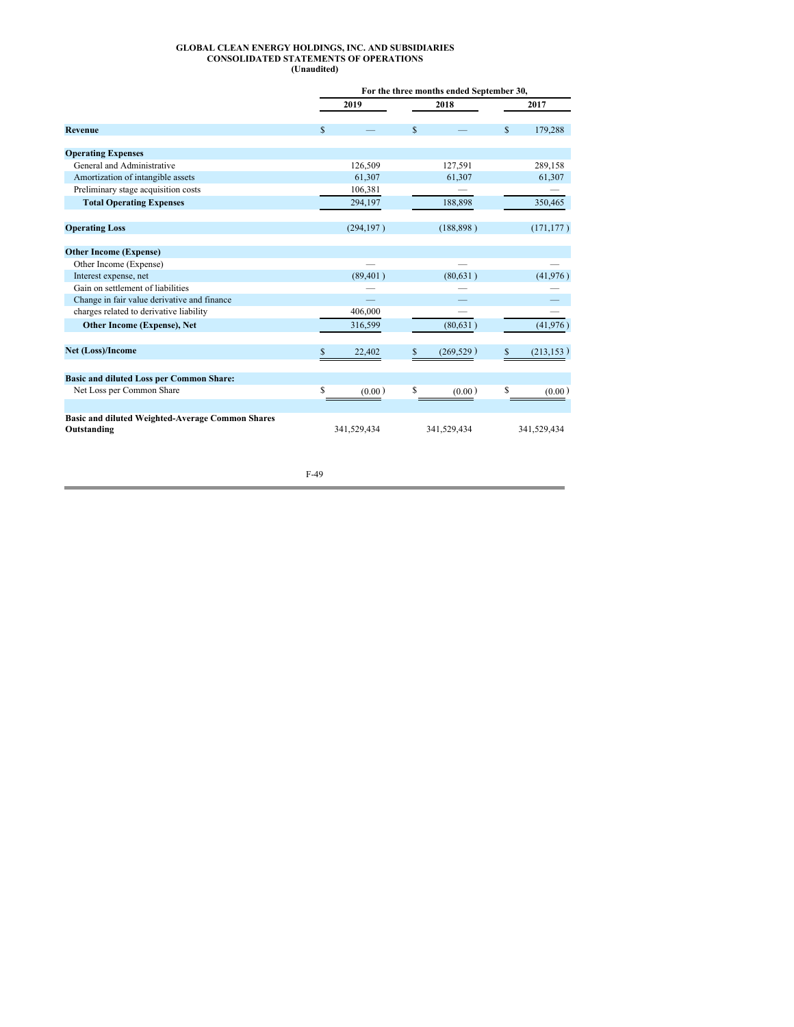**GLOBAL CLEAN ENERGY HOLDINGS, INC. AND SUBSIDIARIES**
**CONSOLIDATED STATEMENTS OF OPERATIONS**
**(Unaudited)**

| | For the three months ended September 30, | | |
|---|---|---|---|
| | 2019 | 2018 | 2017 |
| **Revenue** | $ — | $ — | $ 179,288 |
| **Operating Expenses** | | | |
| General and Administrative | 126,509 | 127,591 | 289,158 |
| Amortization of intangible assets | 61,307 | 61,307 | 61,307 |
| Preliminary stage acquisition costs | 106,381 | — | — |
| **Total Operating Expenses** | 294,197 | 188,898 | 350,465 |
| **Operating Loss** | (294,197) | (188,898) | (171,177) |
| **Other Income (Expense)** | | | |
| Other Income (Expense) | — | — | — |
| Interest expense, net | (89,401) | (80,631) | (41,976) |
| Gain on settlement of liabilities | — | — | — |
| Change in fair value derivative and finance | — | — | — |
| charges related to derivative liability | 406,000 | — | — |
| **Other Income (Expense), Net** | 316,599 | (80,631) | (41,976) |
| **Net (Loss)/Income** | $ 22,402 | $ (269,529) | $ (213,153) |
| **Basic and diluted Loss per Common Share:** | | | |
| Net Loss per Common Share | $ (0.00) | $ (0.00) | $ (0.00) |
| **Basic and diluted Weighted-Average Common Shares Outstanding** | 341,529,434 | 341,529,434 | 341,529,434 |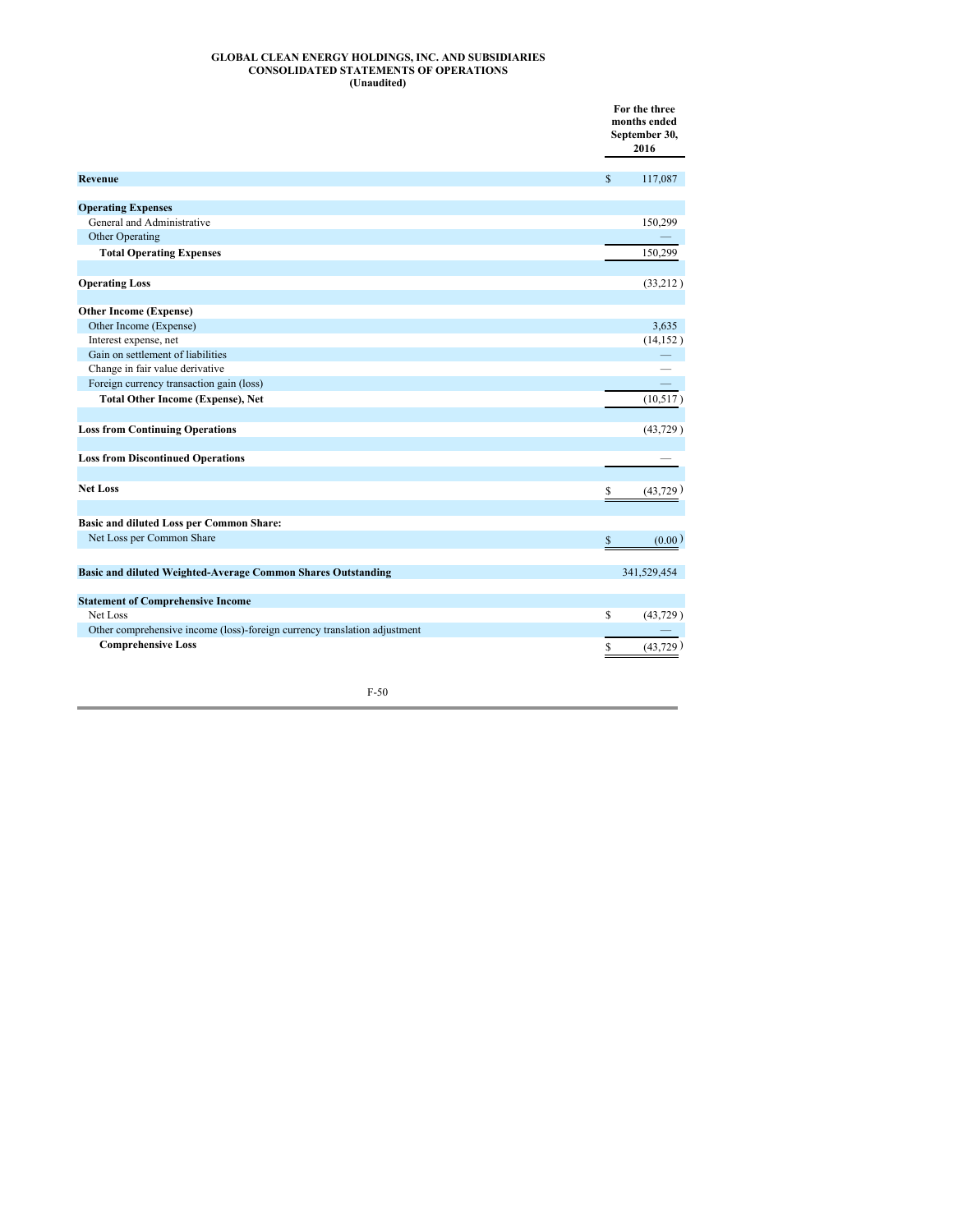# GLOBAL CLEAN ENERGY HOLDINGS, INC. AND SUBSIDIARIES
## CONSOLIDATED STATEMENTS OF OPERATIONS
### (Unaudited)

| | For the three months ended September 30, 2016 |
|---|---|
| **Revenue** | $ 117,087 |
| | |
| **Operating Expenses** | |
| General and Administrative | 150,299 |
| Other Operating | — |
| **Total Operating Expenses** | 150,299 |
| | |
| **Operating Loss** | (33,212 ) |
| | |
| **Other Income (Expense)** | |
| Other Income (Expense) | 3,635 |
| Interest expense, net | (14,152 ) |
| Gain on settlement of liabilities | — |
| Change in fair value derivative | — |
| Foreign currency transaction gain (loss) | — |
| **Total Other Income (Expense), Net** | (10,517 ) |
| | |
| **Loss from Continuing Operations** | (43,729 ) |
| | |
| **Loss from Discontinued Operations** | — |
| | |
| **Net Loss** | $ (43,729 ) |
| | |
| **Basic and diluted Loss per Common Share:** | |
| Net Loss per Common Share | $ (0.00 ) |
| | |
| **Basic and diluted Weighted-Average Common Shares Outstanding** | 341,529,454 |
| | |
| **Statement of Comprehensive Income** | |
| Net Loss | $ (43,729 ) |
| Other comprehensive income (loss)-foreign currency translation adjustment | — |
| **Comprehensive Loss** | $ (43,729 ) |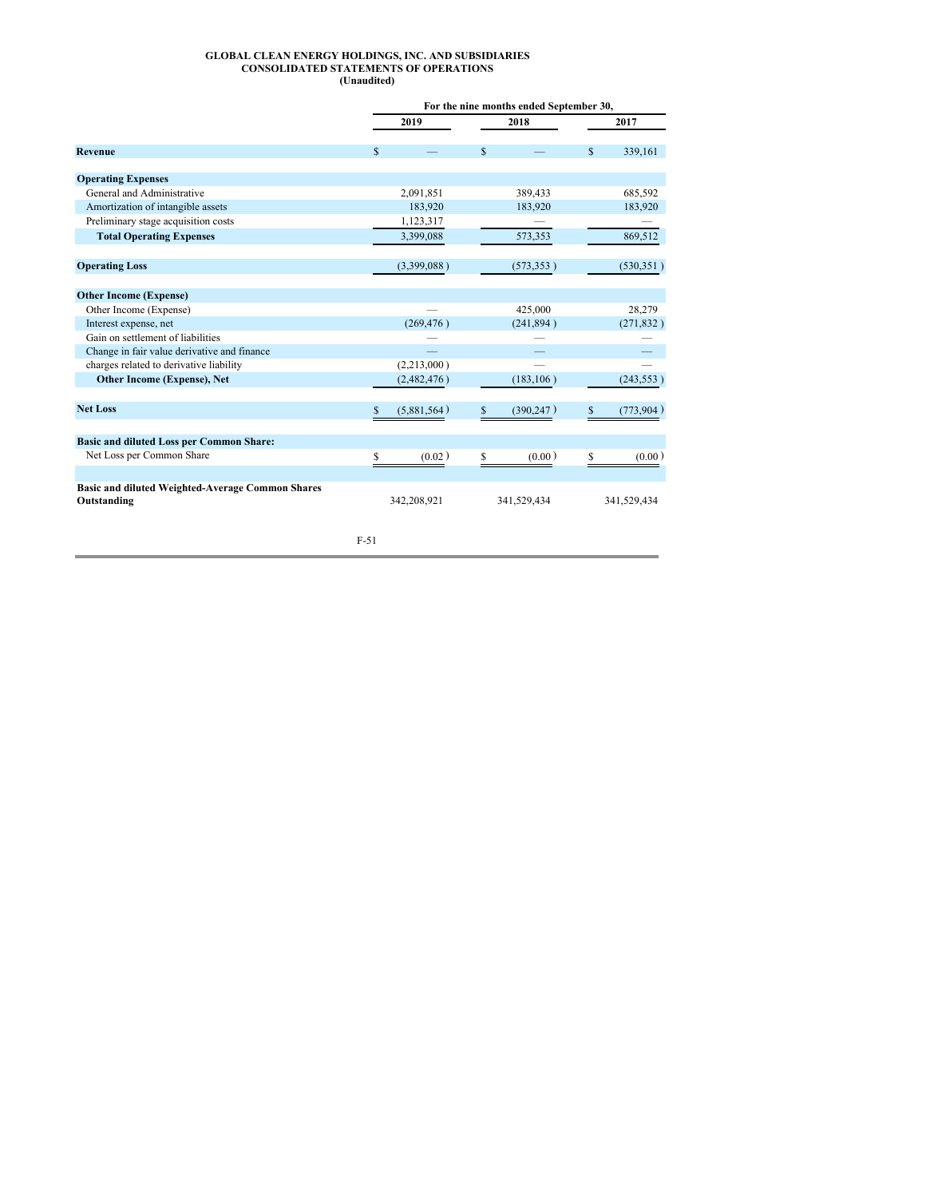**GLOBAL CLEAN ENERGY HOLDINGS, INC. AND SUBSIDIARIES**
**CONSOLIDATED STATEMENTS OF OPERATIONS**
**(Unaudited)**

| | For the nine months ended September 30, | | |
|---|---|---|---|
| | 2019 | 2018 | 2017 |
| **Revenue** | $ — | $ — | $ 339,161 |
| **Operating Expenses** | | | |
| General and Administrative | 2,091,851 | 389,433 | 685,592 |
| Amortization of intangible assets | 183,920 | 183,920 | 183,920 |
| Preliminary stage acquisition costs | 1,123,317 | — | — |
| **Total Operating Expenses** | 3,399,088 | 573,353 | 869,512 |
| **Operating Loss** | (3,399,088) | (573,353) | (530,351) |
| **Other Income (Expense)** | | | |
| Other Income (Expense) | — | 425,000 | 28,279 |
| Interest expense, net | (269,476) | (241,894) | (271,832) |
| Gain on settlement of liabilities | — | — | — |
| Change in fair value derivative and finance | — | — | — |
| charges related to derivative liability | (2,213,000) | — | — |
| **Other Income (Expense), Net** | (2,482,476) | (183,106) | (243,553) |
| **Net Loss** | $ (5,881,564) | $ (390,247) | $ (773,904) |
| **Basic and diluted Loss per Common Share:** | | | |
| Net Loss per Common Share | $ (0.02) | $ (0.00) | $ (0.00) |
| **Basic and diluted Weighted-Average Common Shares Outstanding** | 342,208,921 | 341,529,434 | 341,529,434 |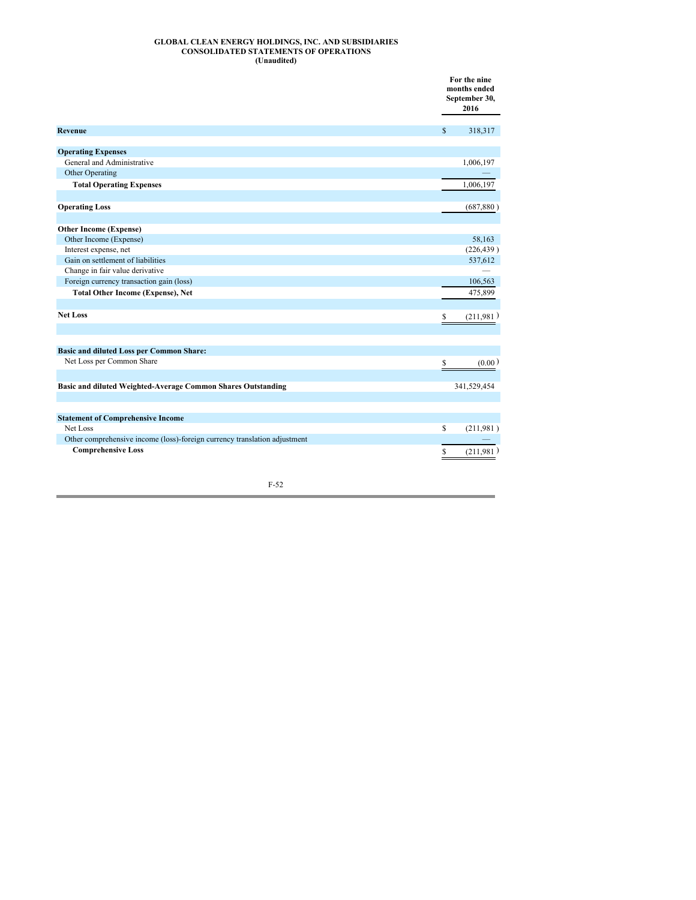**GLOBAL CLEAN ENERGY HOLDINGS, INC. AND SUBSIDIARIES**
**CONSOLIDATED STATEMENTS OF OPERATIONS**
**(Unaudited)**

| | For the nine months ended September 30, 2016 |
|---|---|
| **Revenue** | $ 318,317 |
| | |
| **Operating Expenses** | |
| General and Administrative | 1,006,197 |
| Other Operating | — |
| **Total Operating Expenses** | 1,006,197 |
| | |
| **Operating Loss** | (687,880 ) |
| | |
| **Other Income (Expense)** | |
| Other Income (Expense) | 58,163 |
| Interest expense, net | (226,439 ) |
| Gain on settlement of liabilities | 537,612 |
| Change in fair value derivative | — |
| Foreign currency transaction gain (loss) | 106,563 |
| **Total Other Income (Expense), Net** | 475,899 |
| | |
| **Net Loss** | $ (211,981 ) |
| | |
| **Basic and diluted Loss per Common Share:** | |
| Net Loss per Common Share | $ (0.00 ) |
| | |
| **Basic and diluted Weighted-Average Common Shares Outstanding** | 341,529,454 |
| | |
| **Statement of Comprehensive Income** | |
| Net Loss | $ (211,981 ) |
| Other comprehensive income (loss)-foreign currency translation adjustment | — |
| **Comprehensive Loss** | $ (211,981 ) |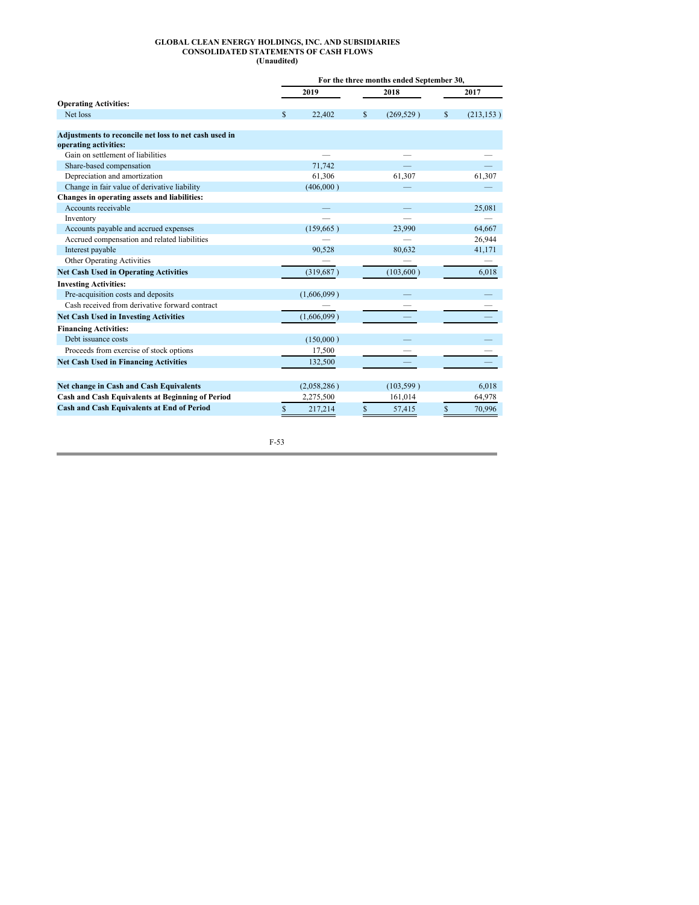**GLOBAL CLEAN ENERGY HOLDINGS, INC. AND SUBSIDIARIES**
**CONSOLIDATED STATEMENTS OF CASH FLOWS**
**(Unaudited)**

| | For the three months ended September 30, | | |
|---|---|---|---|
| | 2019 | 2018 | 2017 |
| **Operating Activities:** | | | |
| Net loss | $ 22,402 | $ (269,529 ) | $ (213,153 ) |
| **Adjustments to reconcile net loss to net cash used in operating activities:** | | | |
| Gain on settlement of liabilities | — | — | — |
| Share-based compensation | 71,742 | — | — |
| Depreciation and amortization | 61,306 | 61,307 | 61,307 |
| Change in fair value of derivative liability | (406,000 ) | — | — |
| **Changes in operating assets and liabilities:** | | | |
| Accounts receivable | — | — | 25,081 |
| Inventory | — | — | — |
| Accounts payable and accrued expenses | (159,665 ) | 23,990 | 64,667 |
| Accrued compensation and related liabilities | — | — | 26,944 |
| Interest payable | 90,528 | 80,632 | 41,171 |
| Other Operating Activities | — | — | — |
| **Net Cash Used in Operating Activities** | (319,687 ) | (103,600 ) | 6,018 |
| **Investing Activities:** | | | |
| Pre-acquisition costs and deposits | (1,606,099 ) | — | — |
| Cash received from derivative forward contract | — | — | — |
| **Net Cash Used in Investing Activities** | (1,606,099 ) | — | — |
| **Financing Activities:** | | | |
| Debt issuance costs | (150,000 ) | — | — |
| Proceeds from exercise of stock options | 17,500 | — | — |
| **Net Cash Used in Financing Activities** | 132,500 | — | — |
| | | | |
| **Net change in Cash and Cash Equivalents** | (2,058,286 ) | (103,599 ) | 6,018 |
| **Cash and Cash Equivalents at Beginning of Period** | 2,275,500 | 161,014 | 64,978 |
| **Cash and Cash Equivalents at End of Period** | $ 217,214 | $ 57,415 | $ 70,996 |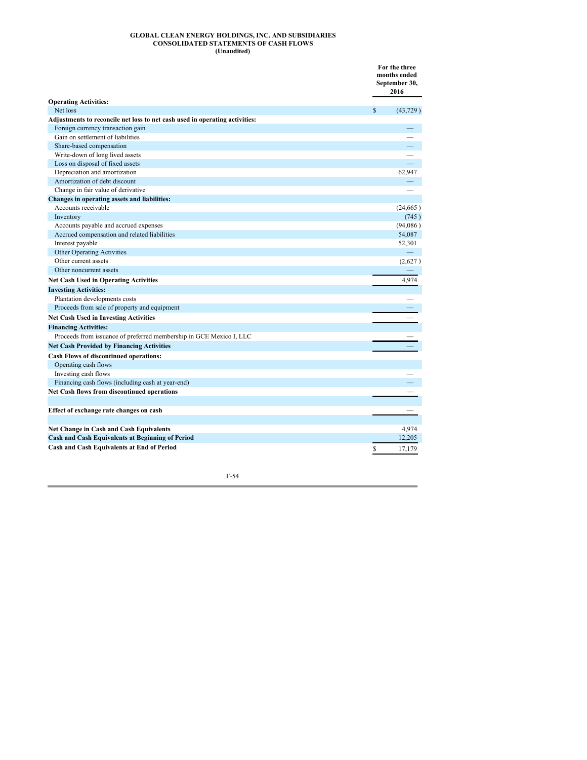**GLOBAL CLEAN ENERGY HOLDINGS, INC. AND SUBSIDIARIES**
**CONSOLIDATED STATEMENTS OF CASH FLOWS**
**(Unaudited)**

| | For the three months ended September 30, 2016 |
|---|---|
| **Operating Activities:** | |
| Net loss | $ (43,729 ) |
| **Adjustments to reconcile net loss to net cash used in operating activities:** | |
| Foreign currency transaction gain | — |
| Gain on settlement of liabilities | — |
| Share-based compensation | — |
| Write-down of long lived assets | — |
| Loss on disposal of fixed assets | — |
| Depreciation and amortization | 62,947 |
| Amortization of debt discount | — |
| Change in fair value of derivative | — |
| **Changes in operating assets and liabilities:** | |
| Accounts receivable | (24,665 ) |
| Inventory | (745 ) |
| Accounts payable and accrued expenses | (94,086 ) |
| Accrued compensation and related liabilities | 54,087 |
| Interest payable | 52,301 |
| Other Operating Activities | — |
| Other current assets | (2,627 ) |
| Other noncurrent assets | — |
| **Net Cash Used in Operating Activities** | 4,974 |
| **Investing Activities:** | |
| Plantation developments costs | — |
| Proceeds from sale of property and equipment | — |
| **Net Cash Used in Investing Activities** | — |
| **Financing Activities:** | |
| Proceeds from issuance of preferred membership in GCE Mexico I, LLC | — |
| **Net Cash Provided by Financing Activities** | — |
| **Cash Flows of discontinued operations:** | |
| Operating cash flows | |
| Investing cash flows | — |
| Financing cash flows (including cash at year-end) | — |
| **Net Cash flows from discontinued operations** | — |
| | |
| **Effect of exchange rate changes on cash** | — |
| | |
| **Net Change in Cash and Cash Equivalents** | 4,974 |
| **Cash and Cash Equivalents at Beginning of Period** | 12,205 |
| **Cash and Cash Equivalents at End of Period** | $ 17,179 |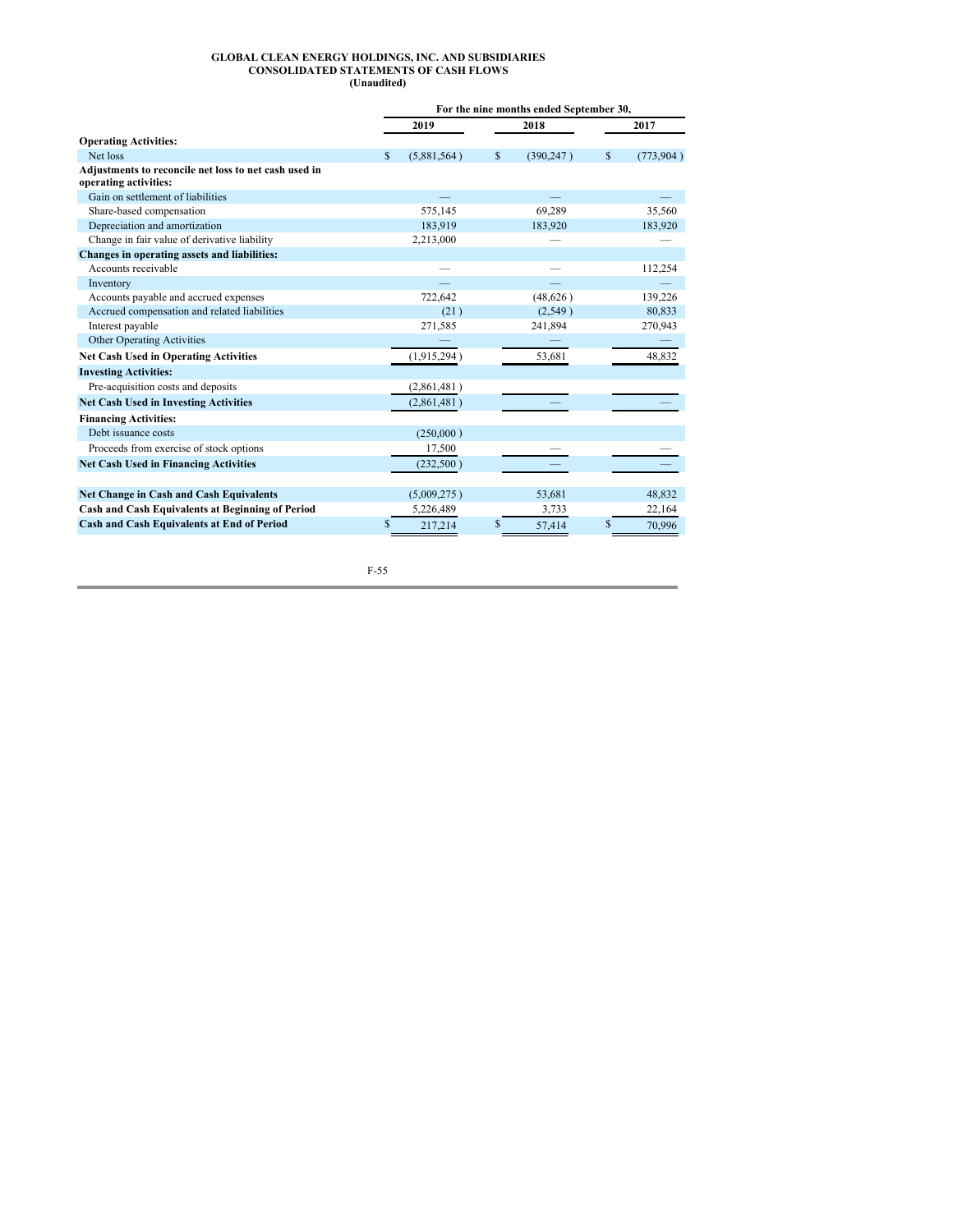**GLOBAL CLEAN ENERGY HOLDINGS, INC. AND SUBSIDIARIES**
**CONSOLIDATED STATEMENTS OF CASH FLOWS**
**(Unaudited)**

| | For the nine months ended September 30, | | |
|---|---|---|---|
| | 2019 | 2018 | 2017 |
| **Operating Activities:** | | | |
| Net loss | $ (5,881,564) | $ (390,247) | $ (773,904) |
| **Adjustments to reconcile net loss to net cash used in operating activities:** | | | |
| Gain on settlement of liabilities | — | — | — |
| Share-based compensation | 575,145 | 69,289 | 35,560 |
| Depreciation and amortization | 183,919 | 183,920 | 183,920 |
| Change in fair value of derivative liability | 2,213,000 | — | — |
| **Changes in operating assets and liabilities:** | | | |
| Accounts receivable | — | — | 112,254 |
| Inventory | — | — | — |
| Accounts payable and accrued expenses | 722,642 | (48,626) | 139,226 |
| Accrued compensation and related liabilities | (21) | (2,549) | 80,833 |
| Interest payable | 271,585 | 241,894 | 270,943 |
| Other Operating Activities | — | — | — |
| **Net Cash Used in Operating Activities** | (1,915,294) | 53,681 | 48,832 |
| **Investing Activities:** | | | |
| Pre-acquisition costs and deposits | (2,861,481) | | |
| **Net Cash Used in Investing Activities** | (2,861,481) | — | — |
| **Financing Activities:** | | | |
| Debt issuance costs | (250,000) | | |
| Proceeds from exercise of stock options | 17,500 | — | — |
| **Net Cash Used in Financing Activities** | (232,500) | — | — |
| | | | |
| **Net Change in Cash and Cash Equivalents** | (5,009,275) | 53,681 | 48,832 |
| **Cash and Cash Equivalents at Beginning of Period** | 5,226,489 | 3,733 | 22,164 |
| **Cash and Cash Equivalents at End of Period** | $ 217,214 | $ 57,414 | $ 70,996 |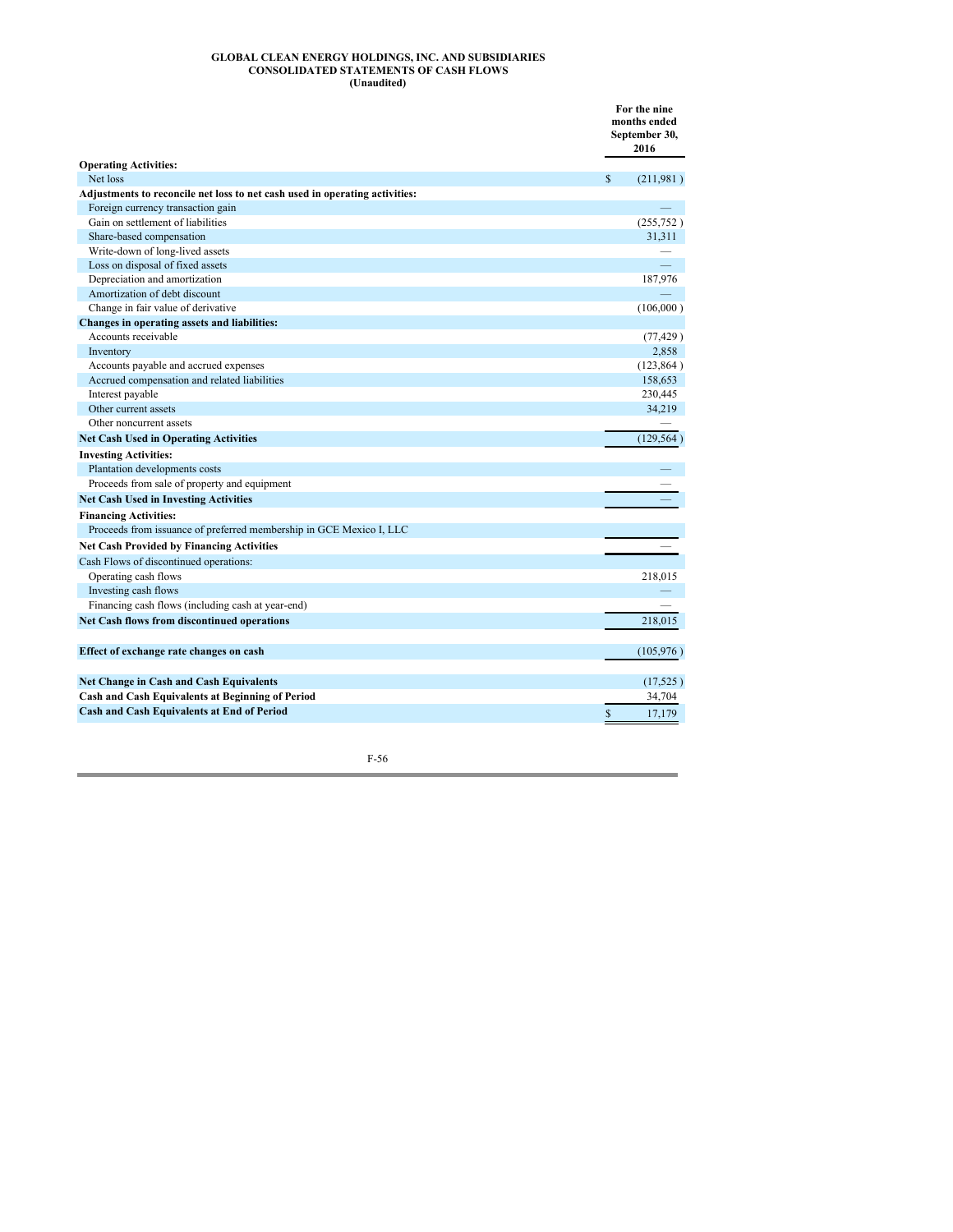**GLOBAL CLEAN ENERGY HOLDINGS, INC. AND SUBSIDIARIES**
**CONSOLIDATED STATEMENTS OF CASH FLOWS**
**(Unaudited)**

| | For the nine months ended September 30, 2016 |
|---|---|
| **Operating Activities:** | |
| Net loss | $ (211,981 ) |
| **Adjustments to reconcile net loss to net cash used in operating activities:** | |
| Foreign currency transaction gain | — |
| Gain on settlement of liabilities | (255,752 ) |
| Share-based compensation | 31,311 |
| Write-down of long-lived assets | — |
| Loss on disposal of fixed assets | — |
| Depreciation and amortization | 187,976 |
| Amortization of debt discount | — |
| Change in fair value of derivative | (106,000 ) |
| **Changes in operating assets and liabilities:** | |
| Accounts receivable | (77,429 ) |
| Inventory | 2,858 |
| Accounts payable and accrued expenses | (123,864 ) |
| Accrued compensation and related liabilities | 158,653 |
| Interest payable | 230,445 |
| Other current assets | 34,219 |
| Other noncurrent assets | — |
| **Net Cash Used in Operating Activities** | (129,564 ) |
| **Investing Activities:** | |
| Plantation developments costs | — |
| Proceeds from sale of property and equipment | — |
| **Net Cash Used in Investing Activities** | — |
| **Financing Activities:** | |
| Proceeds from issuance of preferred membership in GCE Mexico I, LLC | |
| **Net Cash Provided by Financing Activities** | — |
| Cash Flows of discontinued operations: | |
| Operating cash flows | 218,015 |
| Investing cash flows | — |
| Financing cash flows (including cash at year-end) | — |
| **Net Cash flows from discontinued operations** | 218,015 |
| | |
| **Effect of exchange rate changes on cash** | (105,976 ) |
| | |
| **Net Change in Cash and Cash Equivalents** | (17,525 ) |
| **Cash and Cash Equivalents at Beginning of Period** | 34,704 |
| **Cash and Cash Equivalents at End of Period** | $ 17,179 |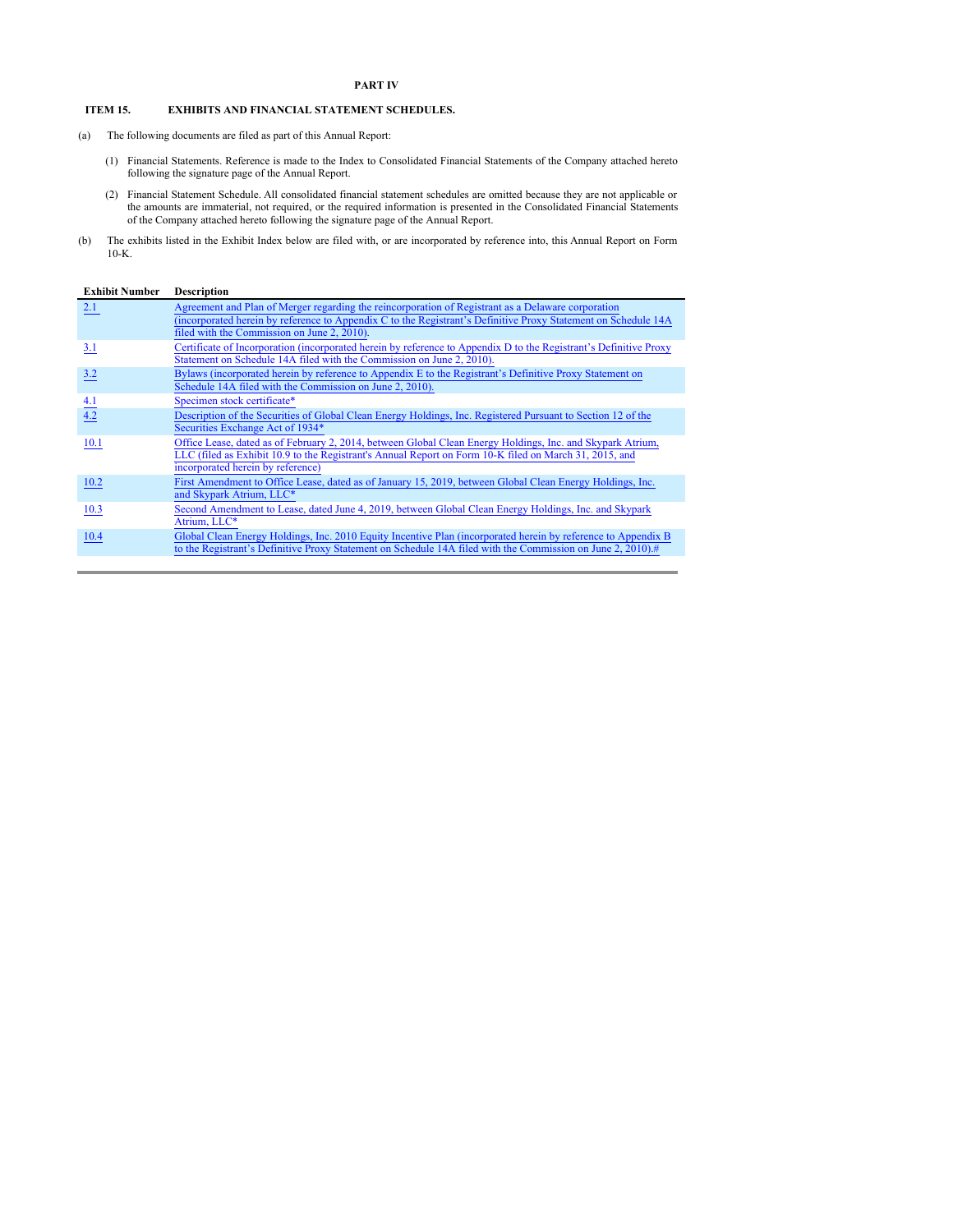# PART IV

## ITEM 15. EXHIBITS AND FINANCIAL STATEMENT SCHEDULES.

(a) The following documents are filed as part of this Annual Report:

(1) Financial Statements. Reference is made to the Index to Consolidated Financial Statements of the Company attached hereto following the signature page of the Annual Report.

(2) Financial Statement Schedule. All consolidated financial statement schedules are omitted because they are not applicable or the amounts are immaterial, not required, or the required information is presented in the Consolidated Financial Statements of the Company attached hereto following the signature page of the Annual Report.

(b) The exhibits listed in the Exhibit Index below are filed with, or are incorporated by reference into, this Annual Report on Form 10-K.

| Exhibit Number | Description |
|---|---|
| 2.1 | Agreement and Plan of Merger regarding the reincorporation of Registrant as a Delaware corporation (incorporated herein by reference to Appendix C to the Registrant's Definitive Proxy Statement on Schedule 14A filed with the Commission on June 2, 2010). |
| 3.1 | Certificate of Incorporation (incorporated herein by reference to Appendix D to the Registrant's Definitive Proxy Statement on Schedule 14A filed with the Commission on June 2, 2010). |
| 3.2 | Bylaws (incorporated herein by reference to Appendix E to the Registrant's Definitive Proxy Statement on Schedule 14A filed with the Commission on June 2, 2010). |
| 4.1 | Specimen stock certificate* |
| 4.2 | Description of the Securities of Global Clean Energy Holdings, Inc. Registered Pursuant to Section 12 of the Securities Exchange Act of 1934* |
| 10.1 | Office Lease, dated as of February 2, 2014, between Global Clean Energy Holdings, Inc. and Skypark Atrium, LLC (filed as Exhibit 10.9 to the Registrant's Annual Report on Form 10-K filed on March 31, 2015, and incorporated herein by reference) |
| 10.2 | First Amendment to Office Lease, dated as of January 15, 2019, between Global Clean Energy Holdings, Inc. and Skypark Atrium, LLC* |
| 10.3 | Second Amendment to Lease, dated June 4, 2019, between Global Clean Energy Holdings, Inc. and Skypark Atrium, LLC* |
| 10.4 | Global Clean Energy Holdings, Inc. 2010 Equity Incentive Plan (incorporated herein by reference to Appendix B to the Registrant's Definitive Proxy Statement on Schedule 14A filed with the Commission on June 2, 2010).# |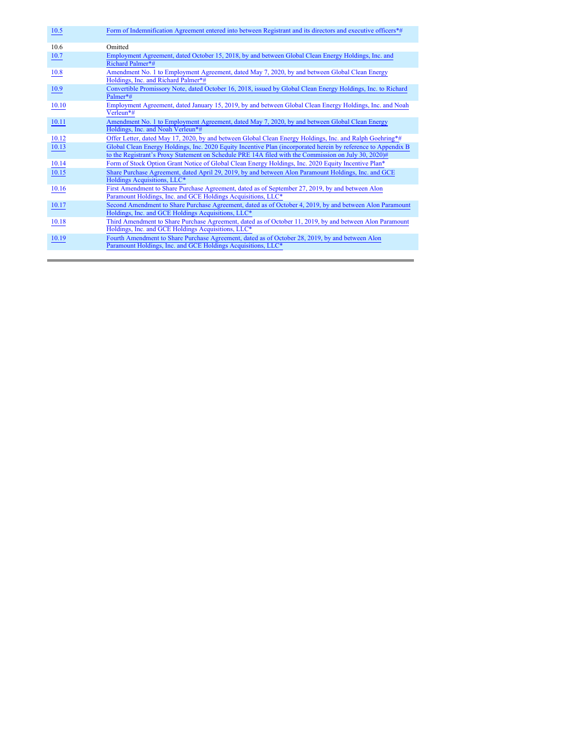| | |
|---|---|
| 10.5 | Form of Indemnification Agreement entered into between Registrant and its directors and executive officers*# |
| 10.6 | Omitted |
| 10.7 | Employment Agreement, dated October 15, 2018, by and between Global Clean Energy Holdings, Inc. and Richard Palmer*# |
| 10.8 | Amendment No. 1 to Employment Agreement, dated May 7, 2020, by and between Global Clean Energy Holdings, Inc. and Richard Palmer*# |
| 10.9 | Convertible Promissory Note, dated October 16, 2018, issued by Global Clean Energy Holdings, Inc. to Richard Palmer*# |
| 10.10 | Employment Agreement, dated January 15, 2019, by and between Global Clean Energy Holdings, Inc. and Noah Verleun*# |
| 10.11 | Amendment No. 1 to Employment Agreement, dated May 7, 2020, by and between Global Clean Energy Holdings, Inc. and Noah Verleun*# |
| 10.12 | Offer Letter, dated May 17, 2020, by and between Global Clean Energy Holdings, Inc. and Ralph Goehring*# |
| 10.13 | Global Clean Energy Holdings, Inc. 2020 Equity Incentive Plan (incorporated herein by reference to Appendix B to the Registrant's Proxy Statement on Schedule PRE 14A filed with the Commission on July 30, 2020)# |
| 10.14 | Form of Stock Option Grant Notice of Global Clean Energy Holdings, Inc. 2020 Equity Incentive Plan* |
| 10.15 | Share Purchase Agreement, dated April 29, 2019, by and between Alon Paramount Holdings, Inc. and GCE Holdings Acquisitions, LLC* |
| 10.16 | First Amendment to Share Purchase Agreement, dated as of September 27, 2019, by and between Alon Paramount Holdings, Inc. and GCE Holdings Acquisitions, LLC* |
| 10.17 | Second Amendment to Share Purchase Agreement, dated as of October 4, 2019, by and between Alon Paramount Holdings, Inc. and GCE Holdings Acquisitions, LLC* |
| 10.18 | Third Amendment to Share Purchase Agreement, dated as of October 11, 2019, by and between Alon Paramount Holdings, Inc. and GCE Holdings Acquisitions, LLC* |
| 10.19 | Fourth Amendment to Share Purchase Agreement, dated as of October 28, 2019, by and between Alon Paramount Holdings, Inc. and GCE Holdings Acquisitions, LLC* |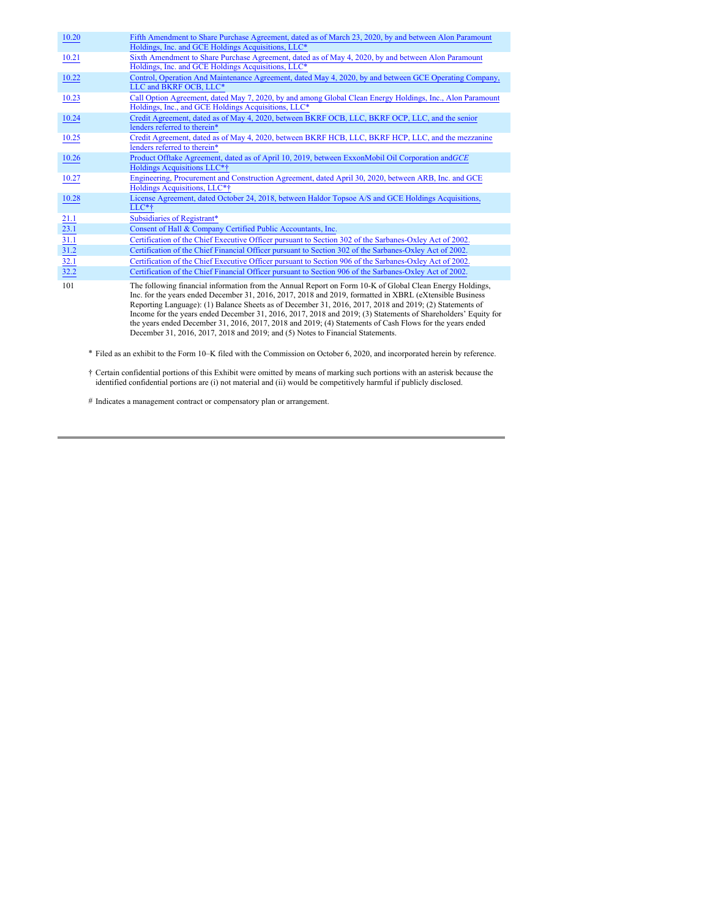| | |
|---|---|
| 10.20 | Fifth Amendment to Share Purchase Agreement, dated as of March 23, 2020, by and between Alon Paramount Holdings, Inc. and GCE Holdings Acquisitions, LLC* |
| 10.21 | Sixth Amendment to Share Purchase Agreement, dated as of May 4, 2020, by and between Alon Paramount Holdings, Inc. and GCE Holdings Acquisitions, LLC* |
| 10.22 | Control, Operation And Maintenance Agreement, dated May 4, 2020, by and between GCE Operating Company, LLC and BKRF OCB, LLC* |
| 10.23 | Call Option Agreement, dated May 7, 2020, by and among Global Clean Energy Holdings, Inc., Alon Paramount Holdings, Inc., and GCE Holdings Acquisitions, LLC* |
| 10.24 | Credit Agreement, dated as of May 4, 2020, between BKRF OCB, LLC, BKRF OCP, LLC, and the senior lenders referred to therein* |
| 10.25 | Credit Agreement, dated as of May 4, 2020, between BKRF HCB, LLC, BKRF HCP, LLC, and the mezzanine lenders referred to therein* |
| 10.26 | Product Offtake Agreement, dated as of April 10, 2019, between ExxonMobil Oil Corporation and *GCE* Holdings Acquisitions LLC*† |
| 10.27 | Engineering, Procurement and Construction Agreement, dated April 30, 2020, between ARB, Inc. and GCE Holdings Acquisitions, LLC*† |
| 10.28 | License Agreement, dated October 24, 2018, between Haldor Topsoe A/S and GCE Holdings Acquisitions, LLC*† |
| 21.1 | Subsidiaries of Registrant* |
| 23.1 | Consent of Hall & Company Certified Public Accountants, Inc. |
| 31.1 | Certification of the Chief Executive Officer pursuant to Section 302 of the Sarbanes-Oxley Act of 2002. |
| 31.2 | Certification of the Chief Financial Officer pursuant to Section 302 of the Sarbanes-Oxley Act of 2002. |
| 32.1 | Certification of the Chief Executive Officer pursuant to Section 906 of the Sarbanes-Oxley Act of 2002. |
| 32.2 | Certification of the Chief Financial Officer pursuant to Section 906 of the Sarbanes-Oxley Act of 2002. |
| 101 | The following financial information from the Annual Report on Form 10-K of Global Clean Energy Holdings, Inc. for the years ended December 31, 2016, 2017, 2018 and 2019, formatted in XBRL (eXtensible Business Reporting Language): (1) Balance Sheets as of December 31, 2016, 2017, 2018 and 2019; (2) Statements of Income for the years ended December 31, 2016, 2017, 2018 and 2019; (3) Statements of Shareholders' Equity for the years ended December 31, 2016, 2017, 2018 and 2019; (4) Statements of Cash Flows for the years ended December 31, 2016, 2017, 2018 and 2019; and (5) Notes to Financial Statements. |

\* Filed as an exhibit to the Form 10–K filed with the Commission on October 6, 2020, and incorporated herein by reference.

† Certain confidential portions of this Exhibit were omitted by means of marking such portions with an asterisk because the identified confidential portions are (i) not material and (ii) would be competitively harmful if publicly disclosed.

\# Indicates a management contract or compensatory plan or arrangement.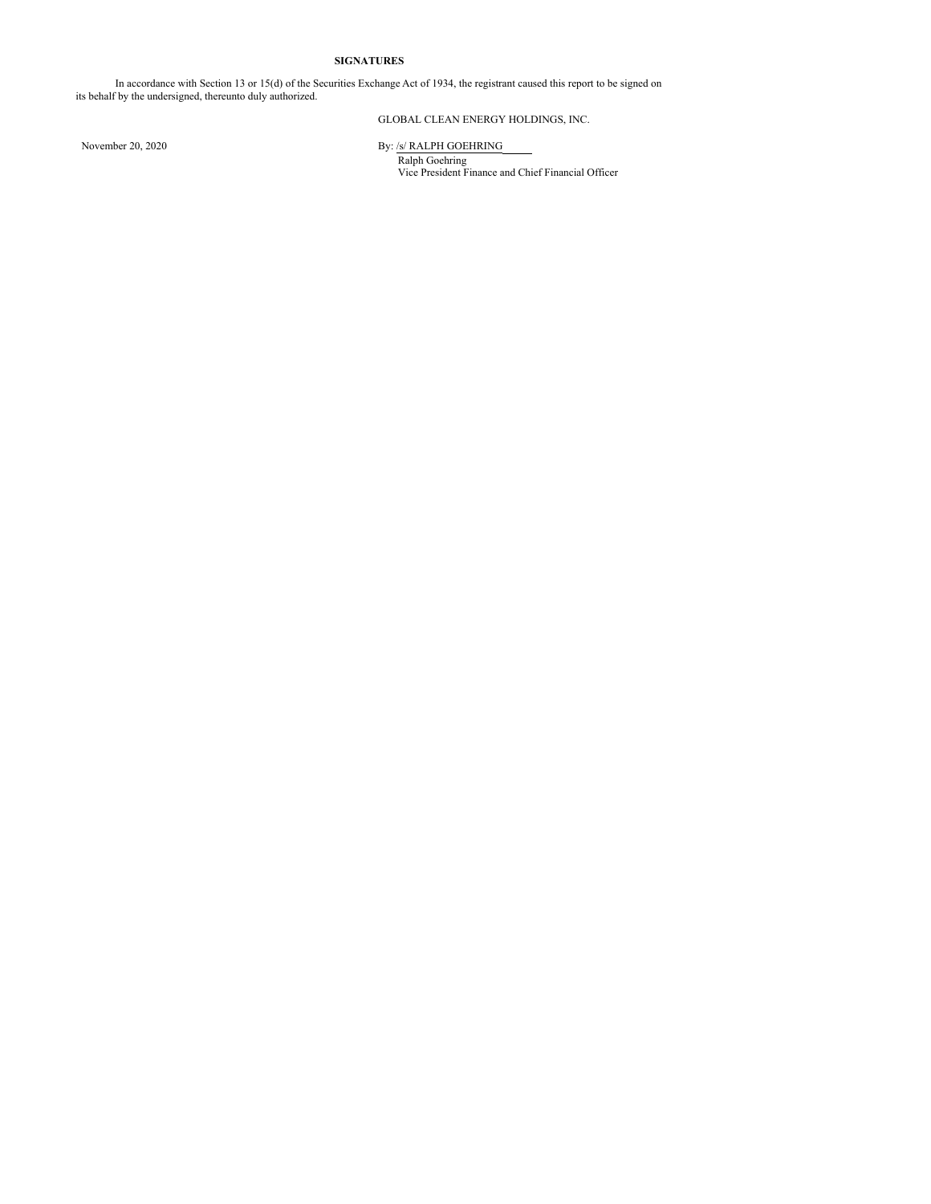## SIGNATURES

In accordance with Section 13 or 15(d) of the Securities Exchange Act of 1934, the registrant caused this report to be signed on its behalf by the undersigned, thereunto duly authorized.

GLOBAL CLEAN ENERGY HOLDINGS, INC.

November 20, 2020

By: /s/ RALPH GOEHRING

Ralph Goehring

Vice President Finance and Chief Financial Officer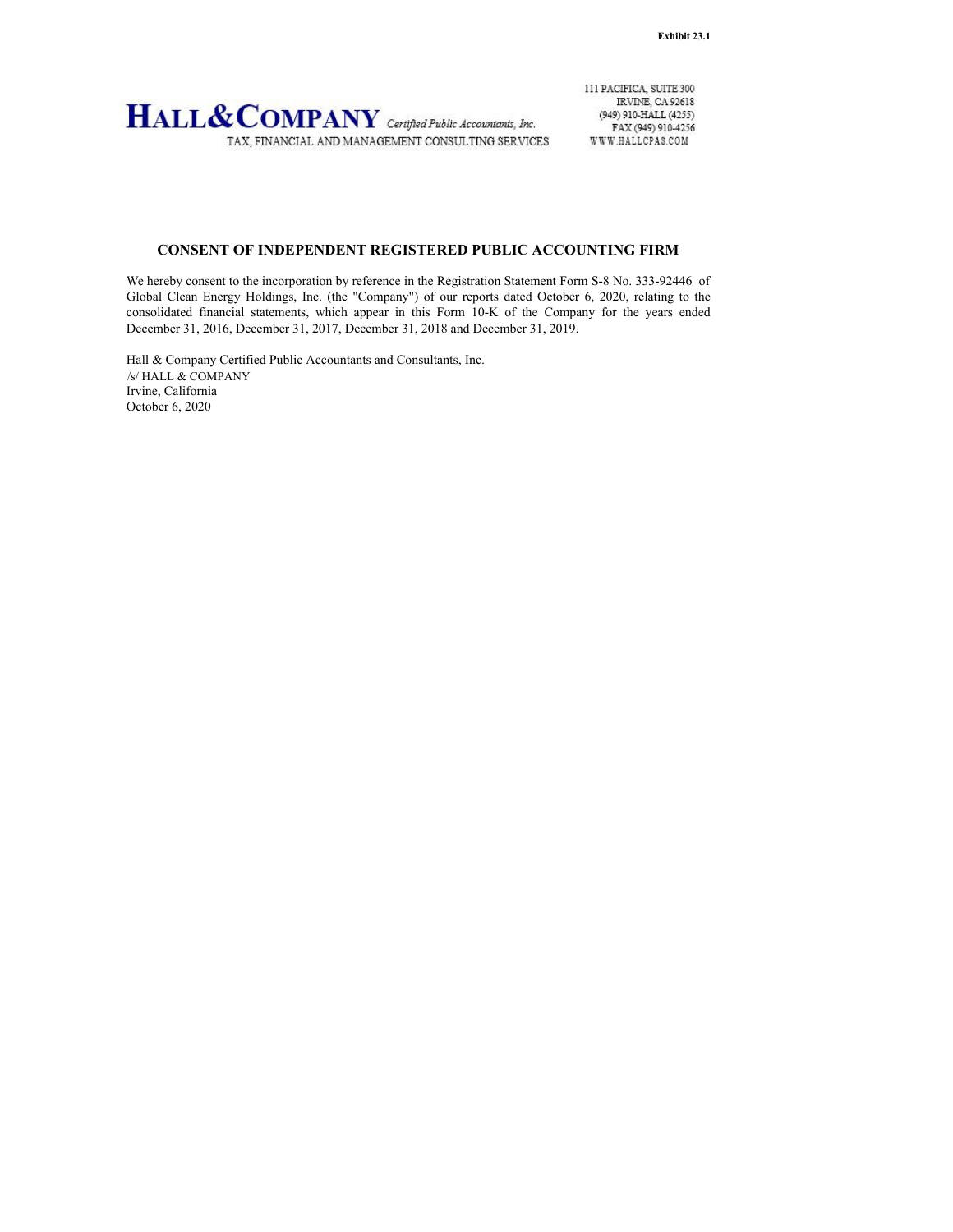**Exhibit 23.1**

**HALL&COMPANY** *Certified Public Accountants, Inc.*
TAX, FINANCIAL AND MANAGEMENT CONSULTING SERVICES

111 PACIFICA, SUITE 300
IRVINE, CA 92618
(949) 910-HALL (4255)
FAX (949) 910-4256
WWW.HALLCPAS.COM

## CONSENT OF INDEPENDENT REGISTERED PUBLIC ACCOUNTING FIRM

We hereby consent to the incorporation by reference in the Registration Statement Form S-8 No. 333-92446 of Global Clean Energy Holdings, Inc. (the "Company") of our reports dated October 6, 2020, relating to the consolidated financial statements, which appear in this Form 10-K of the Company for the years ended December 31, 2016, December 31, 2017, December 31, 2018 and December 31, 2019.

Hall & Company Certified Public Accountants and Consultants, Inc.
/s/ HALL & COMPANY
Irvine, California
October 6, 2020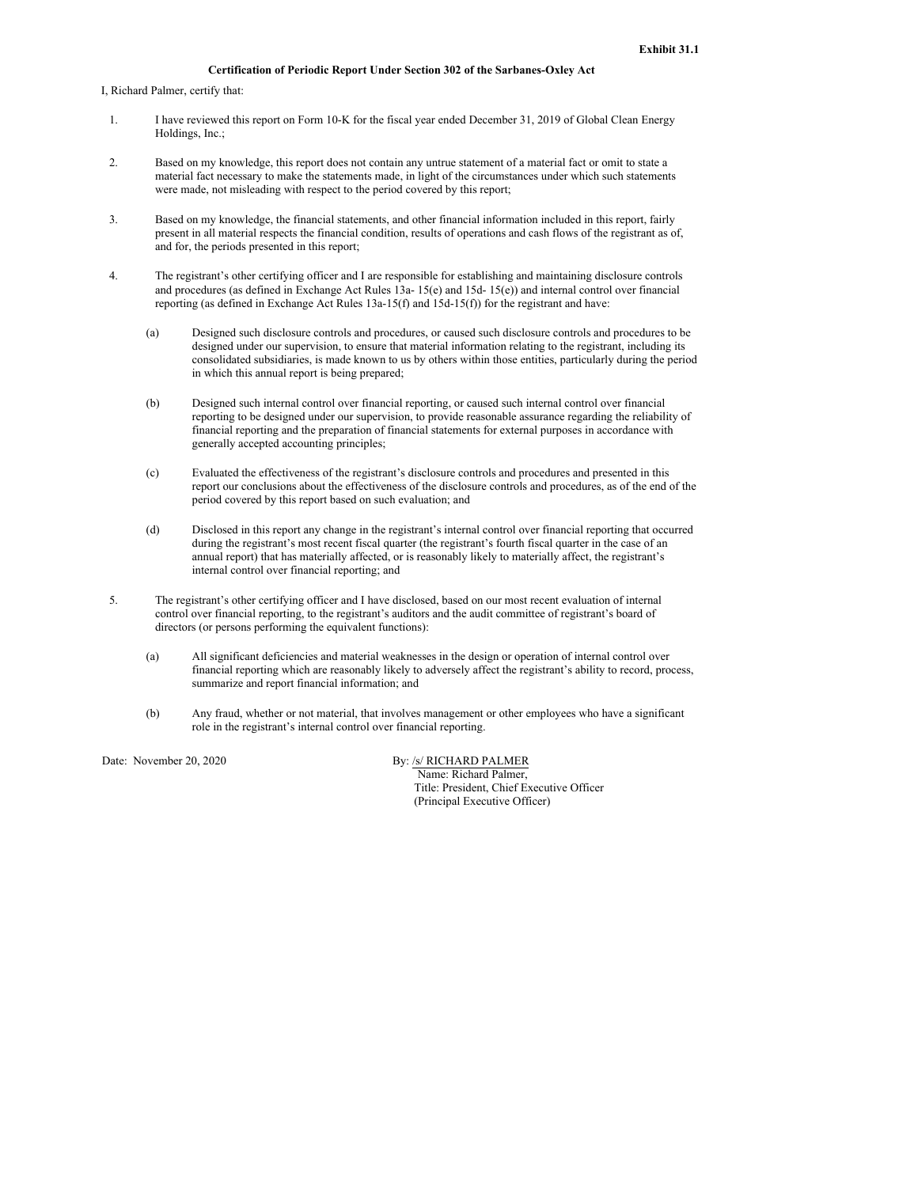**Exhibit 31.1**

**Certification of Periodic Report Under Section 302 of the Sarbanes-Oxley Act**

I, Richard Palmer, certify that:

1. I have reviewed this report on Form 10-K for the fiscal year ended December 31, 2019 of Global Clean Energy Holdings, Inc.;

2. Based on my knowledge, this report does not contain any untrue statement of a material fact or omit to state a material fact necessary to make the statements made, in light of the circumstances under which such statements were made, not misleading with respect to the period covered by this report;

3. Based on my knowledge, the financial statements, and other financial information included in this report, fairly present in all material respects the financial condition, results of operations and cash flows of the registrant as of, and for, the periods presented in this report;

4. The registrant's other certifying officer and I are responsible for establishing and maintaining disclosure controls and procedures (as defined in Exchange Act Rules 13a- 15(e) and 15d- 15(e)) and internal control over financial reporting (as defined in Exchange Act Rules 13a-15(f) and 15d-15(f)) for the registrant and have:

   (a) Designed such disclosure controls and procedures, or caused such disclosure controls and procedures to be designed under our supervision, to ensure that material information relating to the registrant, including its consolidated subsidiaries, is made known to us by others within those entities, particularly during the period in which this annual report is being prepared;

   (b) Designed such internal control over financial reporting, or caused such internal control over financial reporting to be designed under our supervision, to provide reasonable assurance regarding the reliability of financial reporting and the preparation of financial statements for external purposes in accordance with generally accepted accounting principles;

   (c) Evaluated the effectiveness of the registrant's disclosure controls and procedures and presented in this report our conclusions about the effectiveness of the disclosure controls and procedures, as of the end of the period covered by this report based on such evaluation; and

   (d) Disclosed in this report any change in the registrant's internal control over financial reporting that occurred during the registrant's most recent fiscal quarter (the registrant's fourth fiscal quarter in the case of an annual report) that has materially affected, or is reasonably likely to materially affect, the registrant's internal control over financial reporting; and

5. The registrant's other certifying officer and I have disclosed, based on our most recent evaluation of internal control over financial reporting, to the registrant's auditors and the audit committee of registrant's board of directors (or persons performing the equivalent functions):

   (a) All significant deficiencies and material weaknesses in the design or operation of internal control over financial reporting which are reasonably likely to adversely affect the registrant's ability to record, process, summarize and report financial information; and

   (b) Any fraud, whether or not material, that involves management or other employees who have a significant role in the registrant's internal control over financial reporting.

Date: November 20, 2020

By: /s/ RICHARD PALMER
Name: Richard Palmer,
Title: President, Chief Executive Officer
(Principal Executive Officer)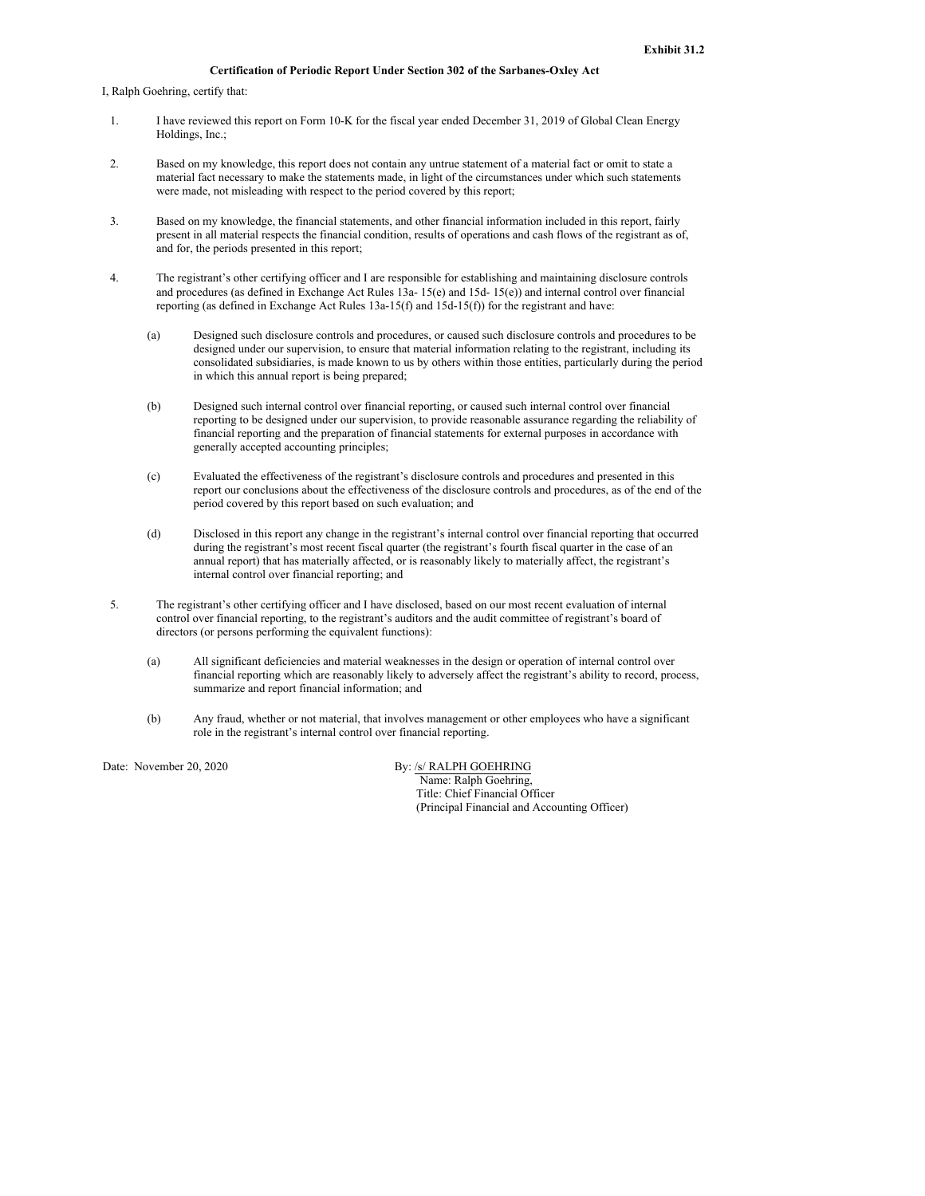**Exhibit 31.2**

**Certification of Periodic Report Under Section 302 of the Sarbanes-Oxley Act**

I, Ralph Goehring, certify that:

1. I have reviewed this report on Form 10-K for the fiscal year ended December 31, 2019 of Global Clean Energy Holdings, Inc.;

2. Based on my knowledge, this report does not contain any untrue statement of a material fact or omit to state a material fact necessary to make the statements made, in light of the circumstances under which such statements were made, not misleading with respect to the period covered by this report;

3. Based on my knowledge, the financial statements, and other financial information included in this report, fairly present in all material respects the financial condition, results of operations and cash flows of the registrant as of, and for, the periods presented in this report;

4. The registrant's other certifying officer and I are responsible for establishing and maintaining disclosure controls and procedures (as defined in Exchange Act Rules 13a- 15(e) and 15d- 15(e)) and internal control over financial reporting (as defined in Exchange Act Rules 13a-15(f) and 15d-15(f)) for the registrant and have:

   (a) Designed such disclosure controls and procedures, or caused such disclosure controls and procedures to be designed under our supervision, to ensure that material information relating to the registrant, including its consolidated subsidiaries, is made known to us by others within those entities, particularly during the period in which this annual report is being prepared;

   (b) Designed such internal control over financial reporting, or caused such internal control over financial reporting to be designed under our supervision, to provide reasonable assurance regarding the reliability of financial reporting and the preparation of financial statements for external purposes in accordance with generally accepted accounting principles;

   (c) Evaluated the effectiveness of the registrant's disclosure controls and procedures and presented in this report our conclusions about the effectiveness of the disclosure controls and procedures, as of the end of the period covered by this report based on such evaluation; and

   (d) Disclosed in this report any change in the registrant's internal control over financial reporting that occurred during the registrant's most recent fiscal quarter (the registrant's fourth fiscal quarter in the case of an annual report) that has materially affected, or is reasonably likely to materially affect, the registrant's internal control over financial reporting; and

5. The registrant's other certifying officer and I have disclosed, based on our most recent evaluation of internal control over financial reporting, to the registrant's auditors and the audit committee of registrant's board of directors (or persons performing the equivalent functions):

   (a) All significant deficiencies and material weaknesses in the design or operation of internal control over financial reporting which are reasonably likely to adversely affect the registrant's ability to record, process, summarize and report financial information; and

   (b) Any fraud, whether or not material, that involves management or other employees who have a significant role in the registrant's internal control over financial reporting.

Date: November 20, 2020

By: /s/ RALPH GOEHRING
Name: Ralph Goehring,
Title: Chief Financial Officer
(Principal Financial and Accounting Officer)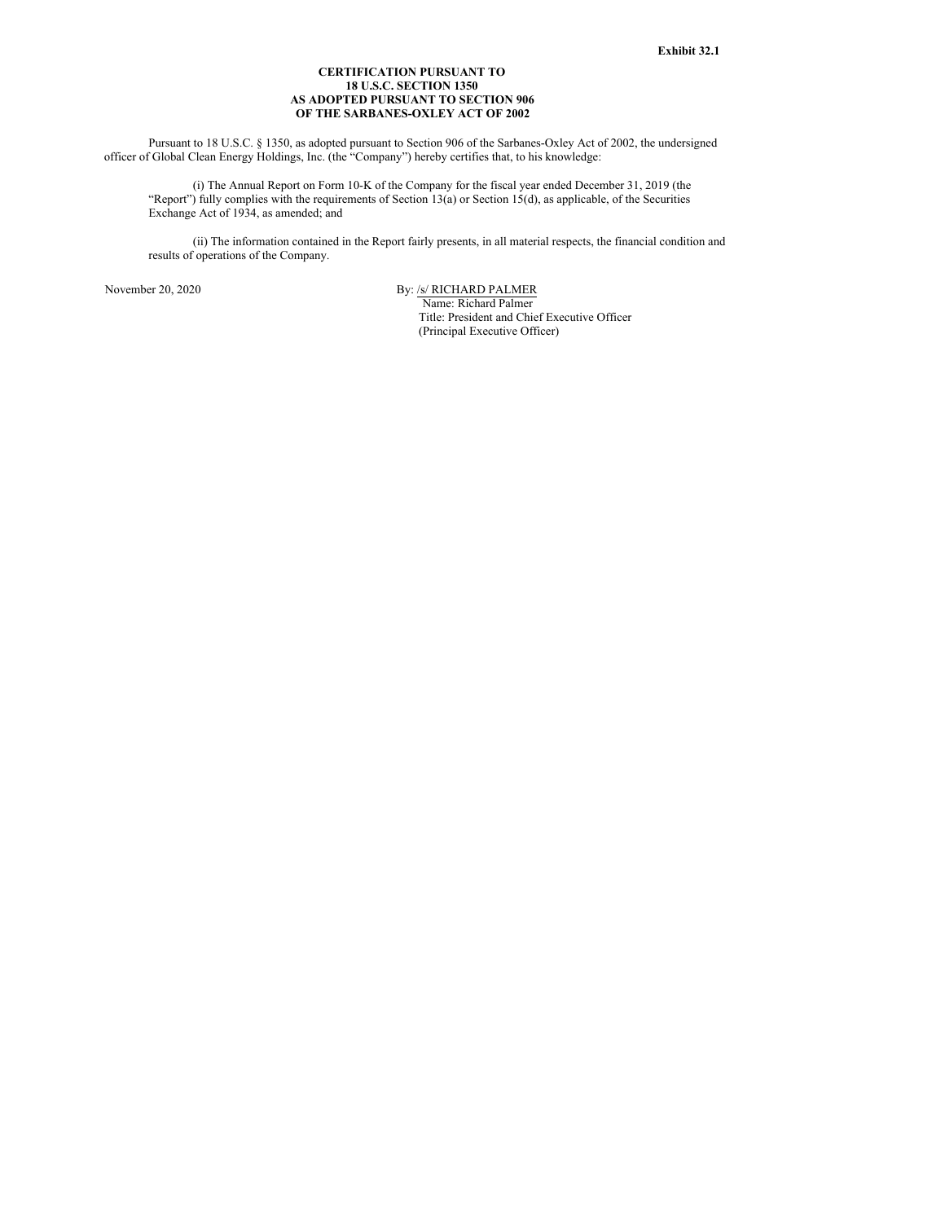**Exhibit 32.1**

**CERTIFICATION PURSUANT TO**
**18 U.S.C. SECTION 1350**
**AS ADOPTED PURSUANT TO SECTION 906**
**OF THE SARBANES-OXLEY ACT OF 2002**

Pursuant to 18 U.S.C. § 1350, as adopted pursuant to Section 906 of the Sarbanes-Oxley Act of 2002, the undersigned officer of Global Clean Energy Holdings, Inc. (the "Company") hereby certifies that, to his knowledge:

(i) The Annual Report on Form 10-K of the Company for the fiscal year ended December 31, 2019 (the "Report") fully complies with the requirements of Section 13(a) or Section 15(d), as applicable, of the Securities Exchange Act of 1934, as amended; and

(ii) The information contained in the Report fairly presents, in all material respects, the financial condition and results of operations of the Company.

November 20, 2020

By: /s/ RICHARD PALMER
Name: Richard Palmer
Title: President and Chief Executive Officer
(Principal Executive Officer)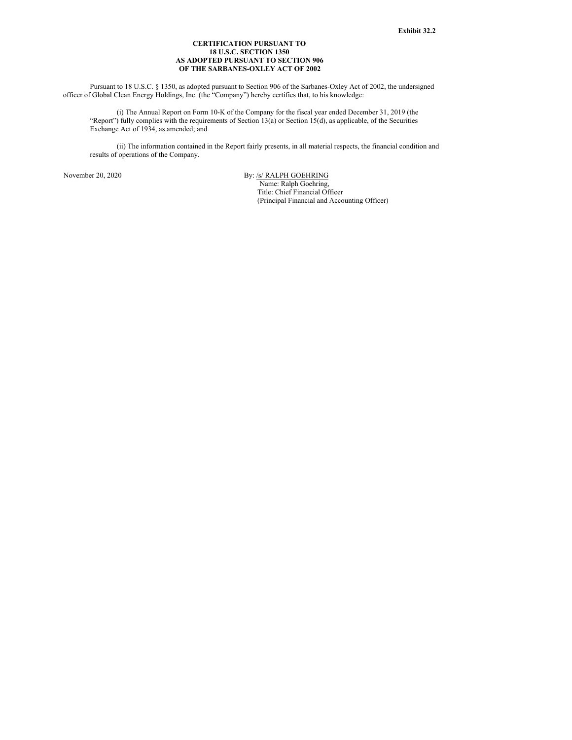**Exhibit 32.2**

**CERTIFICATION PURSUANT TO**
**18 U.S.C. SECTION 1350**
**AS ADOPTED PURSUANT TO SECTION 906**
**OF THE SARBANES-OXLEY ACT OF 2002**

Pursuant to 18 U.S.C. § 1350, as adopted pursuant to Section 906 of the Sarbanes-Oxley Act of 2002, the undersigned officer of Global Clean Energy Holdings, Inc. (the "Company") hereby certifies that, to his knowledge:

(i) The Annual Report on Form 10-K of the Company for the fiscal year ended December 31, 2019 (the "Report") fully complies with the requirements of Section 13(a) or Section 15(d), as applicable, of the Securities Exchange Act of 1934, as amended; and

(ii) The information contained in the Report fairly presents, in all material respects, the financial condition and results of operations of the Company.

November 20, 2020

By: /s/ RALPH GOEHRING
Name: Ralph Goehring,
Title: Chief Financial Officer
(Principal Financial and Accounting Officer)